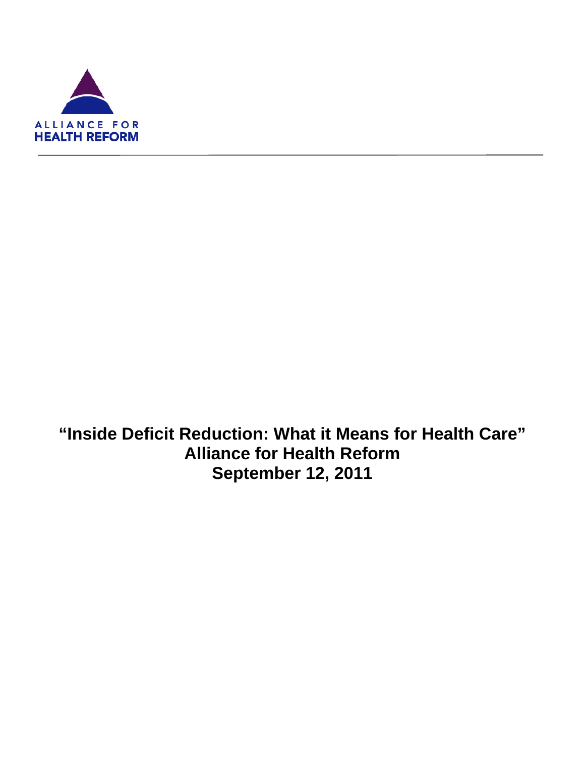ALLIANCE FOR
HEALTH REFORM

---

**"Inside Deficit Reduction: What it Means for Health Care"**
**Alliance for Health Reform**
**September 12, 2011**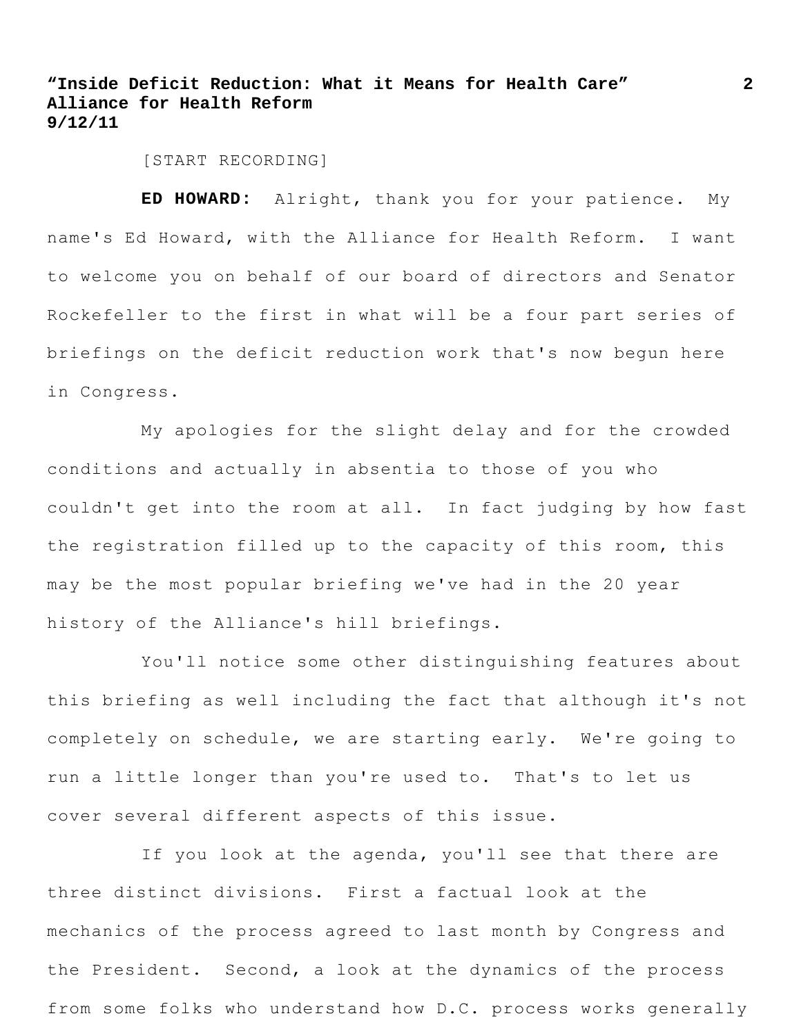[START RECORDING]

**ED HOWARD:** Alright, thank you for your patience. My name's Ed Howard, with the Alliance for Health Reform. I want to welcome you on behalf of our board of directors and Senator Rockefeller to the first in what will be a four part series of briefings on the deficit reduction work that's now begun here in Congress.

My apologies for the slight delay and for the crowded conditions and actually in absentia to those of you who couldn't get into the room at all. In fact judging by how fast the registration filled up to the capacity of this room, this may be the most popular briefing we've had in the 20 year history of the Alliance's hill briefings.

You'll notice some other distinguishing features about this briefing as well including the fact that although it's not completely on schedule, we are starting early. We're going to run a little longer than you're used to. That's to let us cover several different aspects of this issue.

If you look at the agenda, you'll see that there are three distinct divisions. First a factual look at the mechanics of the process agreed to last month by Congress and the President. Second, a look at the dynamics of the process from some folks who understand how D.C. process works generally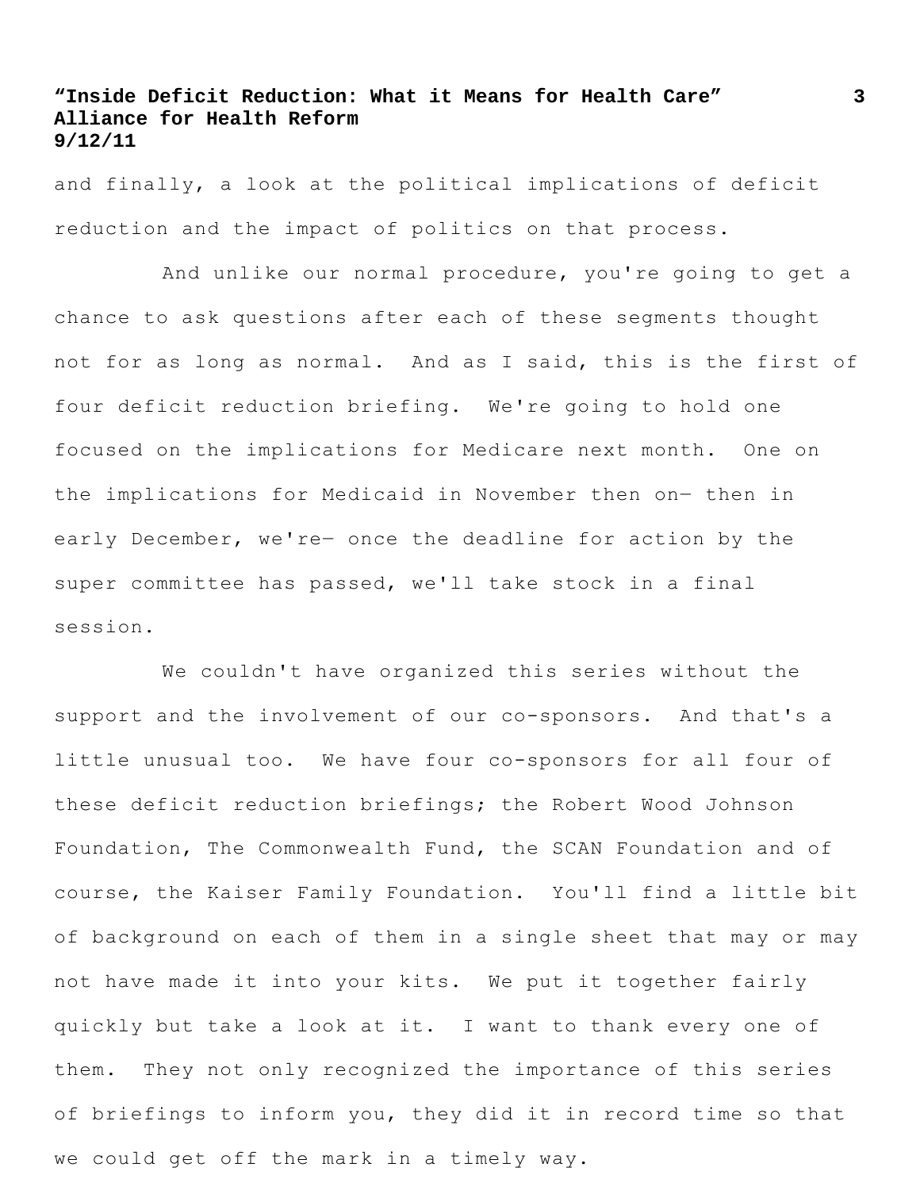and finally, a look at the political implications of deficit reduction and the impact of politics on that process.

And unlike our normal procedure, you're going to get a chance to ask questions after each of these segments thought not for as long as normal. And as I said, this is the first of four deficit reduction briefing. We're going to hold one focused on the implications for Medicare next month. One on the implications for Medicaid in November then on— then in early December, we're— once the deadline for action by the super committee has passed, we'll take stock in a final session.

We couldn't have organized this series without the support and the involvement of our co-sponsors. And that's a little unusual too. We have four co-sponsors for all four of these deficit reduction briefings; the Robert Wood Johnson Foundation, The Commonwealth Fund, the SCAN Foundation and of course, the Kaiser Family Foundation. You'll find a little bit of background on each of them in a single sheet that may or may not have made it into your kits. We put it together fairly quickly but take a look at it. I want to thank every one of them. They not only recognized the importance of this series of briefings to inform you, they did it in record time so that we could get off the mark in a timely way.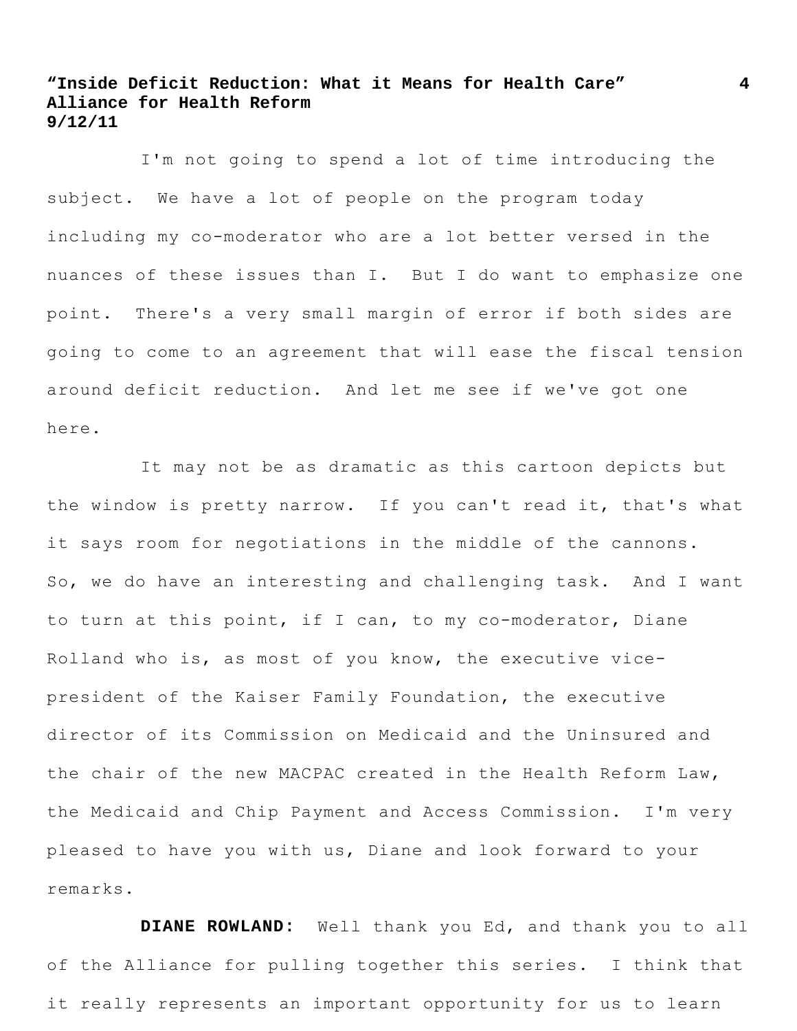I'm not going to spend a lot of time introducing the subject. We have a lot of people on the program today including my co-moderator who are a lot better versed in the nuances of these issues than I. But I do want to emphasize one point. There's a very small margin of error if both sides are going to come to an agreement that will ease the fiscal tension around deficit reduction. And let me see if we've got one here.

It may not be as dramatic as this cartoon depicts but the window is pretty narrow. If you can't read it, that's what it says room for negotiations in the middle of the cannons. So, we do have an interesting and challenging task. And I want to turn at this point, if I can, to my co-moderator, Diane Rolland who is, as most of you know, the executive vice-president of the Kaiser Family Foundation, the executive director of its Commission on Medicaid and the Uninsured and the chair of the new MACPAC created in the Health Reform Law, the Medicaid and Chip Payment and Access Commission. I'm very pleased to have you with us, Diane and look forward to your remarks.

**DIANE ROWLAND:** Well thank you Ed, and thank you to all of the Alliance for pulling together this series. I think that it really represents an important opportunity for us to learn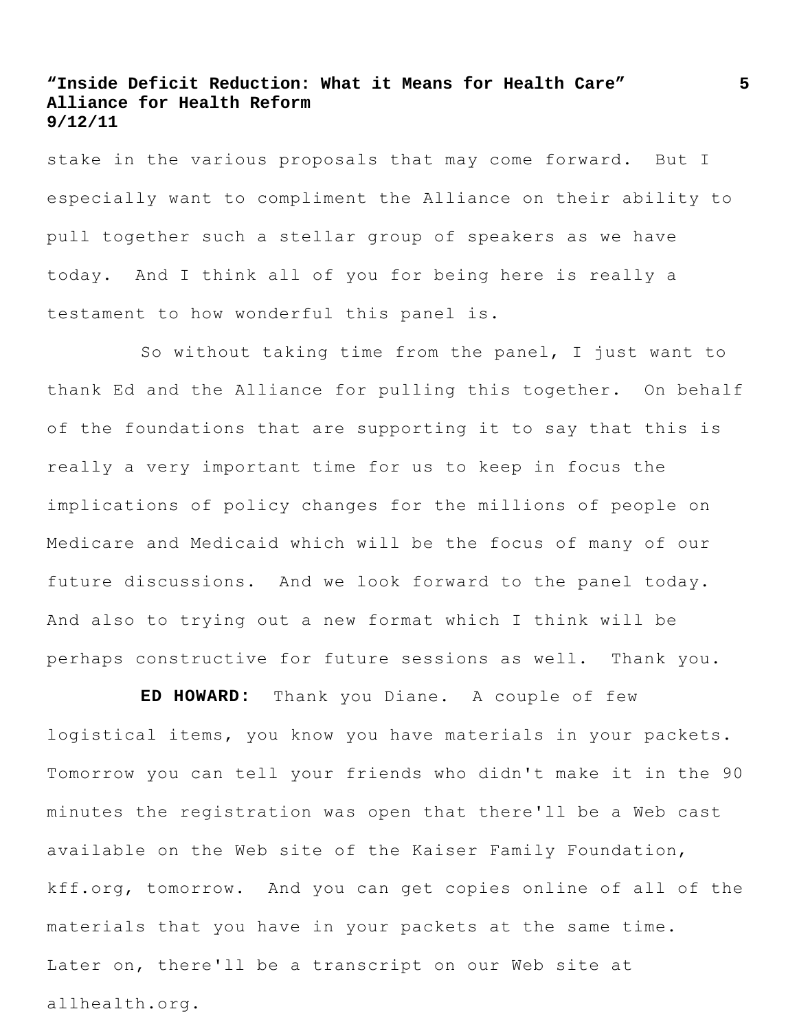stake in the various proposals that may come forward. But I especially want to compliment the Alliance on their ability to pull together such a stellar group of speakers as we have today. And I think all of you for being here is really a testament to how wonderful this panel is.

So without taking time from the panel, I just want to thank Ed and the Alliance for pulling this together. On behalf of the foundations that are supporting it to say that this is really a very important time for us to keep in focus the implications of policy changes for the millions of people on Medicare and Medicaid which will be the focus of many of our future discussions. And we look forward to the panel today. And also to trying out a new format which I think will be perhaps constructive for future sessions as well. Thank you.

**ED HOWARD:** Thank you Diane. A couple of few logistical items, you know you have materials in your packets. Tomorrow you can tell your friends who didn't make it in the 90 minutes the registration was open that there'll be a Web cast available on the Web site of the Kaiser Family Foundation, kff.org, tomorrow. And you can get copies online of all of the materials that you have in your packets at the same time. Later on, there'll be a transcript on our Web site at allhealth.org.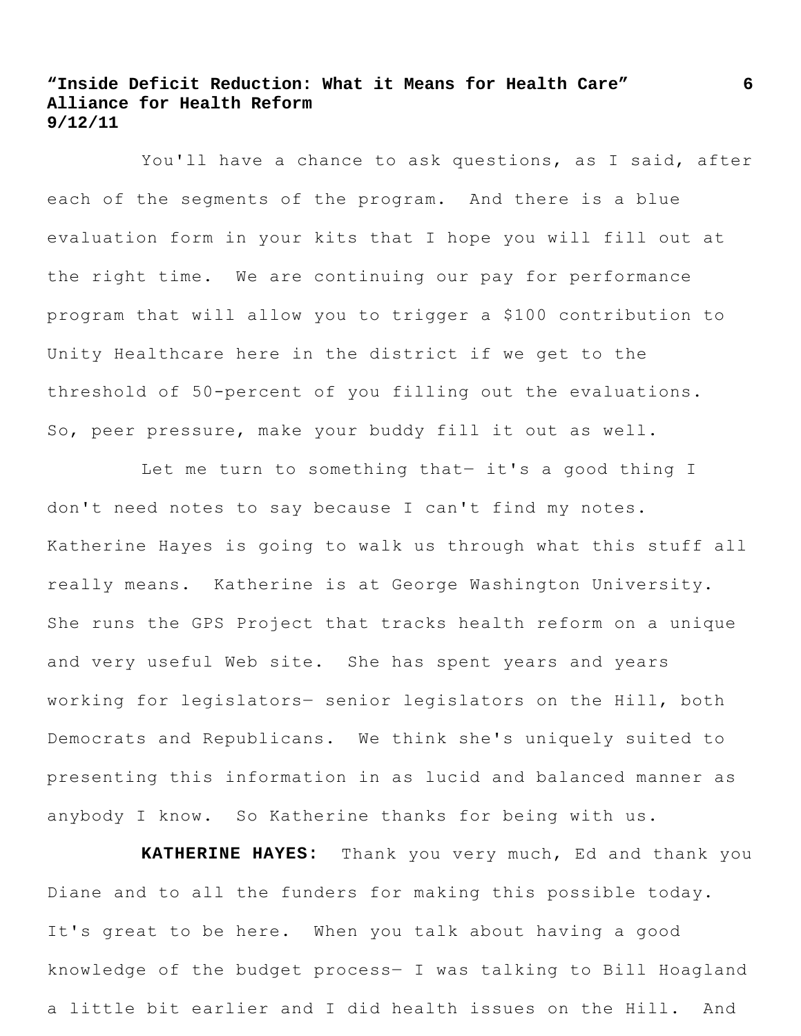You'll have a chance to ask questions, as I said, after each of the segments of the program. And there is a blue evaluation form in your kits that I hope you will fill out at the right time. We are continuing our pay for performance program that will allow you to trigger a $100 contribution to Unity Healthcare here in the district if we get to the threshold of 50-percent of you filling out the evaluations. So, peer pressure, make your buddy fill it out as well.

Let me turn to something that— it's a good thing I don't need notes to say because I can't find my notes. Katherine Hayes is going to walk us through what this stuff all really means. Katherine is at George Washington University. She runs the GPS Project that tracks health reform on a unique and very useful Web site. She has spent years and years working for legislators— senior legislators on the Hill, both Democrats and Republicans. We think she's uniquely suited to presenting this information in as lucid and balanced manner as anybody I know. So Katherine thanks for being with us.

**KATHERINE HAYES:** Thank you very much, Ed and thank you Diane and to all the funders for making this possible today. It's great to be here. When you talk about having a good knowledge of the budget process— I was talking to Bill Hoagland a little bit earlier and I did health issues on the Hill. And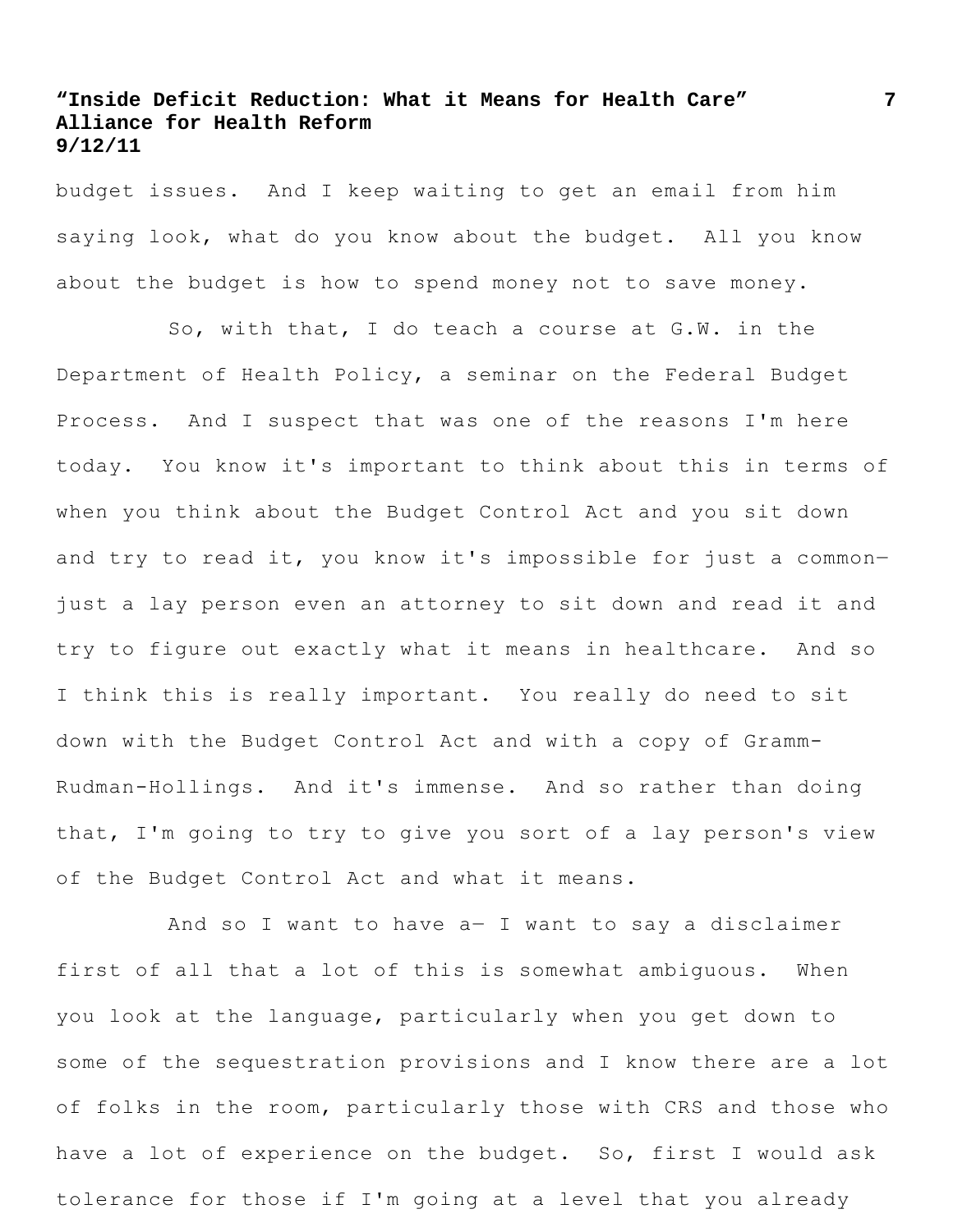budget issues. And I keep waiting to get an email from him saying look, what do you know about the budget. All you know about the budget is how to spend money not to save money.

So, with that, I do teach a course at G.W. in the Department of Health Policy, a seminar on the Federal Budget Process. And I suspect that was one of the reasons I'm here today. You know it's important to think about this in terms of when you think about the Budget Control Act and you sit down and try to read it, you know it's impossible for just a common— just a lay person even an attorney to sit down and read it and try to figure out exactly what it means in healthcare. And so I think this is really important. You really do need to sit down with the Budget Control Act and with a copy of Gramm-Rudman-Hollings. And it's immense. And so rather than doing that, I'm going to try to give you sort of a lay person's view of the Budget Control Act and what it means.

And so I want to have a— I want to say a disclaimer first of all that a lot of this is somewhat ambiguous. When you look at the language, particularly when you get down to some of the sequestration provisions and I know there are a lot of folks in the room, particularly those with CRS and those who have a lot of experience on the budget. So, first I would ask tolerance for those if I'm going at a level that you already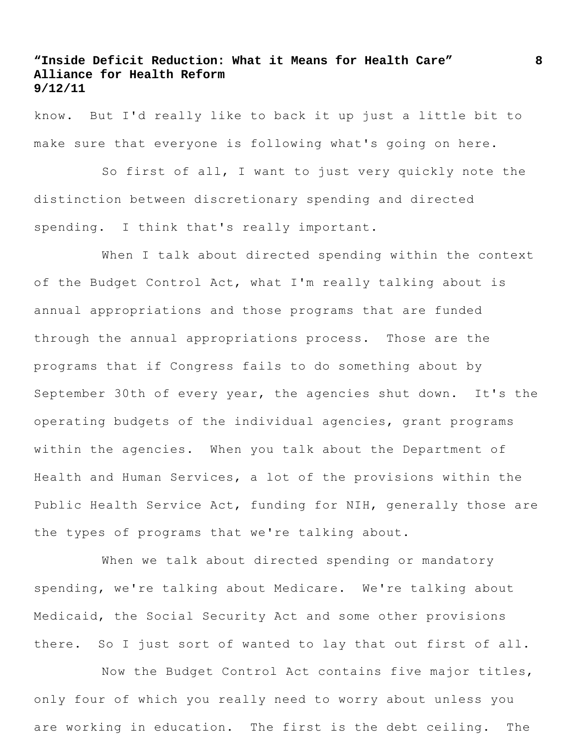know. But I'd really like to back it up just a little bit to make sure that everyone is following what's going on here.

So first of all, I want to just very quickly note the distinction between discretionary spending and directed spending. I think that's really important.

When I talk about directed spending within the context of the Budget Control Act, what I'm really talking about is annual appropriations and those programs that are funded through the annual appropriations process. Those are the programs that if Congress fails to do something about by September 30th of every year, the agencies shut down. It's the operating budgets of the individual agencies, grant programs within the agencies. When you talk about the Department of Health and Human Services, a lot of the provisions within the Public Health Service Act, funding for NIH, generally those are the types of programs that we're talking about.

When we talk about directed spending or mandatory spending, we're talking about Medicare. We're talking about Medicaid, the Social Security Act and some other provisions there. So I just sort of wanted to lay that out first of all.

Now the Budget Control Act contains five major titles, only four of which you really need to worry about unless you are working in education. The first is the debt ceiling. The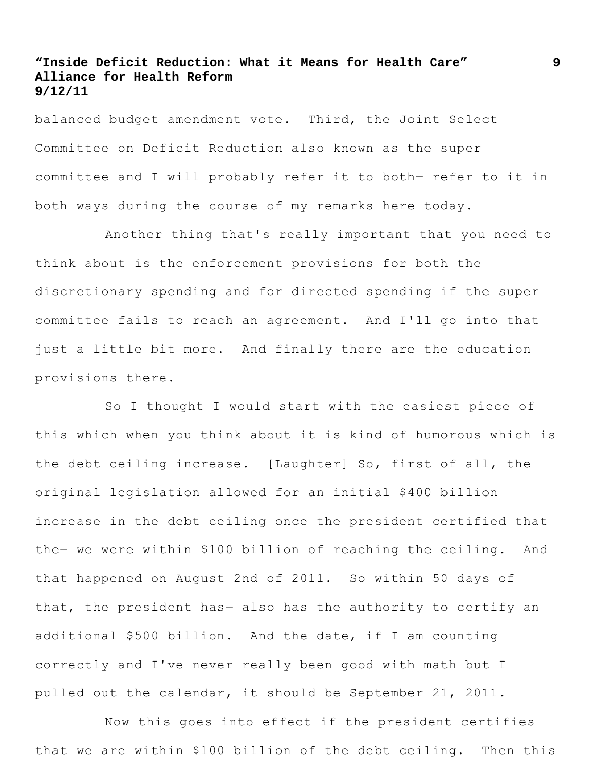balanced budget amendment vote. Third, the Joint Select Committee on Deficit Reduction also known as the super committee and I will probably refer it to both— refer to it in both ways during the course of my remarks here today.

Another thing that's really important that you need to think about is the enforcement provisions for both the discretionary spending and for directed spending if the super committee fails to reach an agreement. And I'll go into that just a little bit more. And finally there are the education provisions there.

So I thought I would start with the easiest piece of this which when you think about it is kind of humorous which is the debt ceiling increase. [Laughter] So, first of all, the original legislation allowed for an initial $400 billion increase in the debt ceiling once the president certified that the— we were within $100 billion of reaching the ceiling. And that happened on August 2nd of 2011. So within 50 days of that, the president has— also has the authority to certify an additional $500 billion. And the date, if I am counting correctly and I've never really been good with math but I pulled out the calendar, it should be September 21, 2011.

Now this goes into effect if the president certifies that we are within $100 billion of the debt ceiling. Then this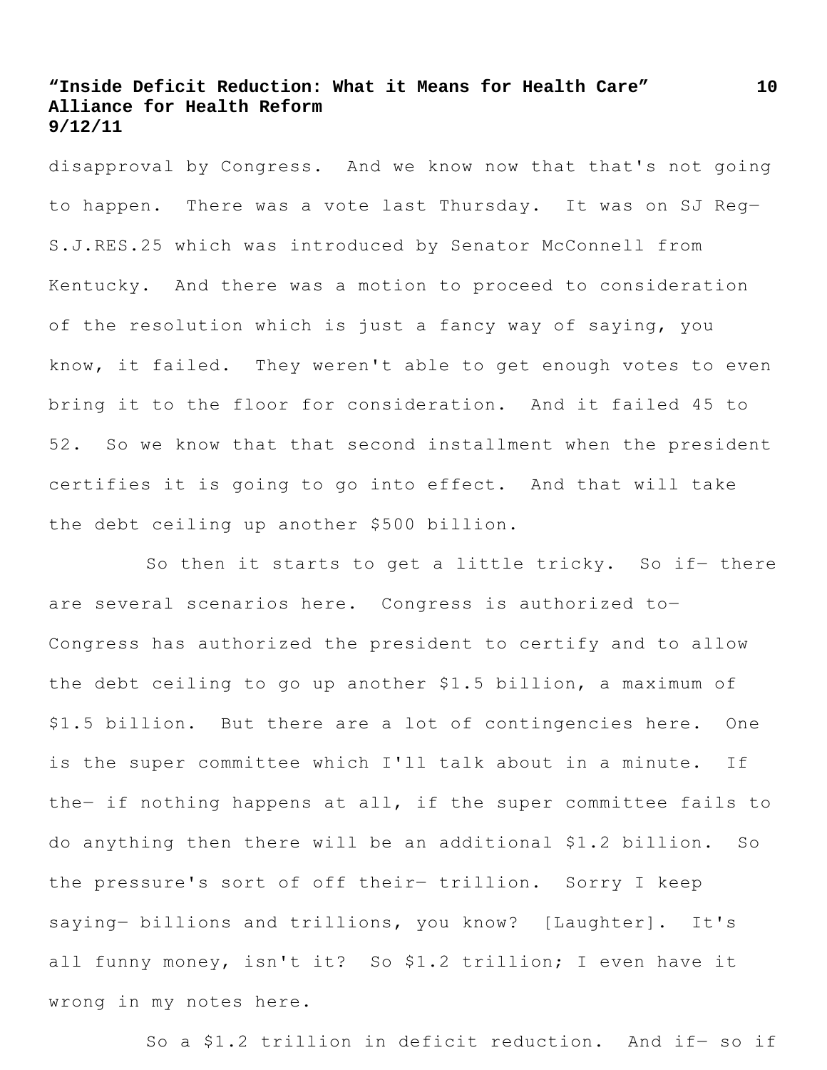disapproval by Congress. And we know now that that's not going to happen. There was a vote last Thursday. It was on SJ Reg— S.J.RES.25 which was introduced by Senator McConnell from Kentucky. And there was a motion to proceed to consideration of the resolution which is just a fancy way of saying, you know, it failed. They weren't able to get enough votes to even bring it to the floor for consideration. And it failed 45 to 52. So we know that that second installment when the president certifies it is going to go into effect. And that will take the debt ceiling up another $500 billion.

So then it starts to get a little tricky. So if— there are several scenarios here. Congress is authorized to— Congress has authorized the president to certify and to allow the debt ceiling to go up another $1.5 billion, a maximum of $1.5 billion. But there are a lot of contingencies here. One is the super committee which I'll talk about in a minute. If the— if nothing happens at all, if the super committee fails to do anything then there will be an additional $1.2 billion. So the pressure's sort of off their— trillion. Sorry I keep saying— billions and trillions, you know? [Laughter]. It's all funny money, isn't it? So $1.2 trillion; I even have it wrong in my notes here.

So a $1.2 trillion in deficit reduction. And if— so if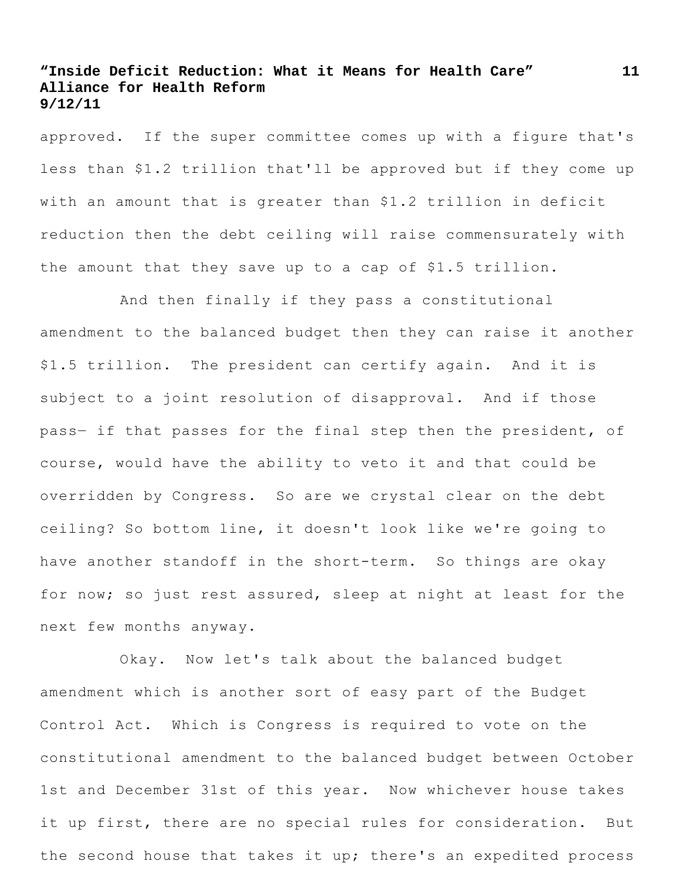approved. If the super committee comes up with a figure that's less than $1.2 trillion that'll be approved but if they come up with an amount that is greater than $1.2 trillion in deficit reduction then the debt ceiling will raise commensurately with the amount that they save up to a cap of $1.5 trillion.

And then finally if they pass a constitutional amendment to the balanced budget then they can raise it another $1.5 trillion. The president can certify again. And it is subject to a joint resolution of disapproval. And if those pass— if that passes for the final step then the president, of course, would have the ability to veto it and that could be overridden by Congress. So are we crystal clear on the debt ceiling? So bottom line, it doesn't look like we're going to have another standoff in the short-term. So things are okay for now; so just rest assured, sleep at night at least for the next few months anyway.

Okay. Now let's talk about the balanced budget amendment which is another sort of easy part of the Budget Control Act. Which is Congress is required to vote on the constitutional amendment to the balanced budget between October 1st and December 31st of this year. Now whichever house takes it up first, there are no special rules for consideration. But the second house that takes it up; there's an expedited process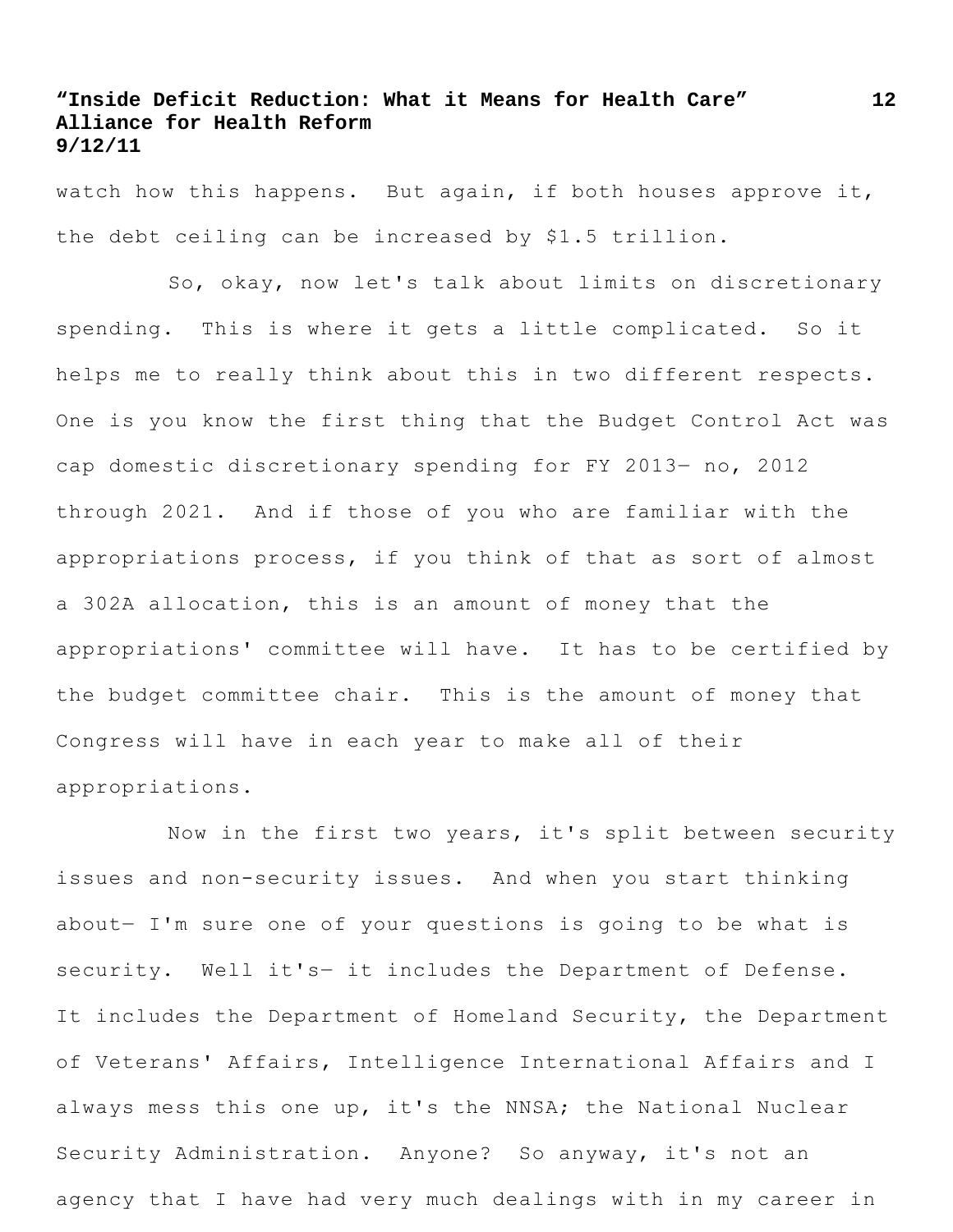watch how this happens. But again, if both houses approve it, the debt ceiling can be increased by $1.5 trillion.

So, okay, now let's talk about limits on discretionary spending. This is where it gets a little complicated. So it helps me to really think about this in two different respects. One is you know the first thing that the Budget Control Act was cap domestic discretionary spending for FY 2013— no, 2012 through 2021. And if those of you who are familiar with the appropriations process, if you think of that as sort of almost a 302A allocation, this is an amount of money that the appropriations' committee will have. It has to be certified by the budget committee chair. This is the amount of money that Congress will have in each year to make all of their appropriations.

Now in the first two years, it's split between security issues and non-security issues. And when you start thinking about— I'm sure one of your questions is going to be what is security. Well it's— it includes the Department of Defense. It includes the Department of Homeland Security, the Department of Veterans' Affairs, Intelligence International Affairs and I always mess this one up, it's the NNSA; the National Nuclear Security Administration. Anyone? So anyway, it's not an agency that I have had very much dealings with in my career in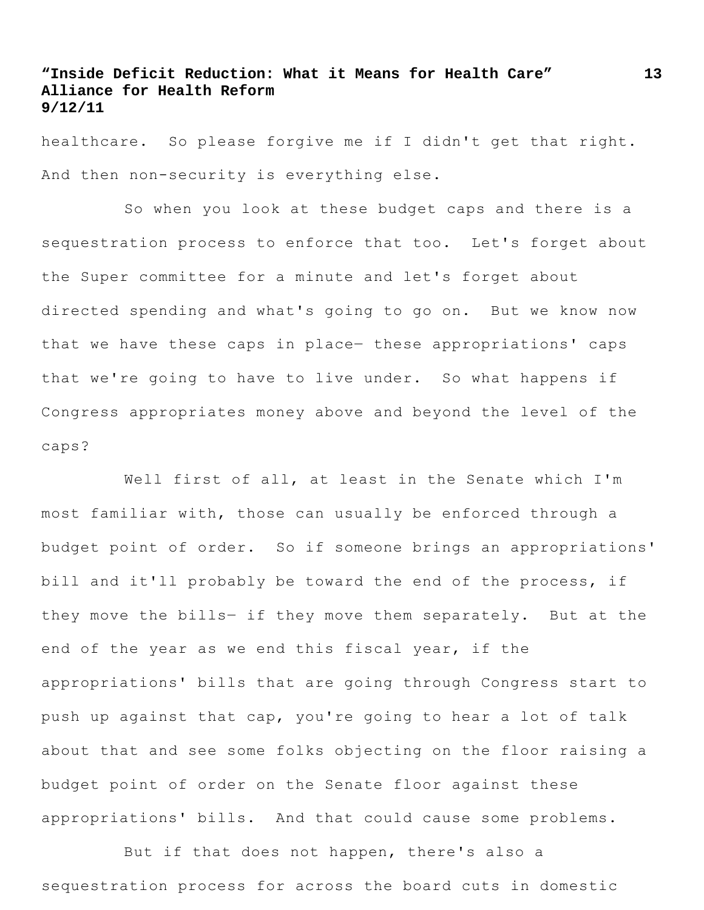healthcare. So please forgive me if I didn't get that right. And then non-security is everything else.

So when you look at these budget caps and there is a sequestration process to enforce that too. Let's forget about the Super committee for a minute and let's forget about directed spending and what's going to go on. But we know now that we have these caps in place— these appropriations' caps that we're going to have to live under. So what happens if Congress appropriates money above and beyond the level of the caps?

Well first of all, at least in the Senate which I'm most familiar with, those can usually be enforced through a budget point of order. So if someone brings an appropriations' bill and it'll probably be toward the end of the process, if they move the bills— if they move them separately. But at the end of the year as we end this fiscal year, if the appropriations' bills that are going through Congress start to push up against that cap, you're going to hear a lot of talk about that and see some folks objecting on the floor raising a budget point of order on the Senate floor against these appropriations' bills. And that could cause some problems.

But if that does not happen, there's also a sequestration process for across the board cuts in domestic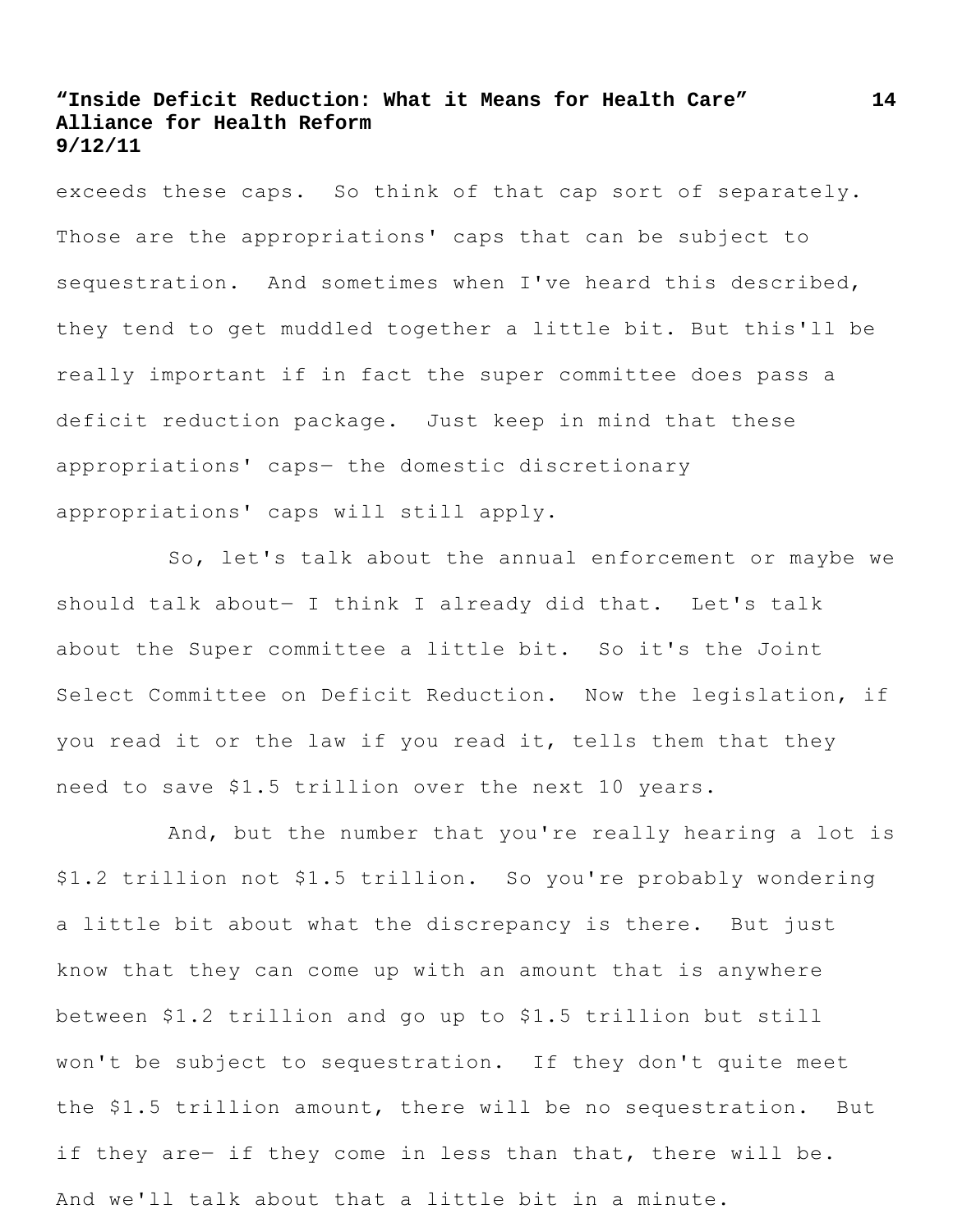exceeds these caps. So think of that cap sort of separately. Those are the appropriations' caps that can be subject to sequestration. And sometimes when I've heard this described, they tend to get muddled together a little bit. But this'll be really important if in fact the super committee does pass a deficit reduction package. Just keep in mind that these appropriations' caps— the domestic discretionary appropriations' caps will still apply.

So, let's talk about the annual enforcement or maybe we should talk about— I think I already did that. Let's talk about the Super committee a little bit. So it's the Joint Select Committee on Deficit Reduction. Now the legislation, if you read it or the law if you read it, tells them that they need to save $1.5 trillion over the next 10 years.

And, but the number that you're really hearing a lot is $1.2 trillion not $1.5 trillion. So you're probably wondering a little bit about what the discrepancy is there. But just know that they can come up with an amount that is anywhere between $1.2 trillion and go up to $1.5 trillion but still won't be subject to sequestration. If they don't quite meet the $1.5 trillion amount, there will be no sequestration. But if they are- if they come in less than that, there will be. And we'll talk about that a little bit in a minute.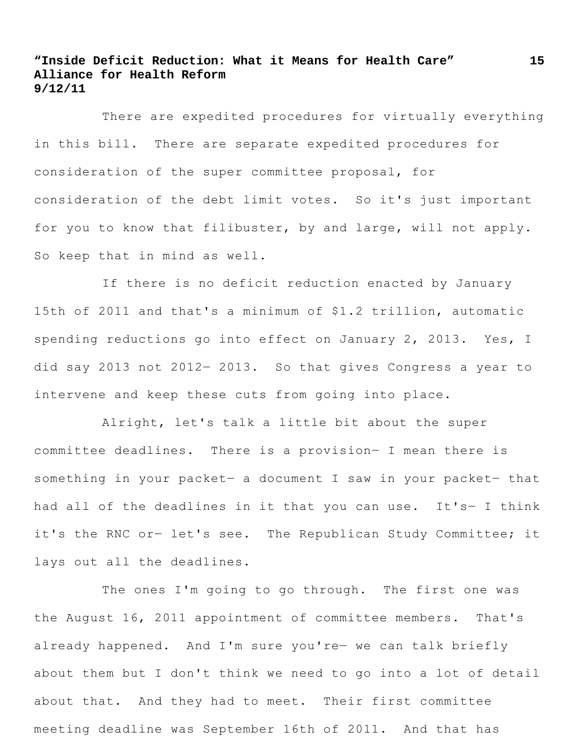There are expedited procedures for virtually everything in this bill. There are separate expedited procedures for consideration of the super committee proposal, for consideration of the debt limit votes. So it's just important for you to know that filibuster, by and large, will not apply. So keep that in mind as well.

If there is no deficit reduction enacted by January 15th of 2011 and that's a minimum of $1.2 trillion, automatic spending reductions go into effect on January 2, 2013. Yes, I did say 2013 not 2012— 2013. So that gives Congress a year to intervene and keep these cuts from going into place.

Alright, let's talk a little bit about the super committee deadlines. There is a provision— I mean there is something in your packet— a document I saw in your packet— that had all of the deadlines in it that you can use. It's— I think it's the RNC or— let's see. The Republican Study Committee; it lays out all the deadlines.

The ones I'm going to go through. The first one was the August 16, 2011 appointment of committee members. That's already happened. And I'm sure you're— we can talk briefly about them but I don't think we need to go into a lot of detail about that. And they had to meet. Their first committee meeting deadline was September 16th of 2011. And that has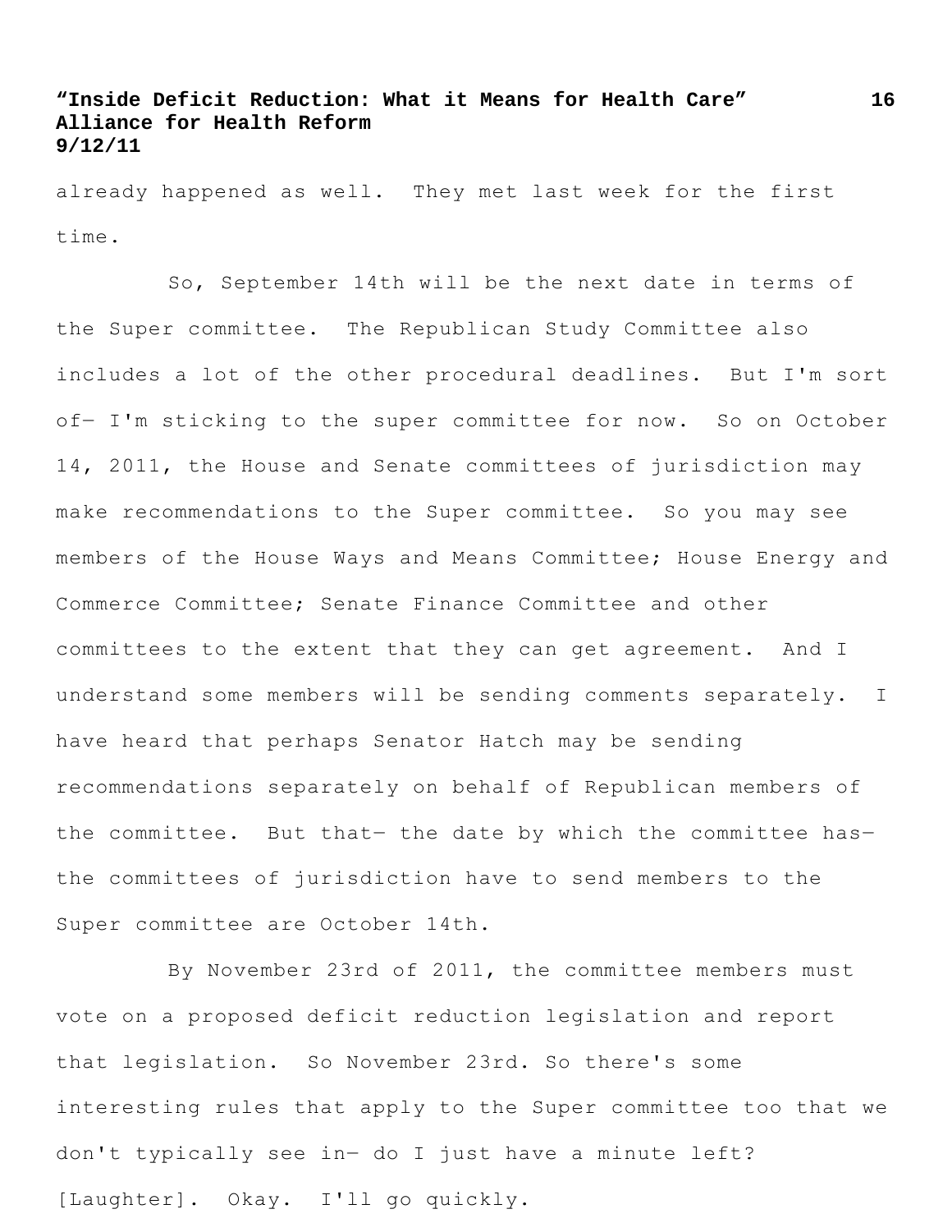already happened as well. They met last week for the first time.

So, September 14th will be the next date in terms of the Super committee. The Republican Study Committee also includes a lot of the other procedural deadlines. But I'm sort of— I'm sticking to the super committee for now. So on October 14, 2011, the House and Senate committees of jurisdiction may make recommendations to the Super committee. So you may see members of the House Ways and Means Committee; House Energy and Commerce Committee; Senate Finance Committee and other committees to the extent that they can get agreement. And I understand some members will be sending comments separately. I have heard that perhaps Senator Hatch may be sending recommendations separately on behalf of Republican members of the committee. But that— the date by which the committee has— the committees of jurisdiction have to send members to the Super committee are October 14th.

By November 23rd of 2011, the committee members must vote on a proposed deficit reduction legislation and report that legislation. So November 23rd. So there's some interesting rules that apply to the Super committee too that we don't typically see in— do I just have a minute left? [Laughter]. Okay. I'll go quickly.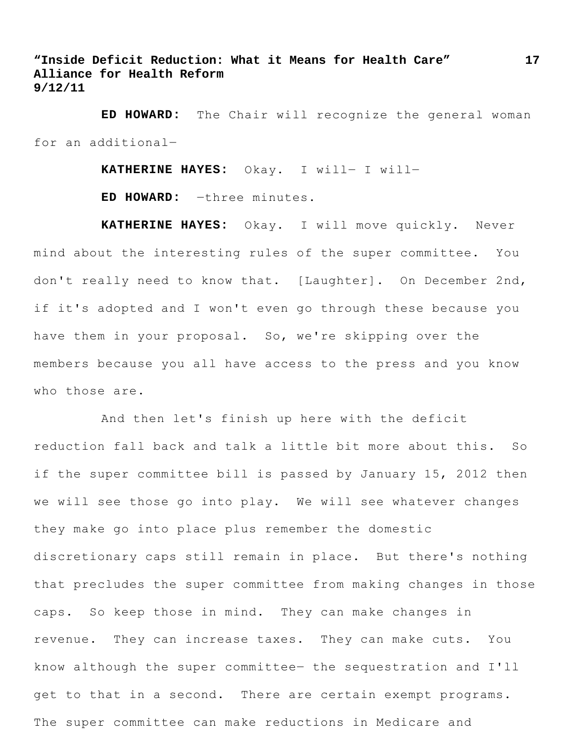**ED HOWARD:** The Chair will recognize the general woman for an additional—

**KATHERINE HAYES:** Okay. I will— I will—

**ED HOWARD:** —three minutes.

**KATHERINE HAYES:** Okay. I will move quickly. Never mind about the interesting rules of the super committee. You don't really need to know that. [Laughter]. On December 2nd, if it's adopted and I won't even go through these because you have them in your proposal. So, we're skipping over the members because you all have access to the press and you know who those are.

And then let's finish up here with the deficit reduction fall back and talk a little bit more about this. So if the super committee bill is passed by January 15, 2012 then we will see those go into play. We will see whatever changes they make go into place plus remember the domestic discretionary caps still remain in place. But there's nothing that precludes the super committee from making changes in those caps. So keep those in mind. They can make changes in revenue. They can increase taxes. They can make cuts. You know although the super committee— the sequestration and I'll get to that in a second. There are certain exempt programs. The super committee can make reductions in Medicare and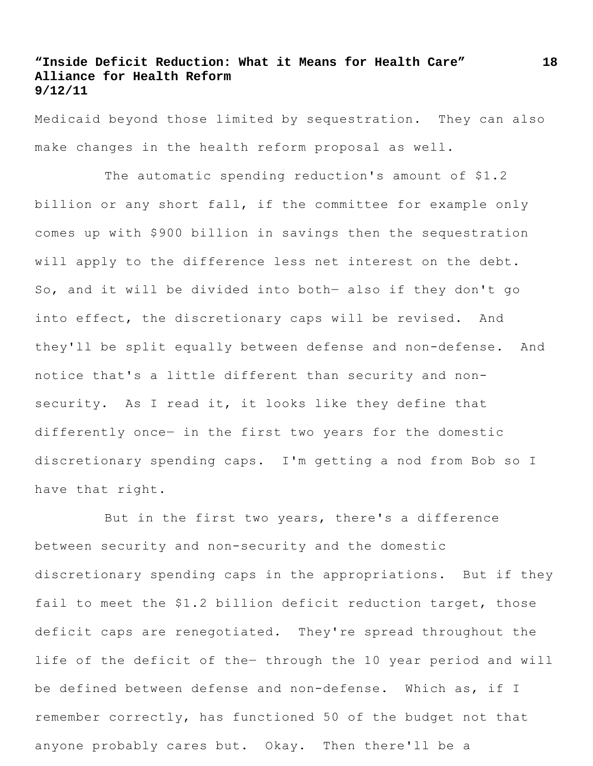Medicaid beyond those limited by sequestration. They can also make changes in the health reform proposal as well.

The automatic spending reduction's amount of $1.2 billion or any short fall, if the committee for example only comes up with $900 billion in savings then the sequestration will apply to the difference less net interest on the debt. So, and it will be divided into both— also if they don't go into effect, the discretionary caps will be revised. And they'll be split equally between defense and non-defense. And notice that's a little different than security and non-security. As I read it, it looks like they define that differently once— in the first two years for the domestic discretionary spending caps. I'm getting a nod from Bob so I have that right.

But in the first two years, there's a difference between security and non-security and the domestic discretionary spending caps in the appropriations. But if they fail to meet the $1.2 billion deficit reduction target, those deficit caps are renegotiated. They're spread throughout the life of the deficit of the— through the 10 year period and will be defined between defense and non-defense. Which as, if I remember correctly, has functioned 50 of the budget not that anyone probably cares but. Okay. Then there'll be a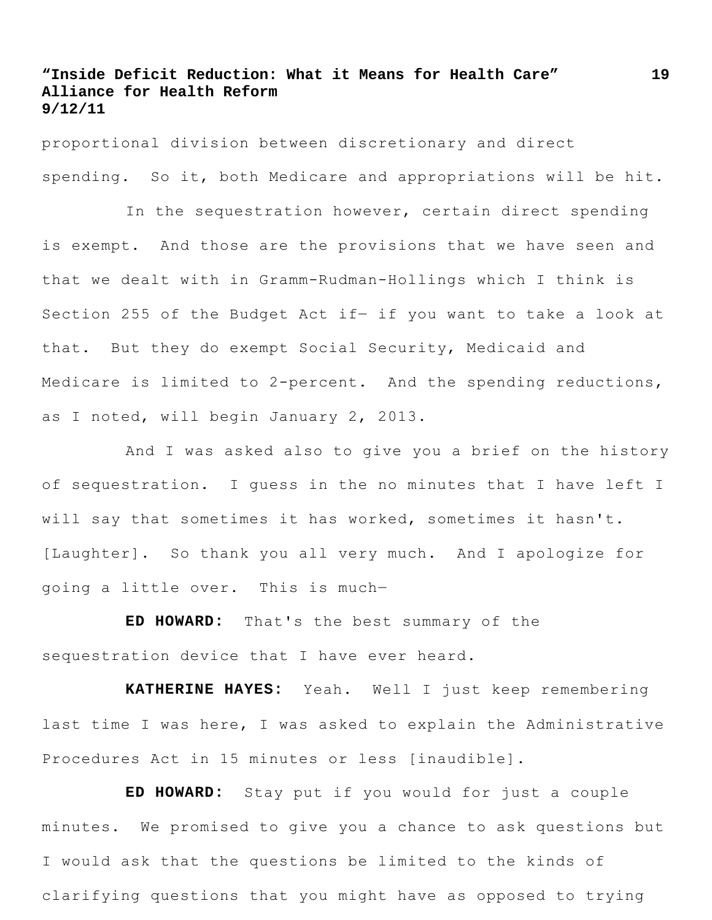proportional division between discretionary and direct spending. So it, both Medicare and appropriations will be hit.

In the sequestration however, certain direct spending is exempt. And those are the provisions that we have seen and that we dealt with in Gramm-Rudman-Hollings which I think is Section 255 of the Budget Act if— if you want to take a look at that. But they do exempt Social Security, Medicaid and Medicare is limited to 2-percent. And the spending reductions, as I noted, will begin January 2, 2013.

And I was asked also to give you a brief on the history of sequestration. I guess in the no minutes that I have left I will say that sometimes it has worked, sometimes it hasn't. [Laughter]. So thank you all very much. And I apologize for going a little over. This is much—

**ED HOWARD:** That's the best summary of the sequestration device that I have ever heard.

**KATHERINE HAYES:** Yeah. Well I just keep remembering last time I was here, I was asked to explain the Administrative Procedures Act in 15 minutes or less [inaudible].

**ED HOWARD:** Stay put if you would for just a couple minutes. We promised to give you a chance to ask questions but I would ask that the questions be limited to the kinds of clarifying questions that you might have as opposed to trying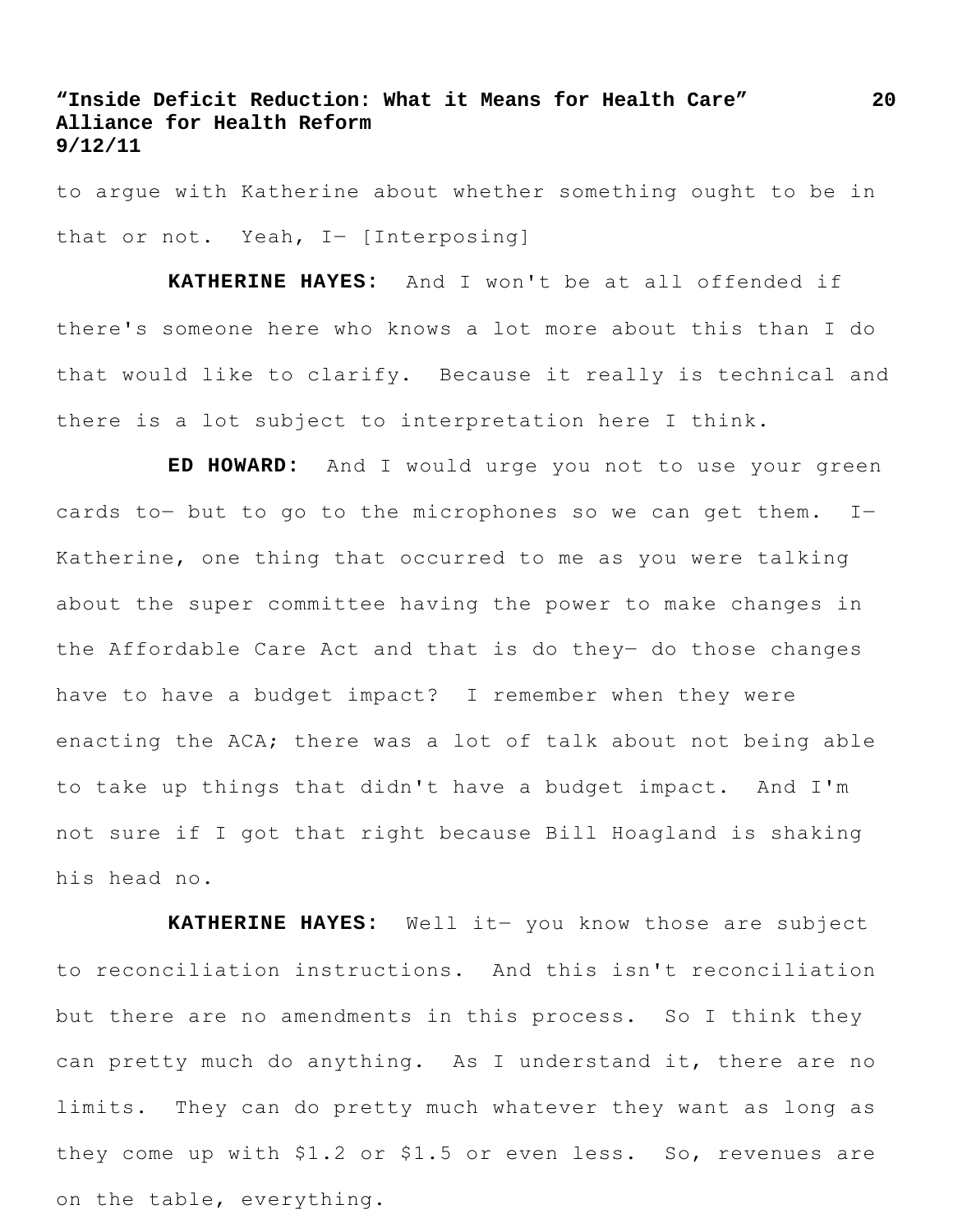to argue with Katherine about whether something ought to be in that or not. Yeah, I— [Interposing]

**KATHERINE HAYES:** And I won't be at all offended if there's someone here who knows a lot more about this than I do that would like to clarify. Because it really is technical and there is a lot subject to interpretation here I think.

**ED HOWARD:** And I would urge you not to use your green cards to— but to go to the microphones so we can get them. I— Katherine, one thing that occurred to me as you were talking about the super committee having the power to make changes in the Affordable Care Act and that is do they— do those changes have to have a budget impact? I remember when they were enacting the ACA; there was a lot of talk about not being able to take up things that didn't have a budget impact. And I'm not sure if I got that right because Bill Hoagland is shaking his head no.

**KATHERINE HAYES:** Well it— you know those are subject to reconciliation instructions. And this isn't reconciliation but there are no amendments in this process. So I think they can pretty much do anything. As I understand it, there are no limits. They can do pretty much whatever they want as long as they come up with $1.2 or $1.5 or even less. So, revenues are on the table, everything.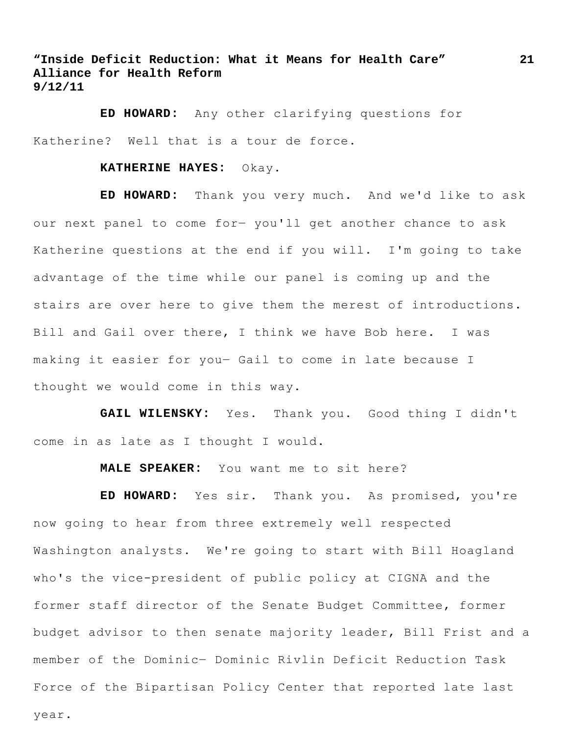**ED HOWARD:** Any other clarifying questions for Katherine? Well that is a tour de force.

**KATHERINE HAYES:** Okay.

**ED HOWARD:** Thank you very much. And we'd like to ask our next panel to come for— you'll get another chance to ask Katherine questions at the end if you will. I'm going to take advantage of the time while our panel is coming up and the stairs are over here to give them the merest of introductions. Bill and Gail over there, I think we have Bob here. I was making it easier for you— Gail to come in late because I thought we would come in this way.

**GAIL WILENSKY:** Yes. Thank you. Good thing I didn't come in as late as I thought I would.

**MALE SPEAKER:** You want me to sit here?

**ED HOWARD:** Yes sir. Thank you. As promised, you're now going to hear from three extremely well respected Washington analysts. We're going to start with Bill Hoagland who's the vice-president of public policy at CIGNA and the former staff director of the Senate Budget Committee, former budget advisor to then senate majority leader, Bill Frist and a member of the Dominic— Dominic Rivlin Deficit Reduction Task Force of the Bipartisan Policy Center that reported late last year.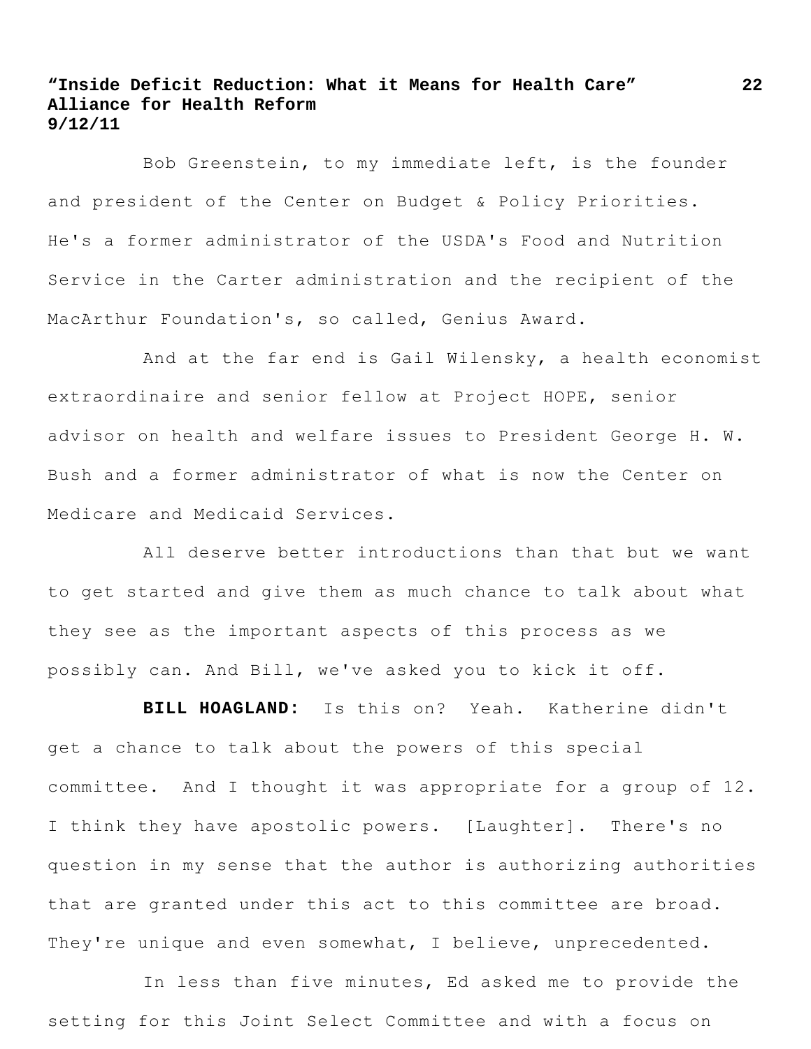Bob Greenstein, to my immediate left, is the founder and president of the Center on Budget & Policy Priorities. He's a former administrator of the USDA's Food and Nutrition Service in the Carter administration and the recipient of the MacArthur Foundation's, so called, Genius Award.

And at the far end is Gail Wilensky, a health economist extraordinaire and senior fellow at Project HOPE, senior advisor on health and welfare issues to President George H. W. Bush and a former administrator of what is now the Center on Medicare and Medicaid Services.

All deserve better introductions than that but we want to get started and give them as much chance to talk about what they see as the important aspects of this process as we possibly can. And Bill, we've asked you to kick it off.

**BILL HOAGLAND:** Is this on? Yeah. Katherine didn't get a chance to talk about the powers of this special committee. And I thought it was appropriate for a group of 12. I think they have apostolic powers. [Laughter]. There's no question in my sense that the author is authorizing authorities that are granted under this act to this committee are broad. They're unique and even somewhat, I believe, unprecedented.

In less than five minutes, Ed asked me to provide the setting for this Joint Select Committee and with a focus on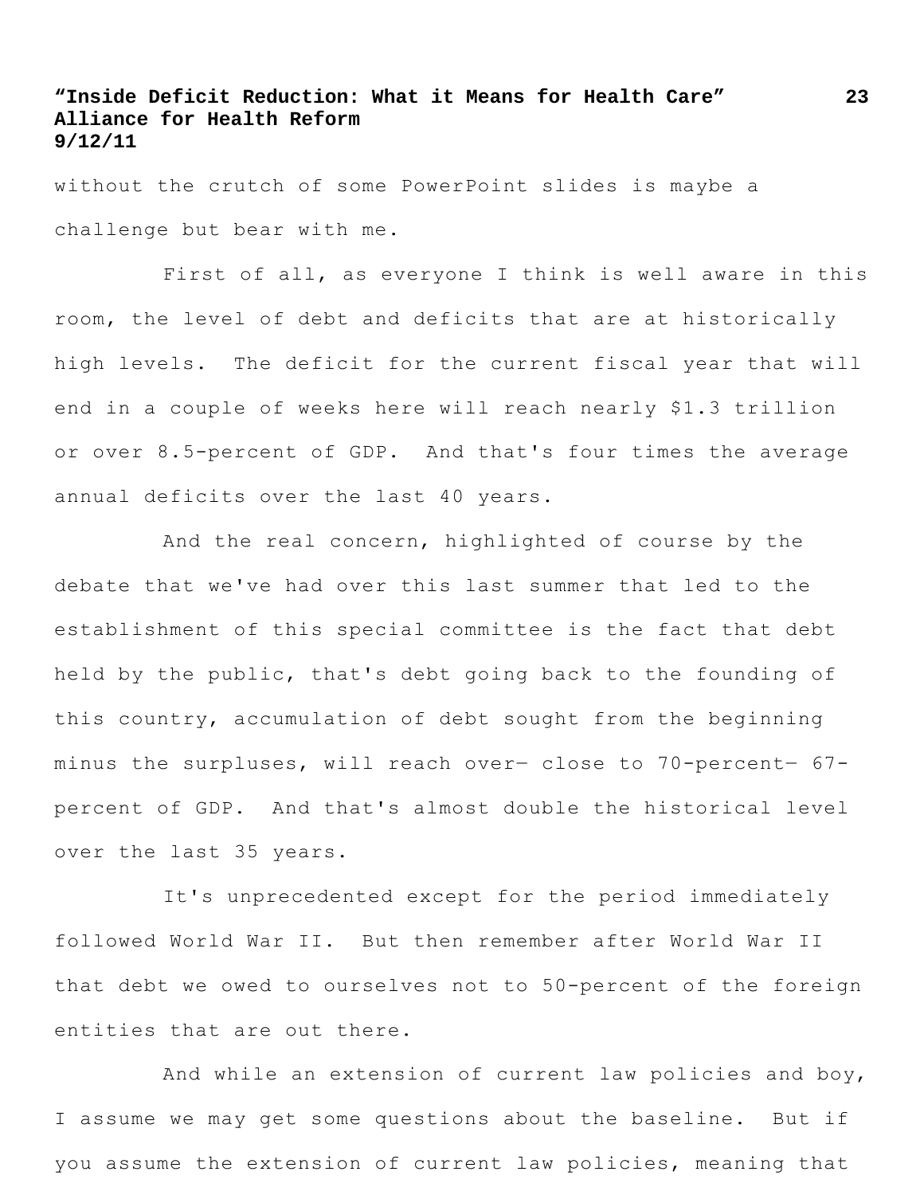without the crutch of some PowerPoint slides is maybe a challenge but bear with me.

First of all, as everyone I think is well aware in this room, the level of debt and deficits that are at historically high levels. The deficit for the current fiscal year that will end in a couple of weeks here will reach nearly $1.3 trillion or over 8.5-percent of GDP. And that's four times the average annual deficits over the last 40 years.

And the real concern, highlighted of course by the debate that we've had over this last summer that led to the establishment of this special committee is the fact that debt held by the public, that's debt going back to the founding of this country, accumulation of debt sought from the beginning minus the surpluses, will reach over— close to 70-percent— 67-percent of GDP. And that's almost double the historical level over the last 35 years.

It's unprecedented except for the period immediately followed World War II. But then remember after World War II that debt we owed to ourselves not to 50-percent of the foreign entities that are out there.

And while an extension of current law policies and boy, I assume we may get some questions about the baseline. But if you assume the extension of current law policies, meaning that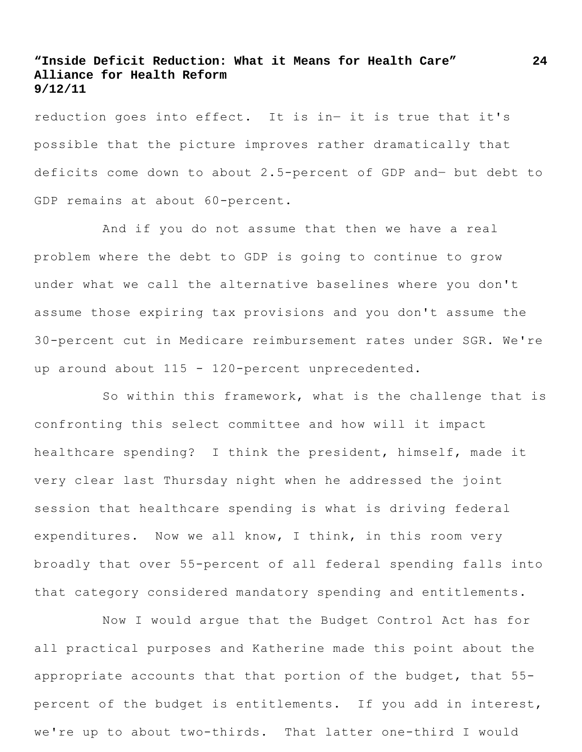reduction goes into effect. It is in— it is true that it's possible that the picture improves rather dramatically that deficits come down to about 2.5-percent of GDP and— but debt to GDP remains at about 60-percent.

And if you do not assume that then we have a real problem where the debt to GDP is going to continue to grow under what we call the alternative baselines where you don't assume those expiring tax provisions and you don't assume the 30-percent cut in Medicare reimbursement rates under SGR. We're up around about 115 - 120-percent unprecedented.

So within this framework, what is the challenge that is confronting this select committee and how will it impact healthcare spending? I think the president, himself, made it very clear last Thursday night when he addressed the joint session that healthcare spending is what is driving federal expenditures. Now we all know, I think, in this room very broadly that over 55-percent of all federal spending falls into that category considered mandatory spending and entitlements.

Now I would argue that the Budget Control Act has for all practical purposes and Katherine made this point about the appropriate accounts that that portion of the budget, that 55-percent of the budget is entitlements. If you add in interest, we're up to about two-thirds. That latter one-third I would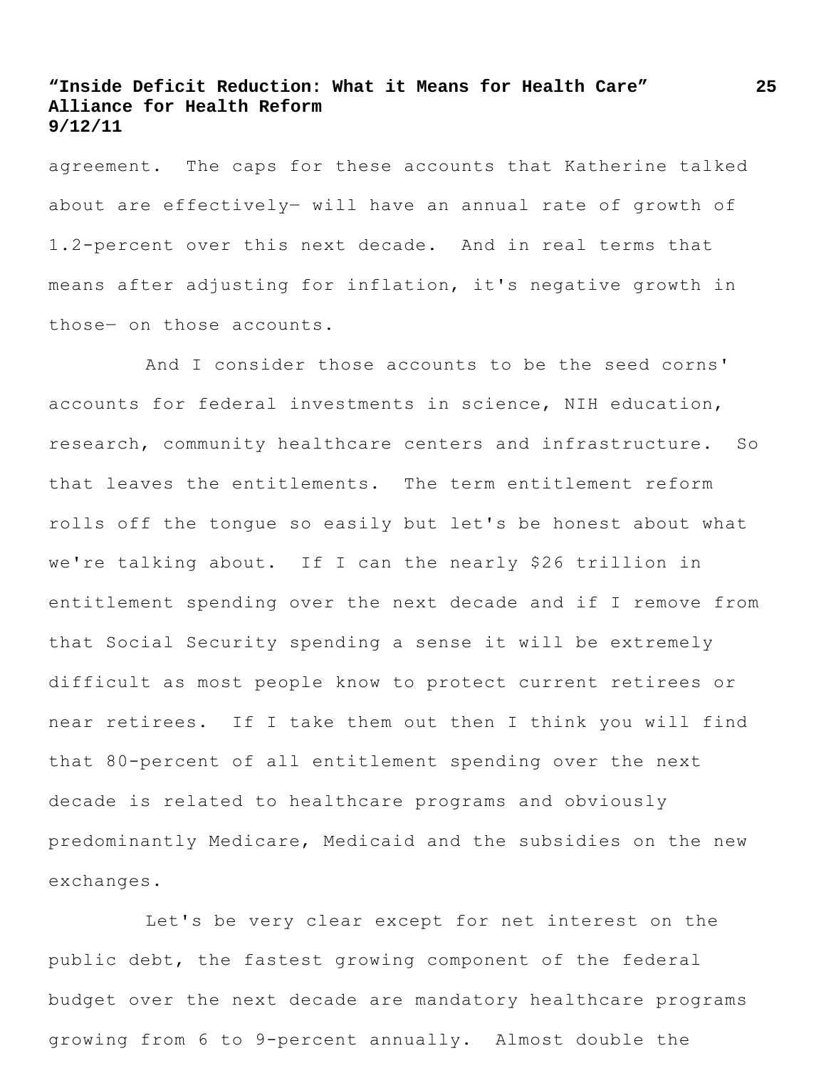agreement. The caps for these accounts that Katherine talked about are effectively— will have an annual rate of growth of 1.2-percent over this next decade. And in real terms that means after adjusting for inflation, it's negative growth in those— on those accounts.

And I consider those accounts to be the seed corns' accounts for federal investments in science, NIH education, research, community healthcare centers and infrastructure. So that leaves the entitlements. The term entitlement reform rolls off the tongue so easily but let's be honest about what we're talking about. If I can the nearly $26 trillion in entitlement spending over the next decade and if I remove from that Social Security spending a sense it will be extremely difficult as most people know to protect current retirees or near retirees. If I take them out then I think you will find that 80-percent of all entitlement spending over the next decade is related to healthcare programs and obviously predominantly Medicare, Medicaid and the subsidies on the new exchanges.

Let's be very clear except for net interest on the public debt, the fastest growing component of the federal budget over the next decade are mandatory healthcare programs growing from 6 to 9-percent annually. Almost double the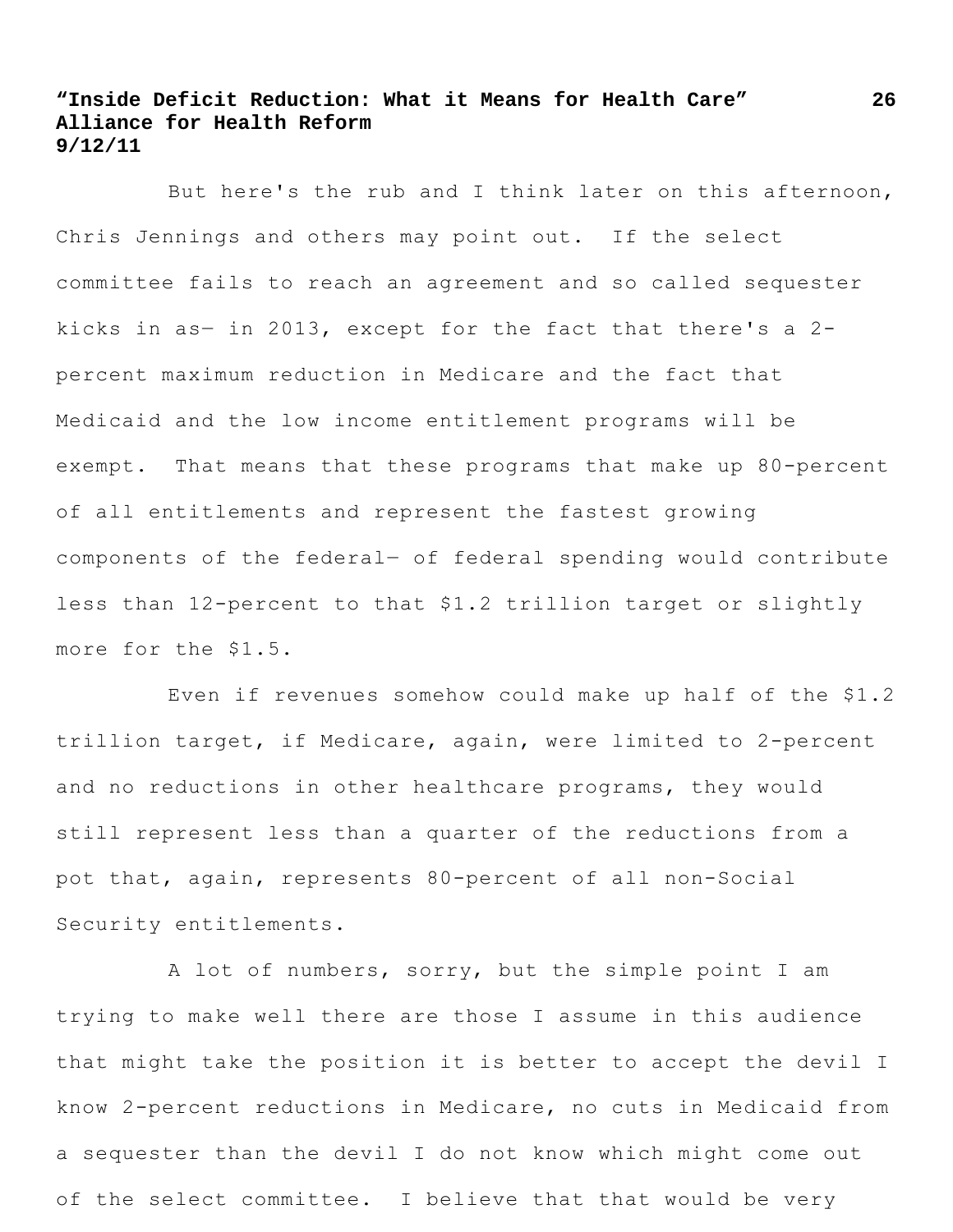But here's the rub and I think later on this afternoon, Chris Jennings and others may point out. If the select committee fails to reach an agreement and so called sequester kicks in as— in 2013, except for the fact that there's a 2-percent maximum reduction in Medicare and the fact that Medicaid and the low income entitlement programs will be exempt. That means that these programs that make up 80-percent of all entitlements and represent the fastest growing components of the federal— of federal spending would contribute less than 12-percent to that $1.2 trillion target or slightly more for the $1.5.

Even if revenues somehow could make up half of the $1.2 trillion target, if Medicare, again, were limited to 2-percent and no reductions in other healthcare programs, they would still represent less than a quarter of the reductions from a pot that, again, represents 80-percent of all non-Social Security entitlements.

A lot of numbers, sorry, but the simple point I am trying to make well there are those I assume in this audience that might take the position it is better to accept the devil I know 2-percent reductions in Medicare, no cuts in Medicaid from a sequester than the devil I do not know which might come out of the select committee. I believe that that would be very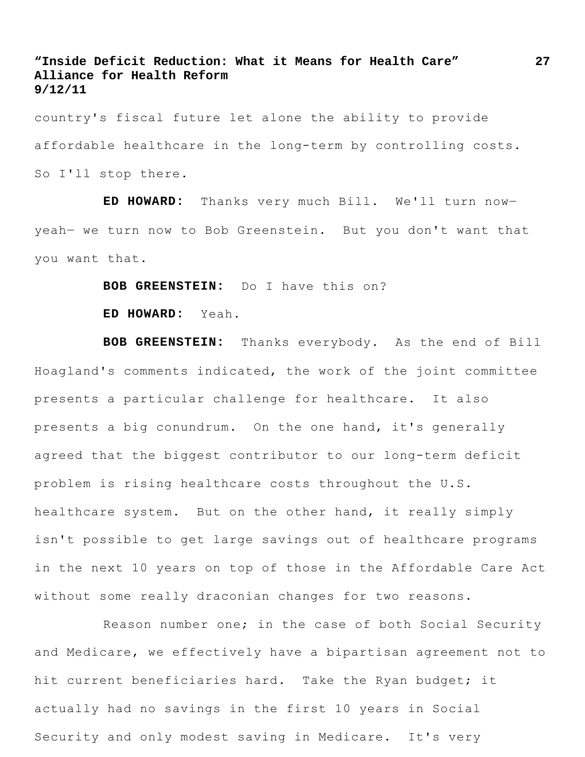country's fiscal future let alone the ability to provide affordable healthcare in the long-term by controlling costs. So I'll stop there.

**ED HOWARD:** Thanks very much Bill. We'll turn now— yeah— we turn now to Bob Greenstein. But you don't want that you want that.

**BOB GREENSTEIN:** Do I have this on?

**ED HOWARD:** Yeah.

**BOB GREENSTEIN:** Thanks everybody. As the end of Bill Hoagland's comments indicated, the work of the joint committee presents a particular challenge for healthcare. It also presents a big conundrum. On the one hand, it's generally agreed that the biggest contributor to our long-term deficit problem is rising healthcare costs throughout the U.S. healthcare system. But on the other hand, it really simply isn't possible to get large savings out of healthcare programs in the next 10 years on top of those in the Affordable Care Act without some really draconian changes for two reasons.

Reason number one; in the case of both Social Security and Medicare, we effectively have a bipartisan agreement not to hit current beneficiaries hard. Take the Ryan budget; it actually had no savings in the first 10 years in Social Security and only modest saving in Medicare. It's very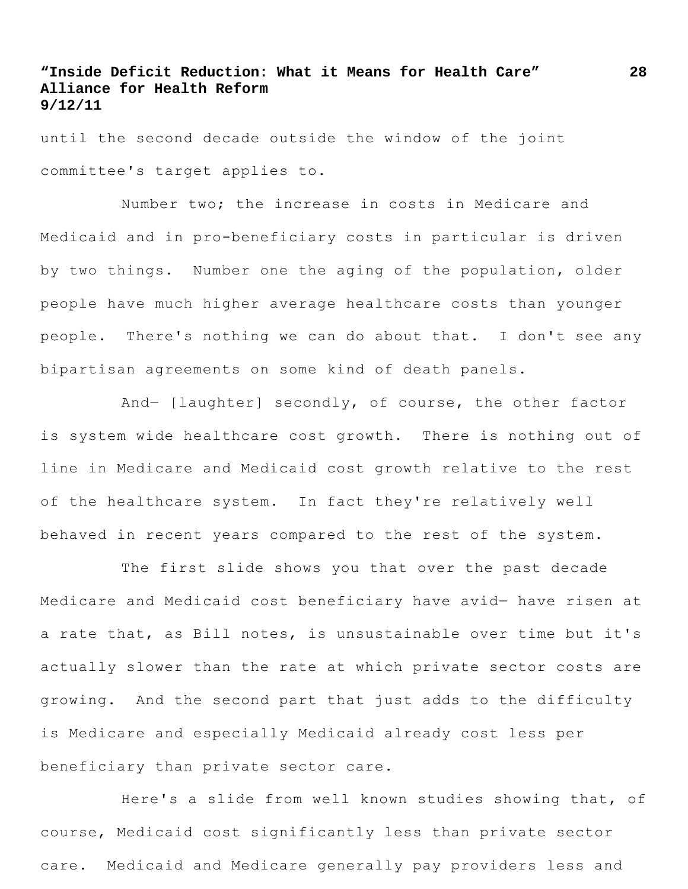until the second decade outside the window of the joint committee's target applies to.

Number two; the increase in costs in Medicare and Medicaid and in pro-beneficiary costs in particular is driven by two things. Number one the aging of the population, older people have much higher average healthcare costs than younger people. There's nothing we can do about that. I don't see any bipartisan agreements on some kind of death panels.

And— [laughter] secondly, of course, the other factor is system wide healthcare cost growth. There is nothing out of line in Medicare and Medicaid cost growth relative to the rest of the healthcare system. In fact they're relatively well behaved in recent years compared to the rest of the system.

The first slide shows you that over the past decade Medicare and Medicaid cost beneficiary have avid— have risen at a rate that, as Bill notes, is unsustainable over time but it's actually slower than the rate at which private sector costs are growing. And the second part that just adds to the difficulty is Medicare and especially Medicaid already cost less per beneficiary than private sector care.

Here's a slide from well known studies showing that, of course, Medicaid cost significantly less than private sector care. Medicaid and Medicare generally pay providers less and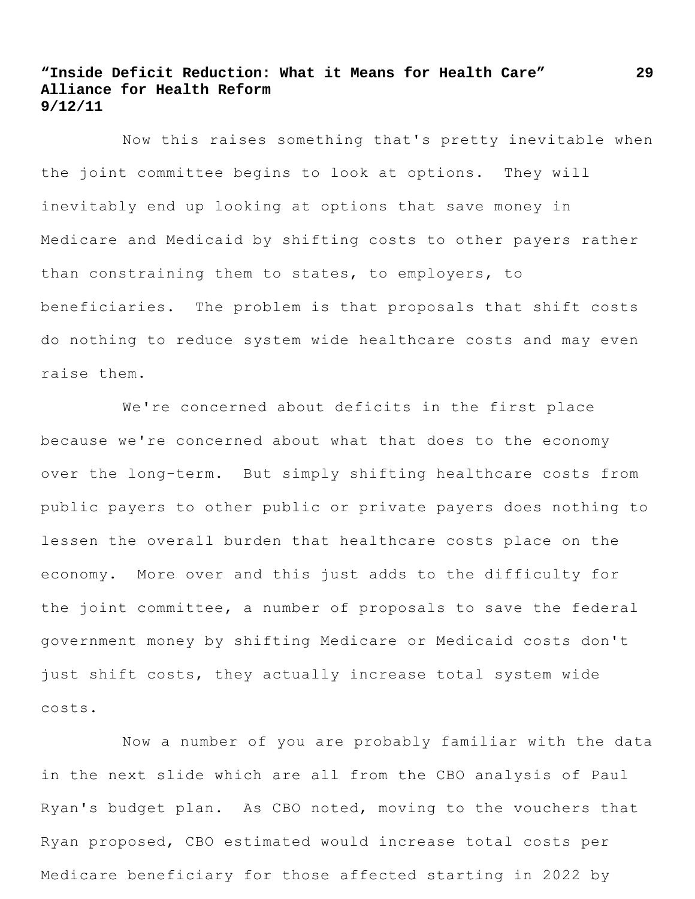Now this raises something that's pretty inevitable when the joint committee begins to look at options. They will inevitably end up looking at options that save money in Medicare and Medicaid by shifting costs to other payers rather than constraining them to states, to employers, to beneficiaries. The problem is that proposals that shift costs do nothing to reduce system wide healthcare costs and may even raise them.

We're concerned about deficits in the first place because we're concerned about what that does to the economy over the long-term. But simply shifting healthcare costs from public payers to other public or private payers does nothing to lessen the overall burden that healthcare costs place on the economy. More over and this just adds to the difficulty for the joint committee, a number of proposals to save the federal government money by shifting Medicare or Medicaid costs don't just shift costs, they actually increase total system wide costs.

Now a number of you are probably familiar with the data in the next slide which are all from the CBO analysis of Paul Ryan's budget plan. As CBO noted, moving to the vouchers that Ryan proposed, CBO estimated would increase total costs per Medicare beneficiary for those affected starting in 2022 by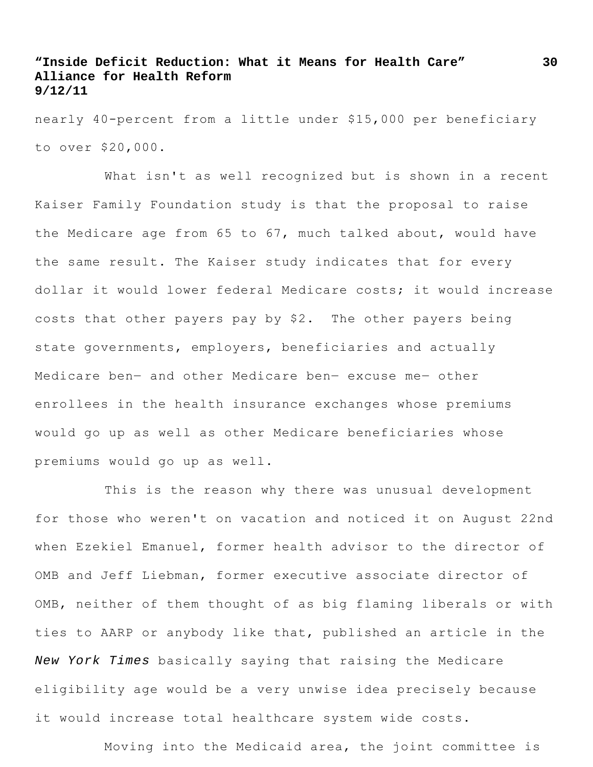nearly 40-percent from a little under $15,000 per beneficiary to over $20,000.

What isn't as well recognized but is shown in a recent Kaiser Family Foundation study is that the proposal to raise the Medicare age from 65 to 67, much talked about, would have the same result. The Kaiser study indicates that for every dollar it would lower federal Medicare costs; it would increase costs that other payers pay by $2. The other payers being state governments, employers, beneficiaries and actually Medicare ben— and other Medicare ben— excuse me— other enrollees in the health insurance exchanges whose premiums would go up as well as other Medicare beneficiaries whose premiums would go up as well.

This is the reason why there was unusual development for those who weren't on vacation and noticed it on August 22nd when Ezekiel Emanuel, former health advisor to the director of OMB and Jeff Liebman, former executive associate director of OMB, neither of them thought of as big flaming liberals or with ties to AARP or anybody like that, published an article in the *New York Times* basically saying that raising the Medicare eligibility age would be a very unwise idea precisely because it would increase total healthcare system wide costs.

Moving into the Medicaid area, the joint committee is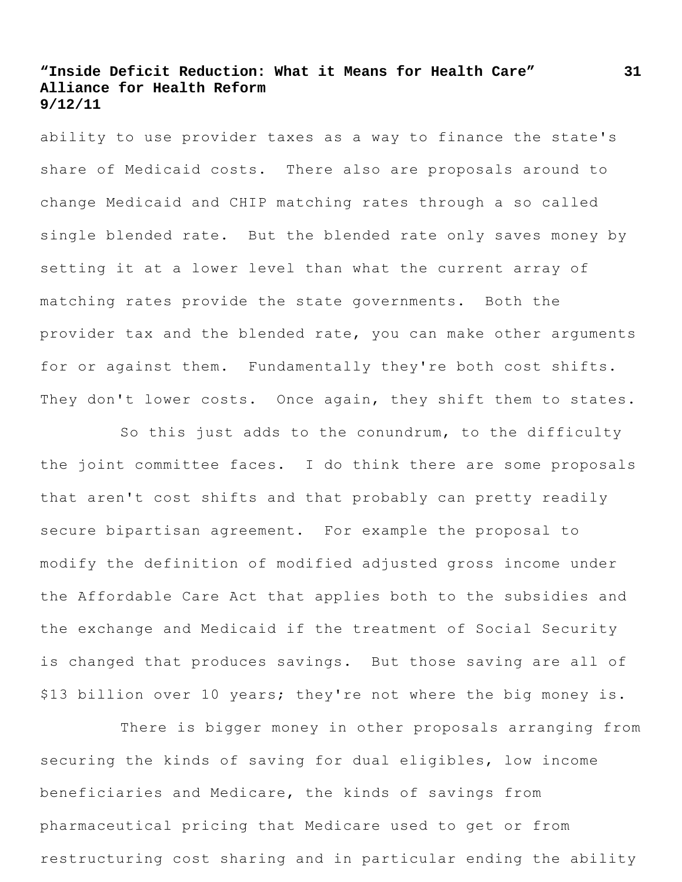ability to use provider taxes as a way to finance the state's share of Medicaid costs. There also are proposals around to change Medicaid and CHIP matching rates through a so called single blended rate. But the blended rate only saves money by setting it at a lower level than what the current array of matching rates provide the state governments. Both the provider tax and the blended rate, you can make other arguments for or against them. Fundamentally they're both cost shifts. They don't lower costs. Once again, they shift them to states.

So this just adds to the conundrum, to the difficulty the joint committee faces. I do think there are some proposals that aren't cost shifts and that probably can pretty readily secure bipartisan agreement. For example the proposal to modify the definition of modified adjusted gross income under the Affordable Care Act that applies both to the subsidies and the exchange and Medicaid if the treatment of Social Security is changed that produces savings. But those saving are all of $13 billion over 10 years; they're not where the big money is.

There is bigger money in other proposals arranging from securing the kinds of saving for dual eligibles, low income beneficiaries and Medicare, the kinds of savings from pharmaceutical pricing that Medicare used to get or from restructuring cost sharing and in particular ending the ability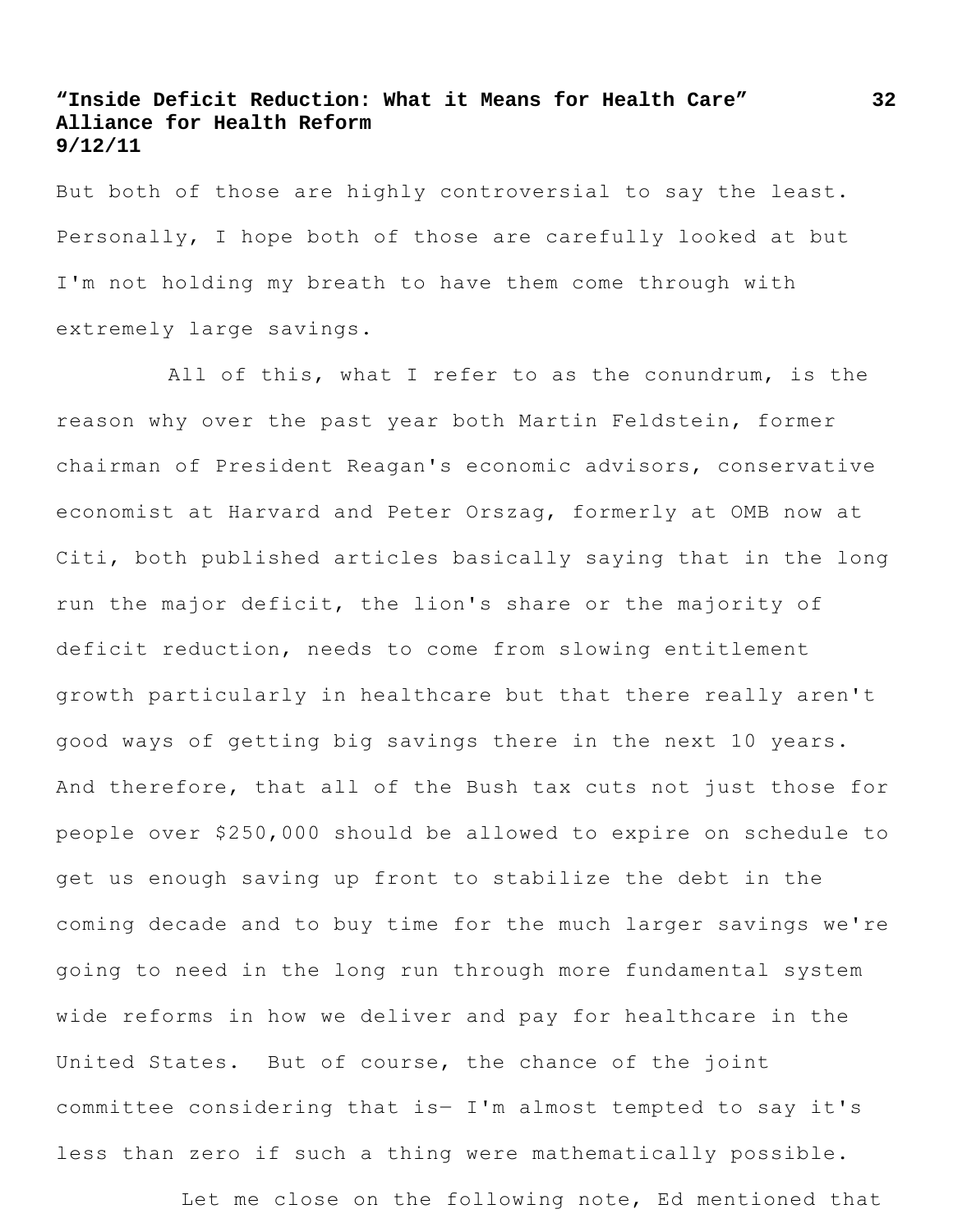But both of those are highly controversial to say the least. Personally, I hope both of those are carefully looked at but I'm not holding my breath to have them come through with extremely large savings.

All of this, what I refer to as the conundrum, is the reason why over the past year both Martin Feldstein, former chairman of President Reagan's economic advisors, conservative economist at Harvard and Peter Orszag, formerly at OMB now at Citi, both published articles basically saying that in the long run the major deficit, the lion's share or the majority of deficit reduction, needs to come from slowing entitlement growth particularly in healthcare but that there really aren't good ways of getting big savings there in the next 10 years. And therefore, that all of the Bush tax cuts not just those for people over $250,000 should be allowed to expire on schedule to get us enough saving up front to stabilize the debt in the coming decade and to buy time for the much larger savings we're going to need in the long run through more fundamental system wide reforms in how we deliver and pay for healthcare in the United States. But of course, the chance of the joint committee considering that is— I'm almost tempted to say it's less than zero if such a thing were mathematically possible.

Let me close on the following note, Ed mentioned that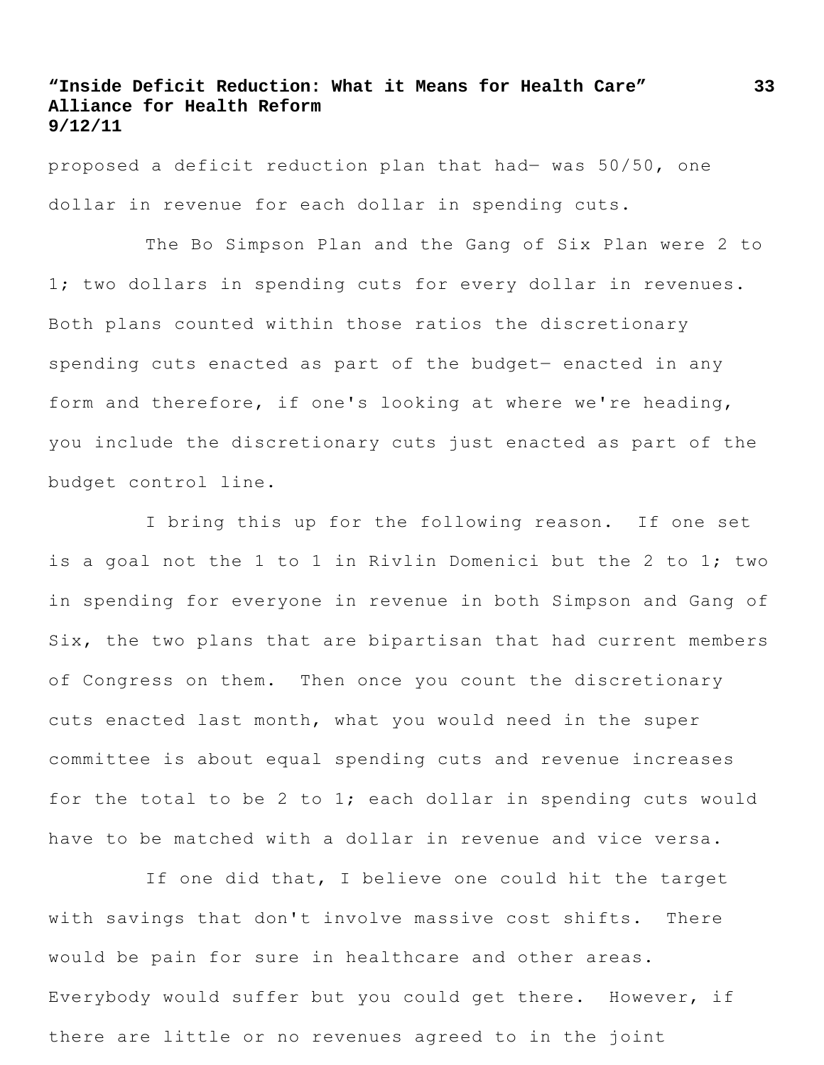proposed a deficit reduction plan that had— was 50/50, one dollar in revenue for each dollar in spending cuts.

The Bo Simpson Plan and the Gang of Six Plan were 2 to 1; two dollars in spending cuts for every dollar in revenues. Both plans counted within those ratios the discretionary spending cuts enacted as part of the budget— enacted in any form and therefore, if one's looking at where we're heading, you include the discretionary cuts just enacted as part of the budget control line.

I bring this up for the following reason. If one set is a goal not the 1 to 1 in Rivlin Domenici but the 2 to 1; two in spending for everyone in revenue in both Simpson and Gang of Six, the two plans that are bipartisan that had current members of Congress on them. Then once you count the discretionary cuts enacted last month, what you would need in the super committee is about equal spending cuts and revenue increases for the total to be 2 to 1; each dollar in spending cuts would have to be matched with a dollar in revenue and vice versa.

If one did that, I believe one could hit the target with savings that don't involve massive cost shifts. There would be pain for sure in healthcare and other areas. Everybody would suffer but you could get there. However, if there are little or no revenues agreed to in the joint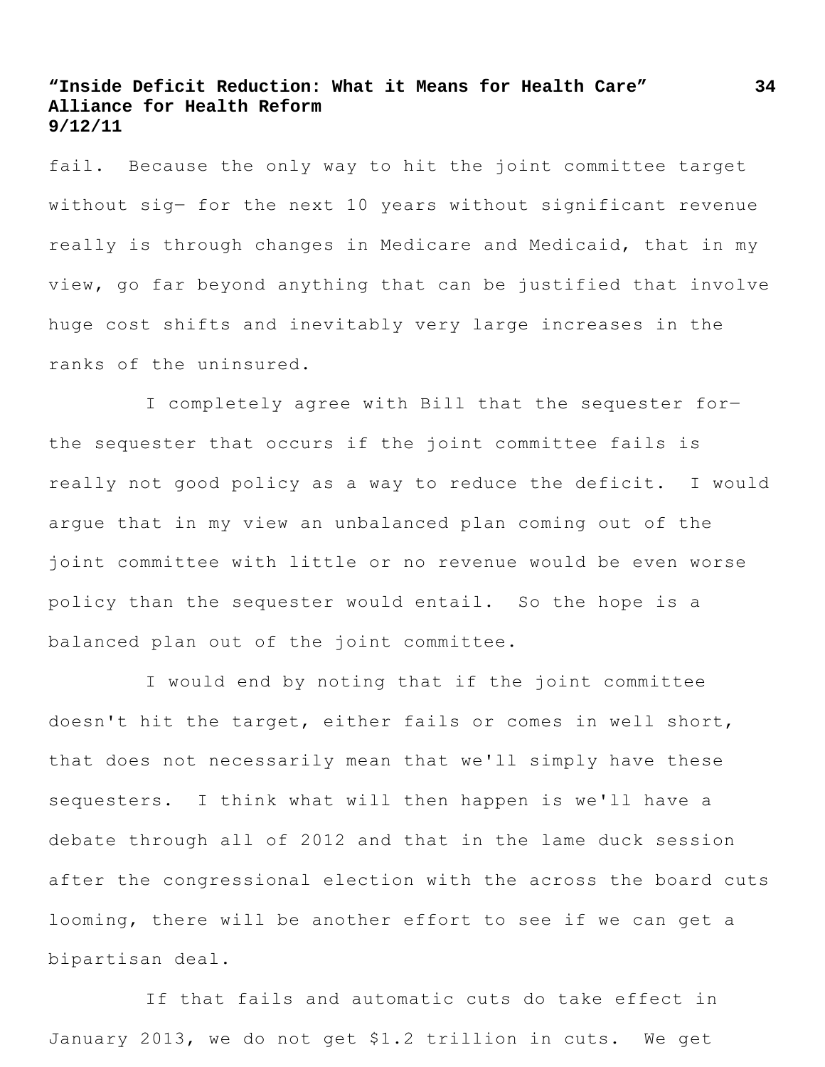fail. Because the only way to hit the joint committee target without sig— for the next 10 years without significant revenue really is through changes in Medicare and Medicaid, that in my view, go far beyond anything that can be justified that involve huge cost shifts and inevitably very large increases in the ranks of the uninsured.

I completely agree with Bill that the sequester for— the sequester that occurs if the joint committee fails is really not good policy as a way to reduce the deficit. I would argue that in my view an unbalanced plan coming out of the joint committee with little or no revenue would be even worse policy than the sequester would entail. So the hope is a balanced plan out of the joint committee.

I would end by noting that if the joint committee doesn't hit the target, either fails or comes in well short, that does not necessarily mean that we'll simply have these sequesters. I think what will then happen is we'll have a debate through all of 2012 and that in the lame duck session after the congressional election with the across the board cuts looming, there will be another effort to see if we can get a bipartisan deal.

If that fails and automatic cuts do take effect in January 2013, we do not get $1.2 trillion in cuts. We get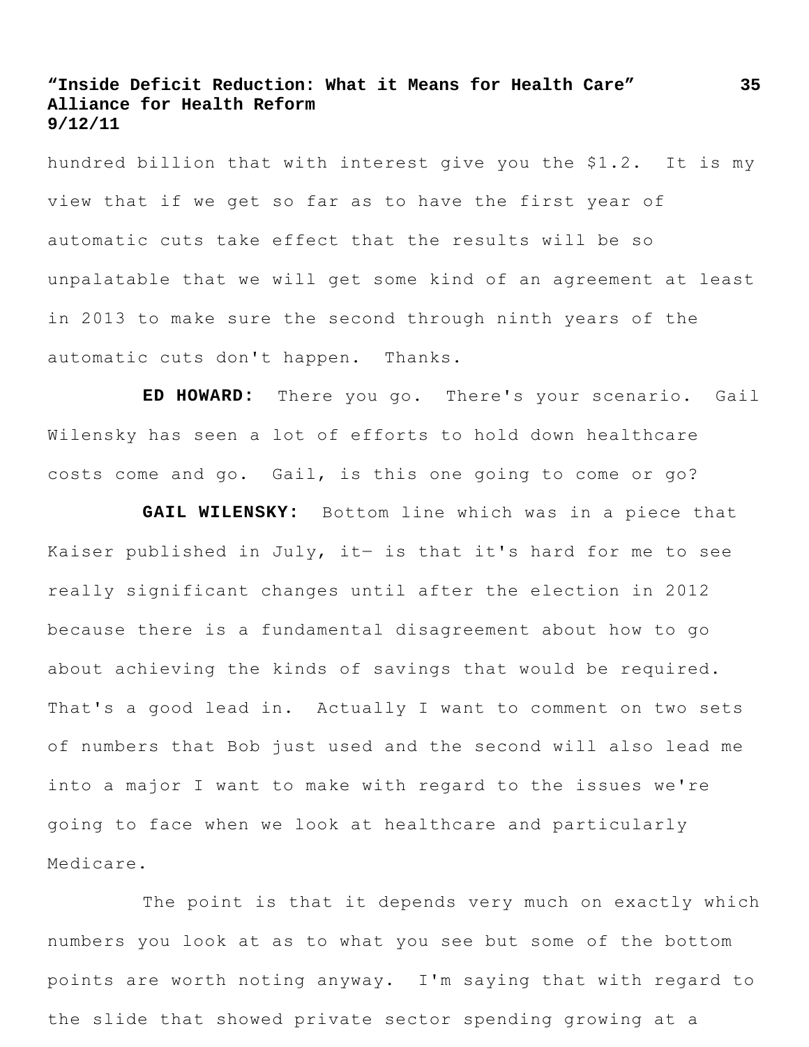hundred billion that with interest give you the $1.2. It is my view that if we get so far as to have the first year of automatic cuts take effect that the results will be so unpalatable that we will get some kind of an agreement at least in 2013 to make sure the second through ninth years of the automatic cuts don't happen. Thanks.

**ED HOWARD:** There you go. There's your scenario. Gail Wilensky has seen a lot of efforts to hold down healthcare costs come and go. Gail, is this one going to come or go?

**GAIL WILENSKY:** Bottom line which was in a piece that Kaiser published in July, it— is that it's hard for me to see really significant changes until after the election in 2012 because there is a fundamental disagreement about how to go about achieving the kinds of savings that would be required. That's a good lead in. Actually I want to comment on two sets of numbers that Bob just used and the second will also lead me into a major I want to make with regard to the issues we're going to face when we look at healthcare and particularly Medicare.

The point is that it depends very much on exactly which numbers you look at as to what you see but some of the bottom points are worth noting anyway. I'm saying that with regard to the slide that showed private sector spending growing at a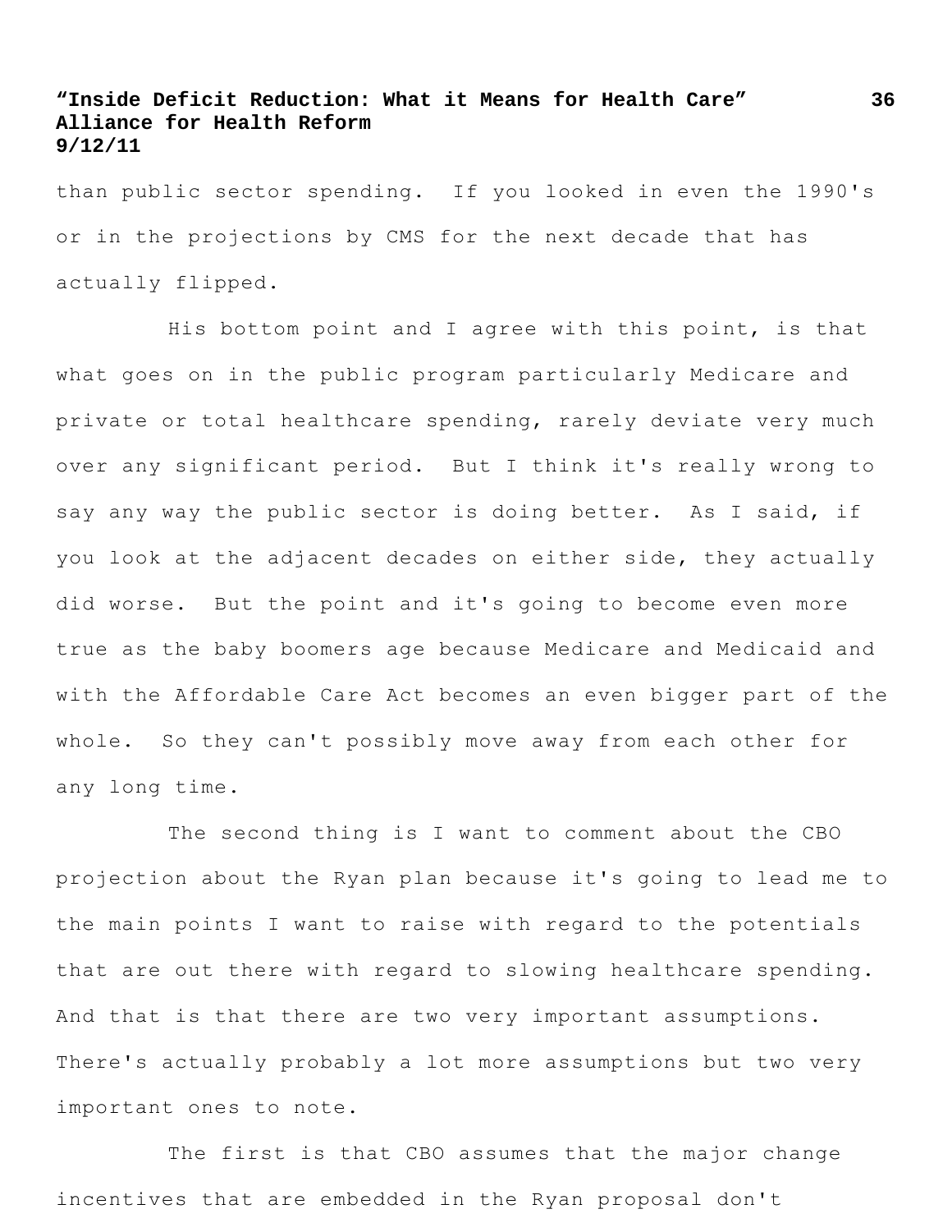than public sector spending. If you looked in even the 1990's or in the projections by CMS for the next decade that has actually flipped.

His bottom point and I agree with this point, is that what goes on in the public program particularly Medicare and private or total healthcare spending, rarely deviate very much over any significant period. But I think it's really wrong to say any way the public sector is doing better. As I said, if you look at the adjacent decades on either side, they actually did worse. But the point and it's going to become even more true as the baby boomers age because Medicare and Medicaid and with the Affordable Care Act becomes an even bigger part of the whole. So they can't possibly move away from each other for any long time.

The second thing is I want to comment about the CBO projection about the Ryan plan because it's going to lead me to the main points I want to raise with regard to the potentials that are out there with regard to slowing healthcare spending. And that is that there are two very important assumptions. There's actually probably a lot more assumptions but two very important ones to note.

The first is that CBO assumes that the major change incentives that are embedded in the Ryan proposal don't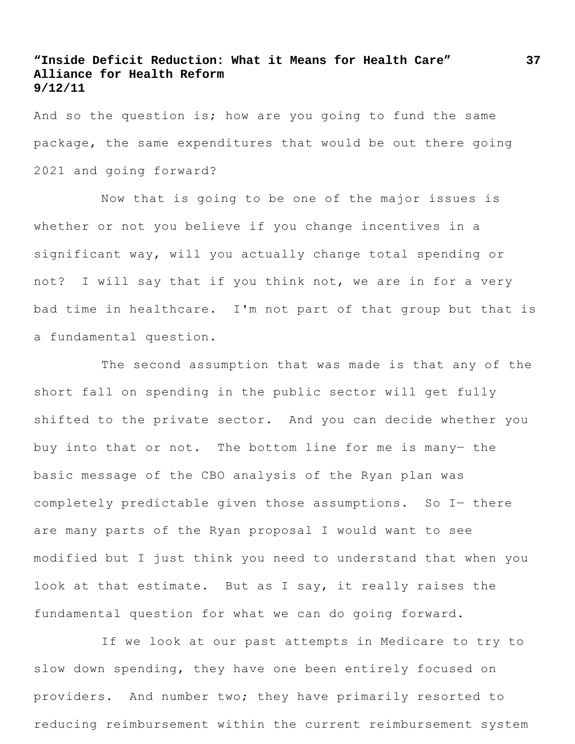And so the question is; how are you going to fund the same package, the same expenditures that would be out there going 2021 and going forward?

Now that is going to be one of the major issues is whether or not you believe if you change incentives in a significant way, will you actually change total spending or not? I will say that if you think not, we are in for a very bad time in healthcare. I'm not part of that group but that is a fundamental question.

The second assumption that was made is that any of the short fall on spending in the public sector will get fully shifted to the private sector. And you can decide whether you buy into that or not. The bottom line for me is many— the basic message of the CBO analysis of the Ryan plan was completely predictable given those assumptions. So I— there are many parts of the Ryan proposal I would want to see modified but I just think you need to understand that when you look at that estimate. But as I say, it really raises the fundamental question for what we can do going forward.

If we look at our past attempts in Medicare to try to slow down spending, they have one been entirely focused on providers. And number two; they have primarily resorted to reducing reimbursement within the current reimbursement system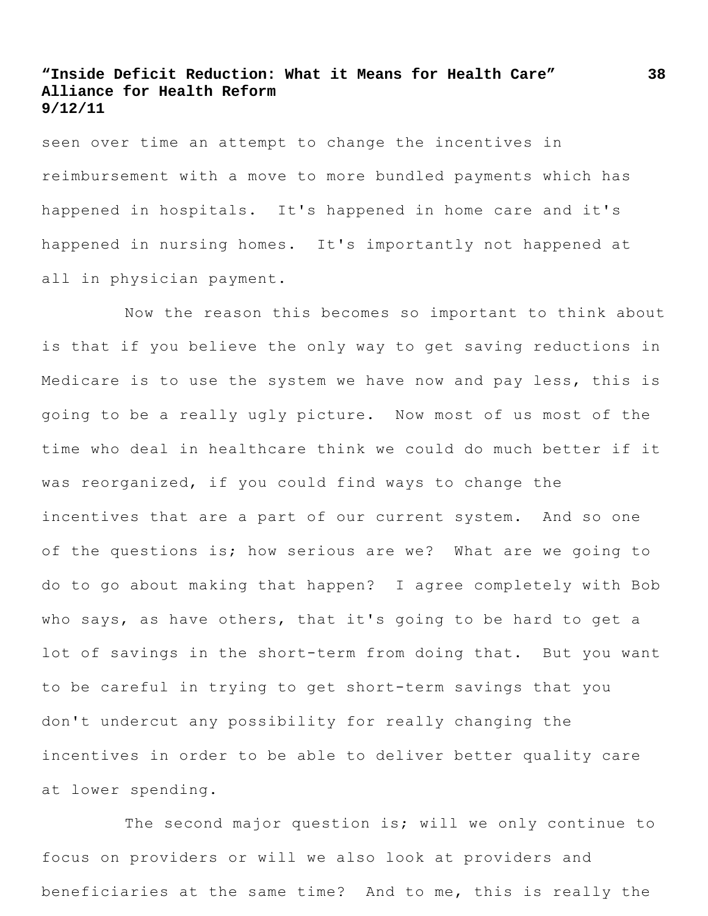seen over time an attempt to change the incentives in reimbursement with a move to more bundled payments which has happened in hospitals. It's happened in home care and it's happened in nursing homes. It's importantly not happened at all in physician payment.

Now the reason this becomes so important to think about is that if you believe the only way to get saving reductions in Medicare is to use the system we have now and pay less, this is going to be a really ugly picture. Now most of us most of the time who deal in healthcare think we could do much better if it was reorganized, if you could find ways to change the incentives that are a part of our current system. And so one of the questions is; how serious are we? What are we going to do to go about making that happen? I agree completely with Bob who says, as have others, that it's going to be hard to get a lot of savings in the short-term from doing that. But you want to be careful in trying to get short-term savings that you don't undercut any possibility for really changing the incentives in order to be able to deliver better quality care at lower spending.

The second major question is; will we only continue to focus on providers or will we also look at providers and beneficiaries at the same time? And to me, this is really the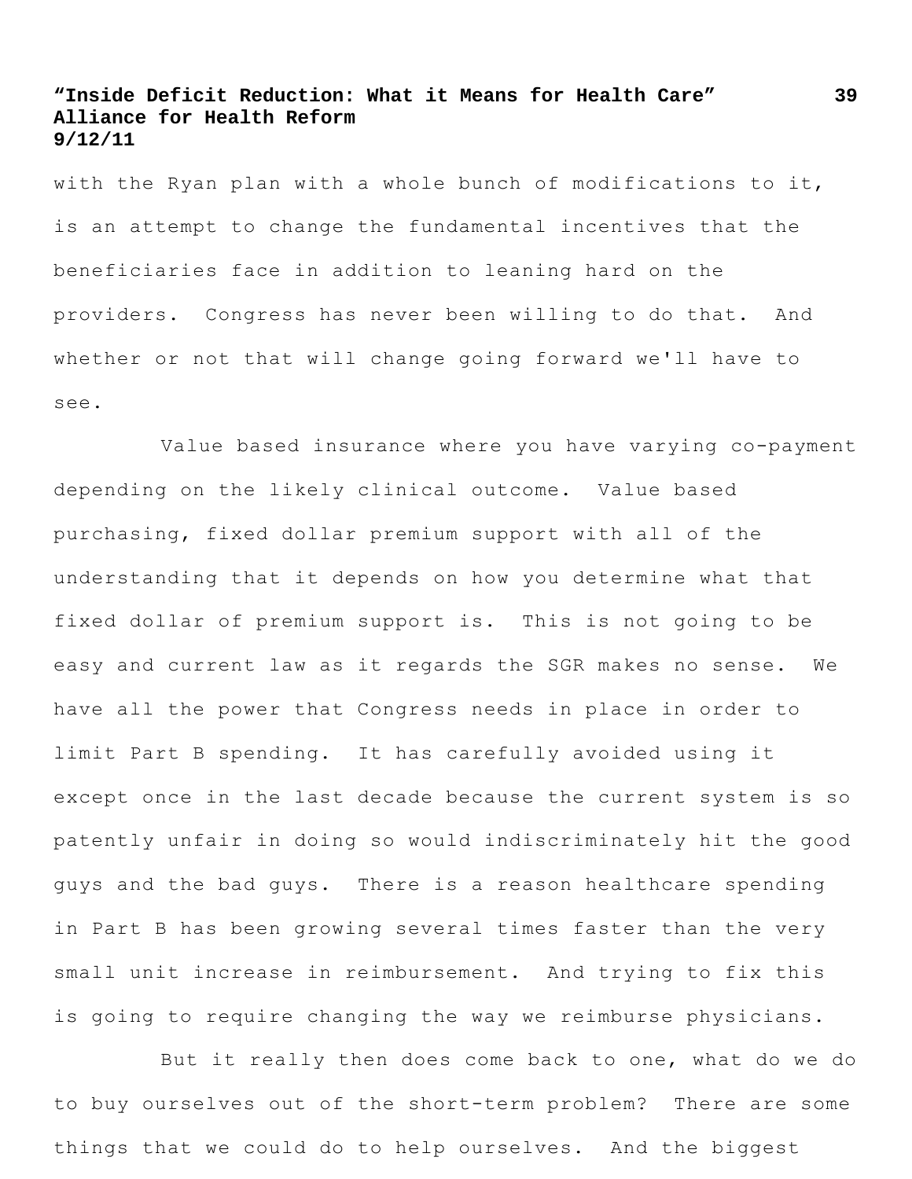with the Ryan plan with a whole bunch of modifications to it, is an attempt to change the fundamental incentives that the beneficiaries face in addition to leaning hard on the providers. Congress has never been willing to do that. And whether or not that will change going forward we'll have to see.

Value based insurance where you have varying co-payment depending on the likely clinical outcome. Value based purchasing, fixed dollar premium support with all of the understanding that it depends on how you determine what that fixed dollar of premium support is. This is not going to be easy and current law as it regards the SGR makes no sense. We have all the power that Congress needs in place in order to limit Part B spending. It has carefully avoided using it except once in the last decade because the current system is so patently unfair in doing so would indiscriminately hit the good guys and the bad guys. There is a reason healthcare spending in Part B has been growing several times faster than the very small unit increase in reimbursement. And trying to fix this is going to require changing the way we reimburse physicians.

But it really then does come back to one, what do we do to buy ourselves out of the short-term problem? There are some things that we could do to help ourselves. And the biggest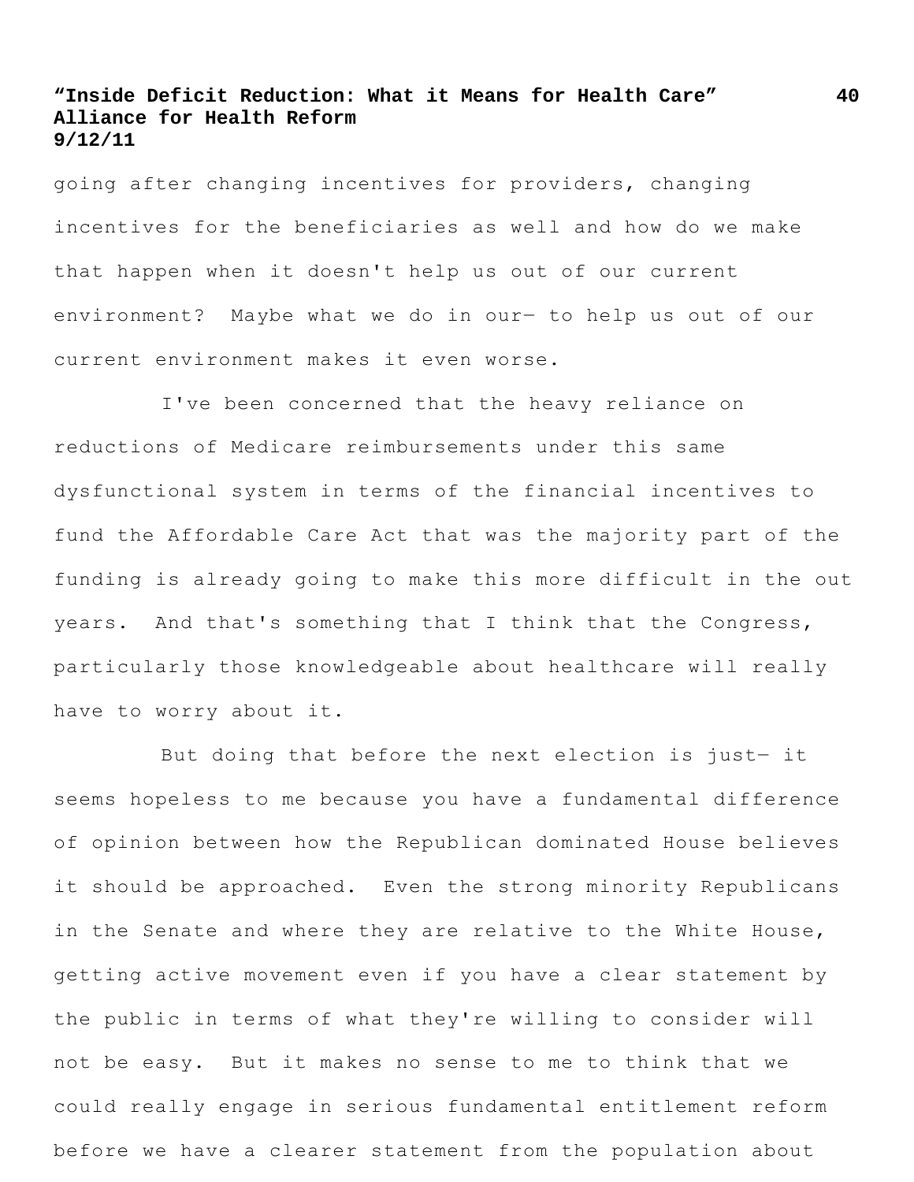going after changing incentives for providers, changing incentives for the beneficiaries as well and how do we make that happen when it doesn't help us out of our current environment? Maybe what we do in our— to help us out of our current environment makes it even worse.

I've been concerned that the heavy reliance on reductions of Medicare reimbursements under this same dysfunctional system in terms of the financial incentives to fund the Affordable Care Act that was the majority part of the funding is already going to make this more difficult in the out years. And that's something that I think that the Congress, particularly those knowledgeable about healthcare will really have to worry about it.

But doing that before the next election is just— it seems hopeless to me because you have a fundamental difference of opinion between how the Republican dominated House believes it should be approached. Even the strong minority Republicans in the Senate and where they are relative to the White House, getting active movement even if you have a clear statement by the public in terms of what they're willing to consider will not be easy. But it makes no sense to me to think that we could really engage in serious fundamental entitlement reform before we have a clearer statement from the population about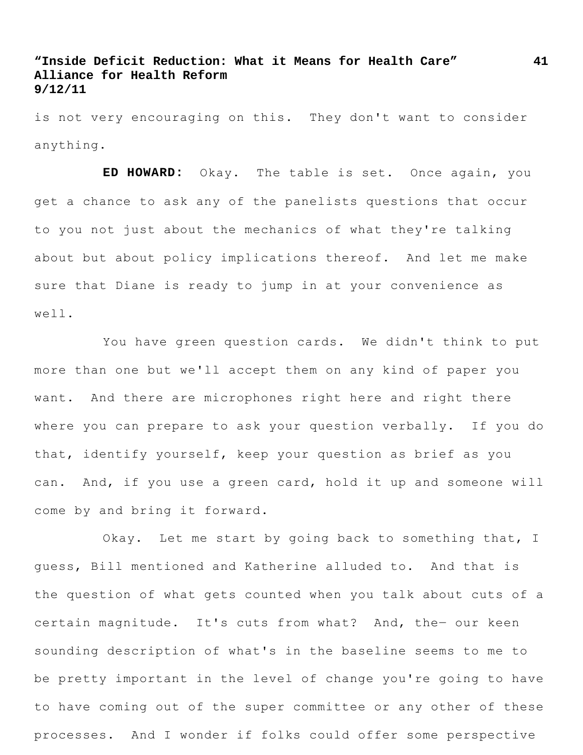is not very encouraging on this. They don't want to consider anything.

**ED HOWARD:** Okay. The table is set. Once again, you get a chance to ask any of the panelists questions that occur to you not just about the mechanics of what they're talking about but about policy implications thereof. And let me make sure that Diane is ready to jump in at your convenience as well.

You have green question cards. We didn't think to put more than one but we'll accept them on any kind of paper you want. And there are microphones right here and right there where you can prepare to ask your question verbally. If you do that, identify yourself, keep your question as brief as you can. And, if you use a green card, hold it up and someone will come by and bring it forward.

Okay. Let me start by going back to something that, I guess, Bill mentioned and Katherine alluded to. And that is the question of what gets counted when you talk about cuts of a certain magnitude. It's cuts from what? And, the— our keen sounding description of what's in the baseline seems to me to be pretty important in the level of change you're going to have to have coming out of the super committee or any other of these processes. And I wonder if folks could offer some perspective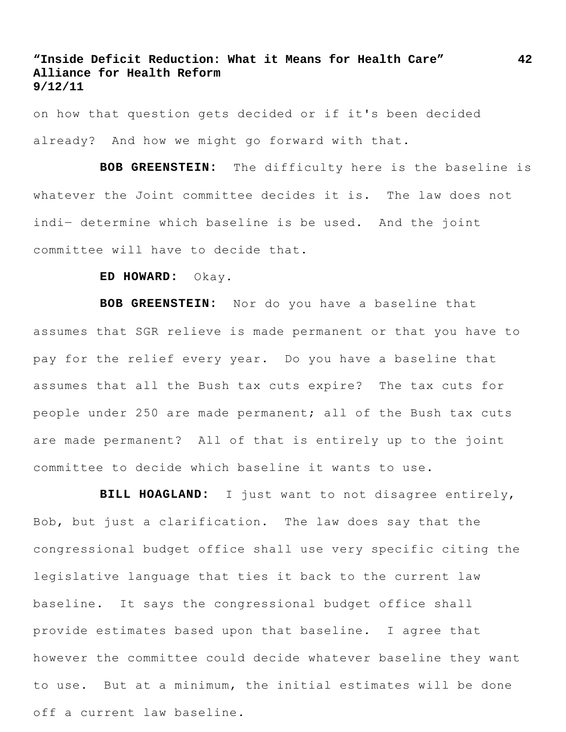on how that question gets decided or if it's been decided already? And how we might go forward with that.

**BOB GREENSTEIN:** The difficulty here is the baseline is whatever the Joint committee decides it is. The law does not indi— determine which baseline is be used. And the joint committee will have to decide that.

**ED HOWARD:** Okay.

**BOB GREENSTEIN:** Nor do you have a baseline that assumes that SGR relieve is made permanent or that you have to pay for the relief every year. Do you have a baseline that assumes that all the Bush tax cuts expire? The tax cuts for people under 250 are made permanent; all of the Bush tax cuts are made permanent? All of that is entirely up to the joint committee to decide which baseline it wants to use.

**BILL HOAGLAND:** I just want to not disagree entirely, Bob, but just a clarification. The law does say that the congressional budget office shall use very specific citing the legislative language that ties it back to the current law baseline. It says the congressional budget office shall provide estimates based upon that baseline. I agree that however the committee could decide whatever baseline they want to use. But at a minimum, the initial estimates will be done off a current law baseline.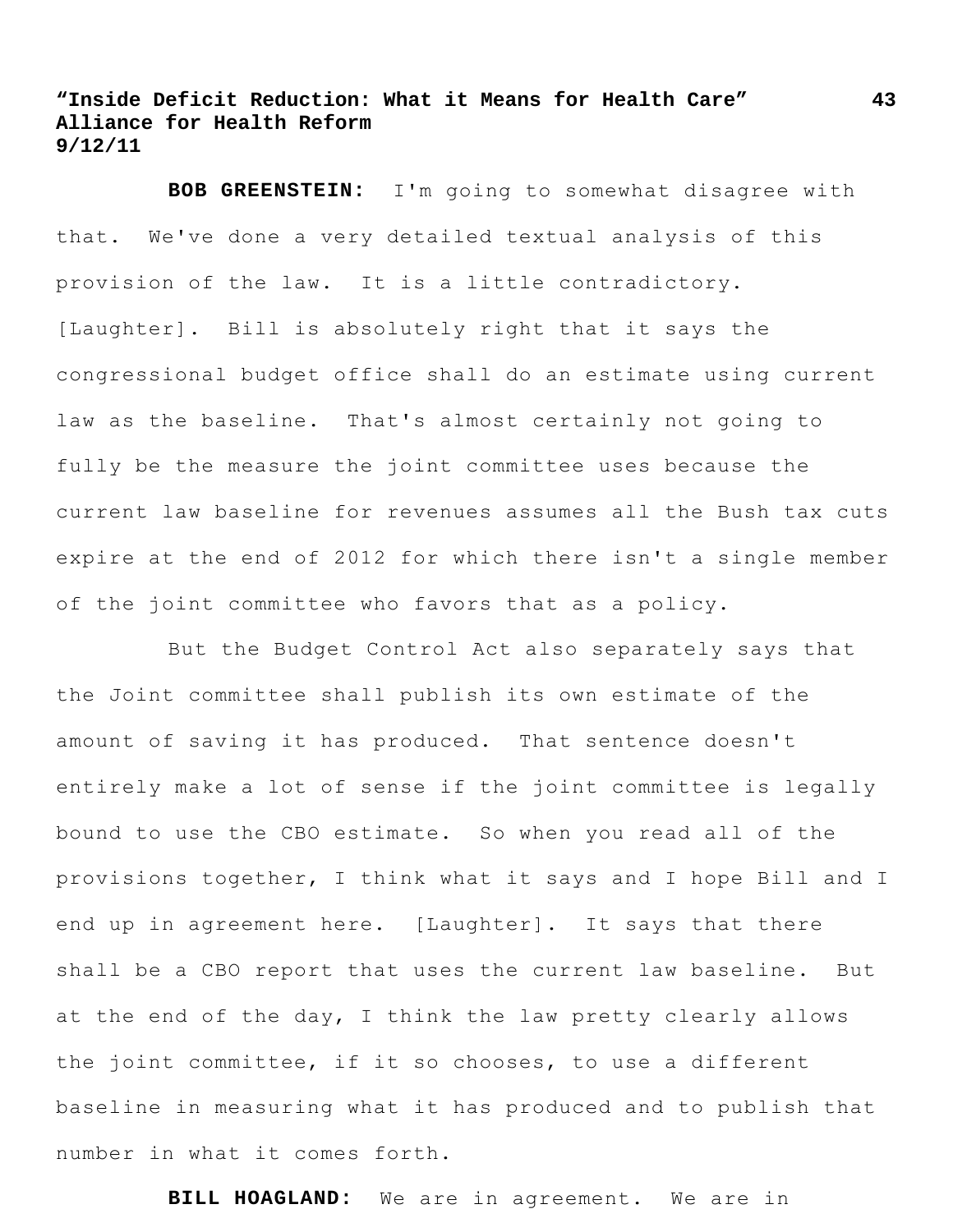**BOB GREENSTEIN:** I'm going to somewhat disagree with that. We've done a very detailed textual analysis of this provision of the law. It is a little contradictory. [Laughter]. Bill is absolutely right that it says the congressional budget office shall do an estimate using current law as the baseline. That's almost certainly not going to fully be the measure the joint committee uses because the current law baseline for revenues assumes all the Bush tax cuts expire at the end of 2012 for which there isn't a single member of the joint committee who favors that as a policy.

But the Budget Control Act also separately says that the Joint committee shall publish its own estimate of the amount of saving it has produced. That sentence doesn't entirely make a lot of sense if the joint committee is legally bound to use the CBO estimate. So when you read all of the provisions together, I think what it says and I hope Bill and I end up in agreement here. [Laughter]. It says that there shall be a CBO report that uses the current law baseline. But at the end of the day, I think the law pretty clearly allows the joint committee, if it so chooses, to use a different baseline in measuring what it has produced and to publish that number in what it comes forth.

**BILL HOAGLAND:** We are in agreement. We are in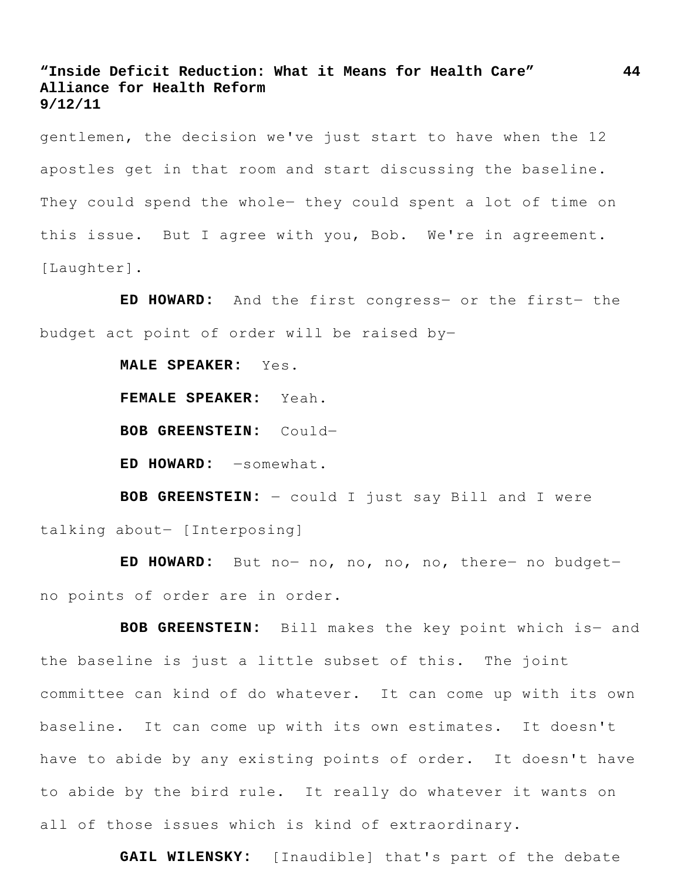gentlemen, the decision we've just start to have when the 12 apostles get in that room and start discussing the baseline. They could spend the whole— they could spent a lot of time on this issue. But I agree with you, Bob. We're in agreement. [Laughter].

**ED HOWARD:** And the first congress— or the first— the budget act point of order will be raised by—

**MALE SPEAKER:** Yes.

**FEMALE SPEAKER:** Yeah.

**BOB GREENSTEIN:** Could—

**ED HOWARD:** —somewhat.

**BOB GREENSTEIN:** — could I just say Bill and I were talking about— [Interposing]

**ED HOWARD:** But no— no, no, no, no, there— no budget— no points of order are in order.

**BOB GREENSTEIN:** Bill makes the key point which is— and the baseline is just a little subset of this. The joint committee can kind of do whatever. It can come up with its own baseline. It can come up with its own estimates. It doesn't have to abide by any existing points of order. It doesn't have to abide by the bird rule. It really do whatever it wants on all of those issues which is kind of extraordinary.

**GAIL WILENSKY:** [Inaudible] that's part of the debate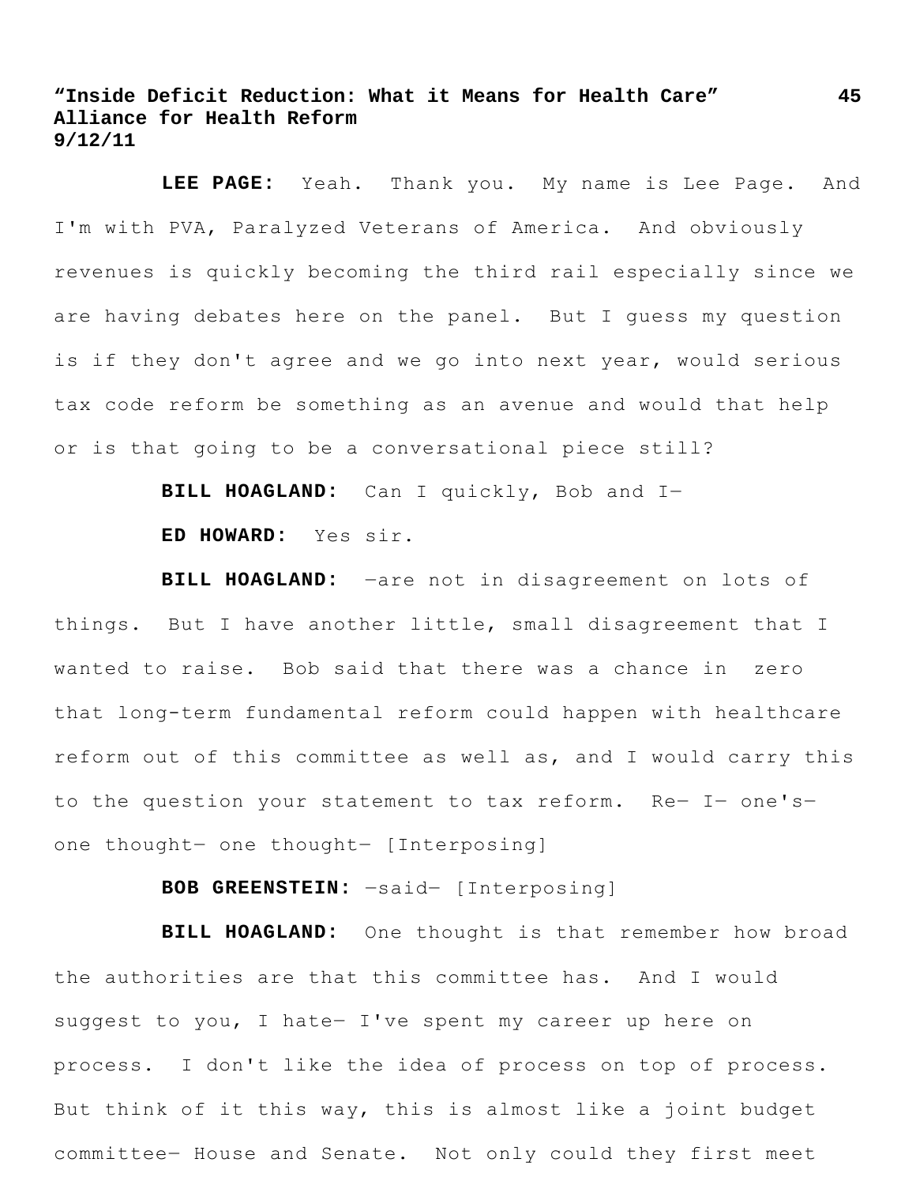**LEE PAGE:** Yeah. Thank you. My name is Lee Page. And I'm with PVA, Paralyzed Veterans of America. And obviously revenues is quickly becoming the third rail especially since we are having debates here on the panel. But I guess my question is if they don't agree and we go into next year, would serious tax code reform be something as an avenue and would that help or is that going to be a conversational piece still?

**BILL HOAGLAND:** Can I quickly, Bob and I—

**ED HOWARD:** Yes sir.

**BILL HOAGLAND:** —are not in disagreement on lots of things. But I have another little, small disagreement that I wanted to raise. Bob said that there was a chance in zero that long-term fundamental reform could happen with healthcare reform out of this committee as well as, and I would carry this to the question your statement to tax reform. Re— I— one's— one thought— one thought— [Interposing]

**BOB GREENSTEIN:** —said— [Interposing]

**BILL HOAGLAND:** One thought is that remember how broad the authorities are that this committee has. And I would suggest to you, I hate— I've spent my career up here on process. I don't like the idea of process on top of process. But think of it this way, this is almost like a joint budget committee— House and Senate. Not only could they first meet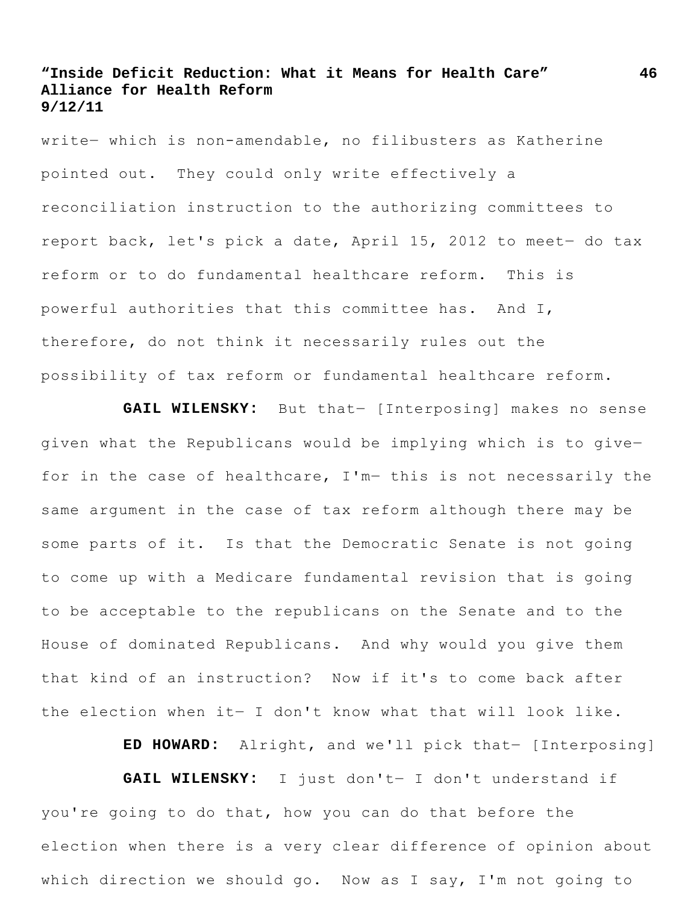write— which is non-amendable, no filibusters as Katherine pointed out. They could only write effectively a reconciliation instruction to the authorizing committees to report back, let's pick a date, April 15, 2012 to meet— do tax reform or to do fundamental healthcare reform. This is powerful authorities that this committee has. And I, therefore, do not think it necessarily rules out the possibility of tax reform or fundamental healthcare reform.

**GAIL WILENSKY:** But that— [Interposing] makes no sense given what the Republicans would be implying which is to give— for in the case of healthcare, I'm— this is not necessarily the same argument in the case of tax reform although there may be some parts of it. Is that the Democratic Senate is not going to come up with a Medicare fundamental revision that is going to be acceptable to the republicans on the Senate and to the House of dominated Republicans. And why would you give them that kind of an instruction? Now if it's to come back after the election when it— I don't know what that will look like.

**ED HOWARD:** Alright, and we'll pick that— [Interposing]

**GAIL WILENSKY:** I just don't— I don't understand if you're going to do that, how you can do that before the election when there is a very clear difference of opinion about which direction we should go. Now as I say, I'm not going to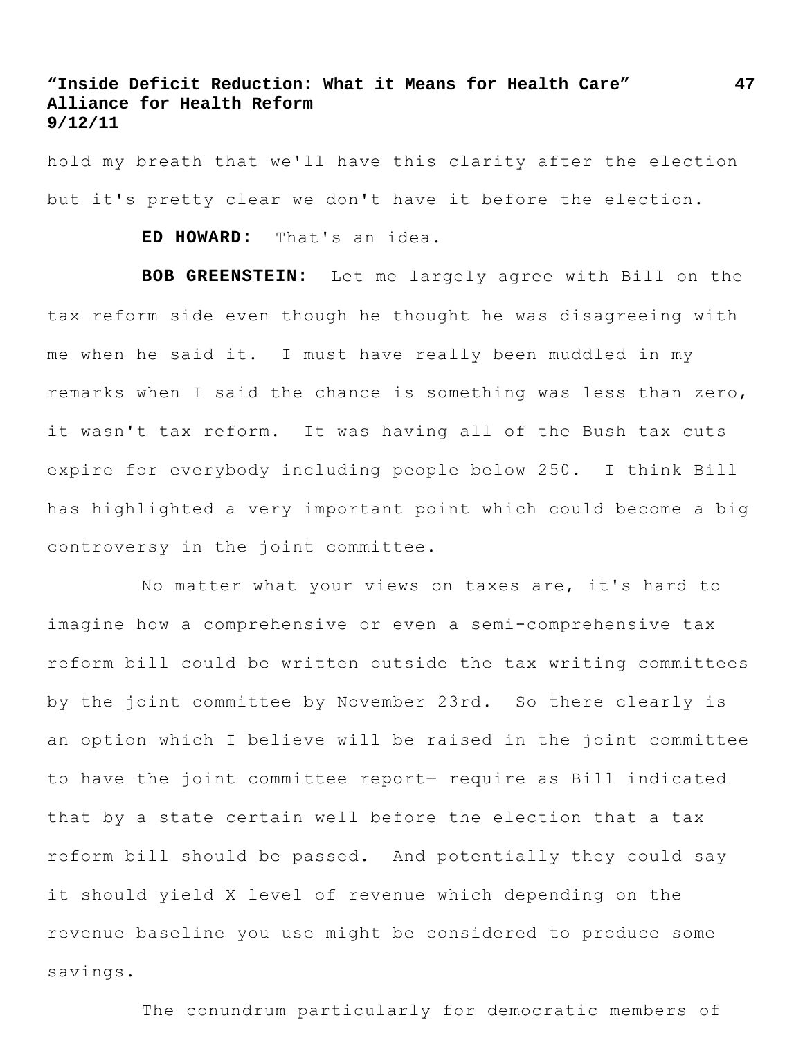hold my breath that we'll have this clarity after the election but it's pretty clear we don't have it before the election.

**ED HOWARD:** That's an idea.

**BOB GREENSTEIN:** Let me largely agree with Bill on the tax reform side even though he thought he was disagreeing with me when he said it. I must have really been muddled in my remarks when I said the chance is something was less than zero, it wasn't tax reform. It was having all of the Bush tax cuts expire for everybody including people below 250. I think Bill has highlighted a very important point which could become a big controversy in the joint committee.

No matter what your views on taxes are, it's hard to imagine how a comprehensive or even a semi-comprehensive tax reform bill could be written outside the tax writing committees by the joint committee by November 23rd. So there clearly is an option which I believe will be raised in the joint committee to have the joint committee report— require as Bill indicated that by a state certain well before the election that a tax reform bill should be passed. And potentially they could say it should yield X level of revenue which depending on the revenue baseline you use might be considered to produce some savings.

The conundrum particularly for democratic members of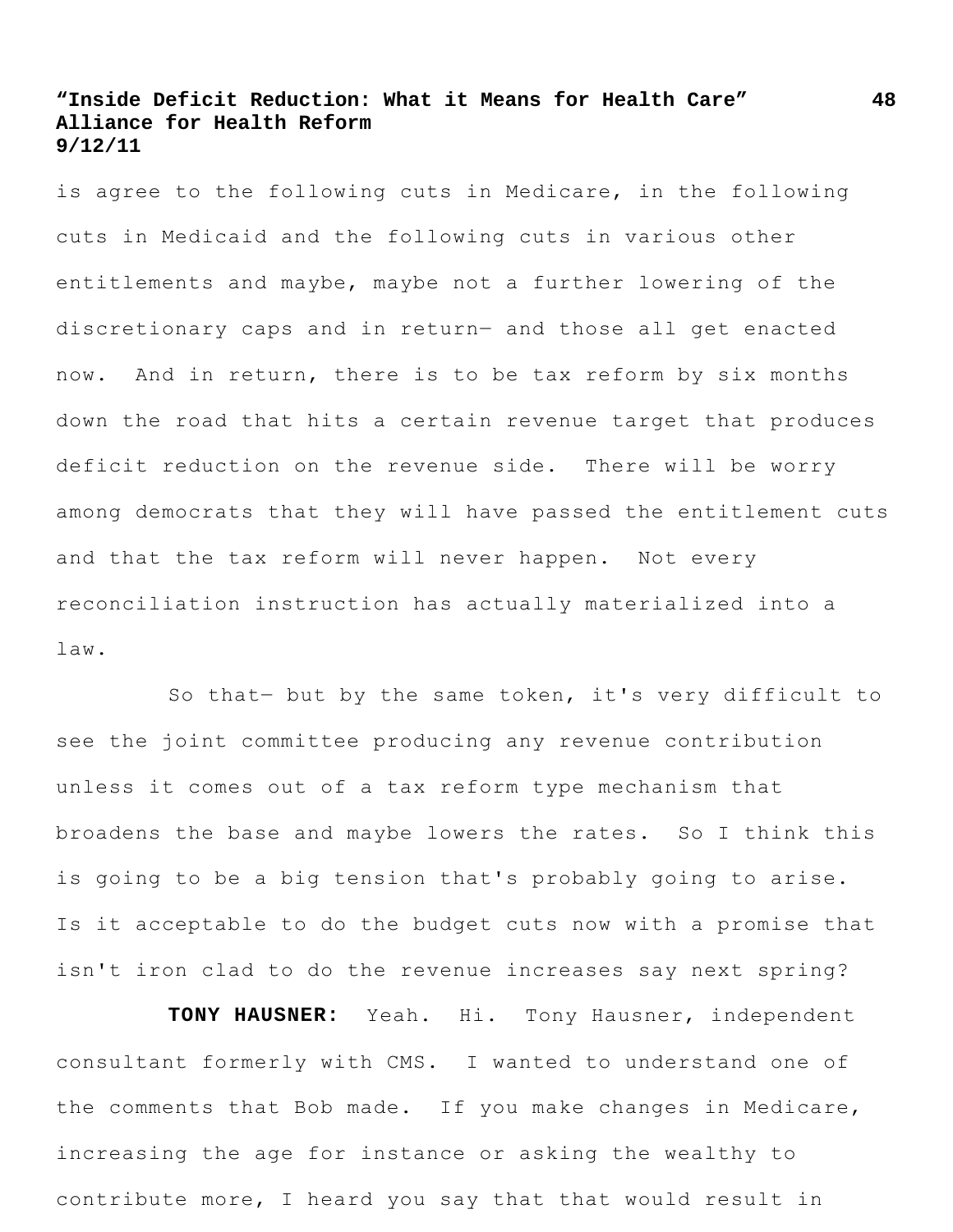is agree to the following cuts in Medicare, in the following cuts in Medicaid and the following cuts in various other entitlements and maybe, maybe not a further lowering of the discretionary caps and in return— and those all get enacted now. And in return, there is to be tax reform by six months down the road that hits a certain revenue target that produces deficit reduction on the revenue side. There will be worry among democrats that they will have passed the entitlement cuts and that the tax reform will never happen. Not every reconciliation instruction has actually materialized into a law.

So that— but by the same token, it's very difficult to see the joint committee producing any revenue contribution unless it comes out of a tax reform type mechanism that broadens the base and maybe lowers the rates. So I think this is going to be a big tension that's probably going to arise. Is it acceptable to do the budget cuts now with a promise that isn't iron clad to do the revenue increases say next spring?

**TONY HAUSNER:** Yeah. Hi. Tony Hausner, independent consultant formerly with CMS. I wanted to understand one of the comments that Bob made. If you make changes in Medicare, increasing the age for instance or asking the wealthy to contribute more, I heard you say that that would result in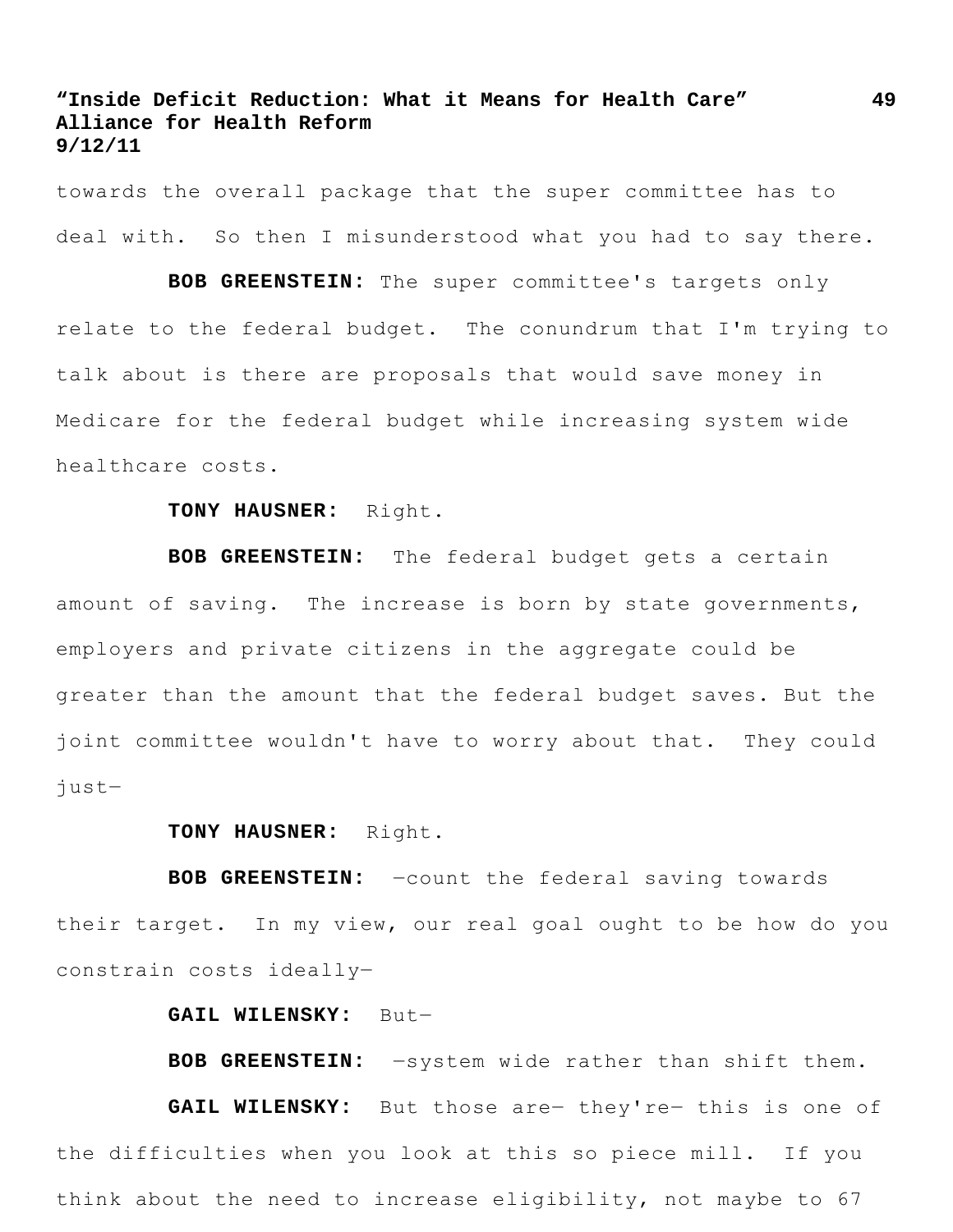towards the overall package that the super committee has to deal with. So then I misunderstood what you had to say there.

**BOB GREENSTEIN:** The super committee's targets only relate to the federal budget. The conundrum that I'm trying to talk about is there are proposals that would save money in Medicare for the federal budget while increasing system wide healthcare costs.

**TONY HAUSNER:** Right.

**BOB GREENSTEIN:** The federal budget gets a certain amount of saving. The increase is born by state governments, employers and private citizens in the aggregate could be greater than the amount that the federal budget saves. But the joint committee wouldn't have to worry about that. They could just—

**TONY HAUSNER:** Right.

**BOB GREENSTEIN:** —count the federal saving towards their target. In my view, our real goal ought to be how do you constrain costs ideally—

**GAIL WILENSKY:** But—

**BOB GREENSTEIN:** —system wide rather than shift them.

**GAIL WILENSKY:** But those are— they're— this is one of the difficulties when you look at this so piece mill. If you think about the need to increase eligibility, not maybe to 67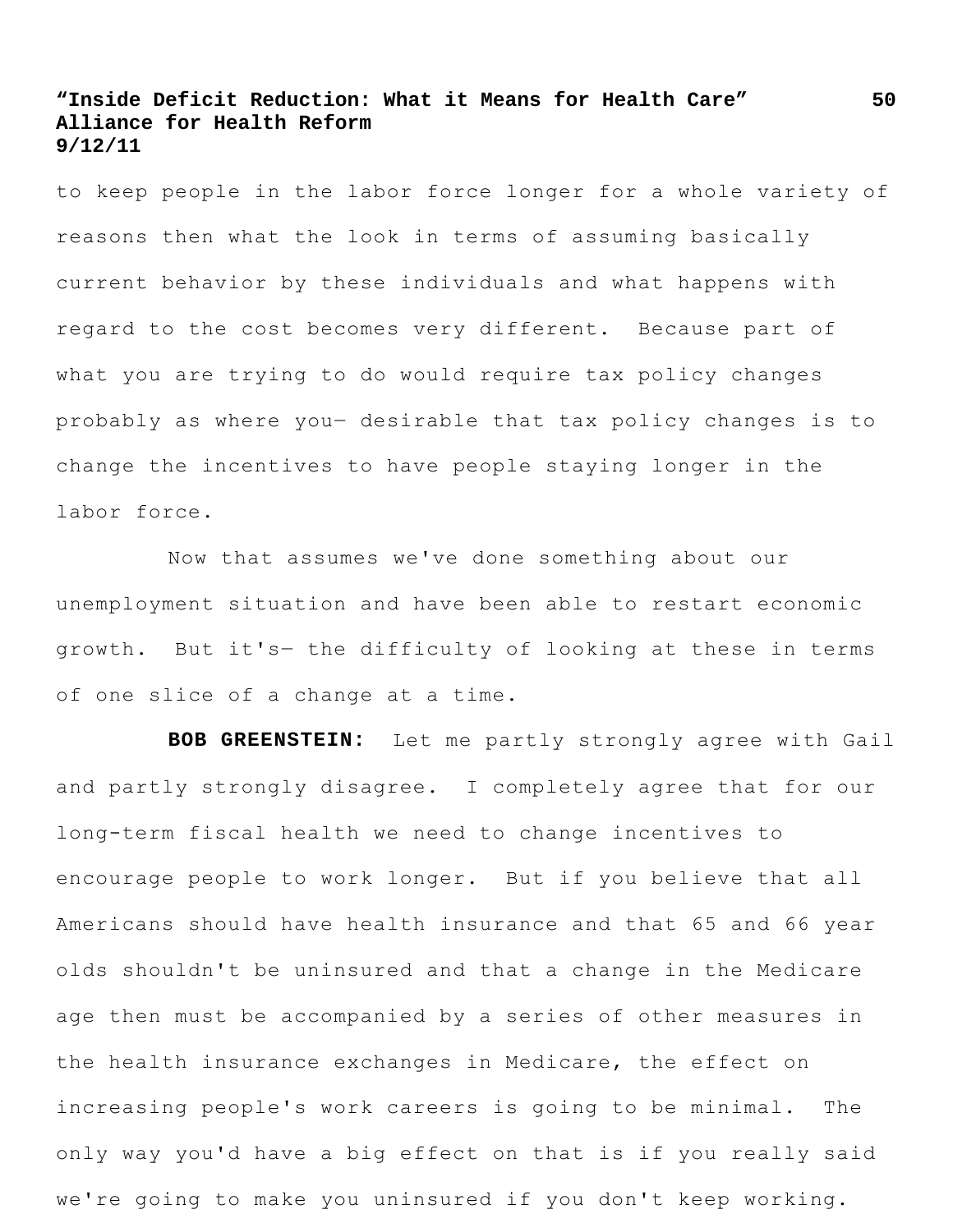to keep people in the labor force longer for a whole variety of reasons then what the look in terms of assuming basically current behavior by these individuals and what happens with regard to the cost becomes very different. Because part of what you are trying to do would require tax policy changes probably as where you— desirable that tax policy changes is to change the incentives to have people staying longer in the labor force.

Now that assumes we've done something about our unemployment situation and have been able to restart economic growth. But it's— the difficulty of looking at these in terms of one slice of a change at a time.

**BOB GREENSTEIN:** Let me partly strongly agree with Gail and partly strongly disagree. I completely agree that for our long-term fiscal health we need to change incentives to encourage people to work longer. But if you believe that all Americans should have health insurance and that 65 and 66 year olds shouldn't be uninsured and that a change in the Medicare age then must be accompanied by a series of other measures in the health insurance exchanges in Medicare, the effect on increasing people's work careers is going to be minimal. The only way you'd have a big effect on that is if you really said we're going to make you uninsured if you don't keep working.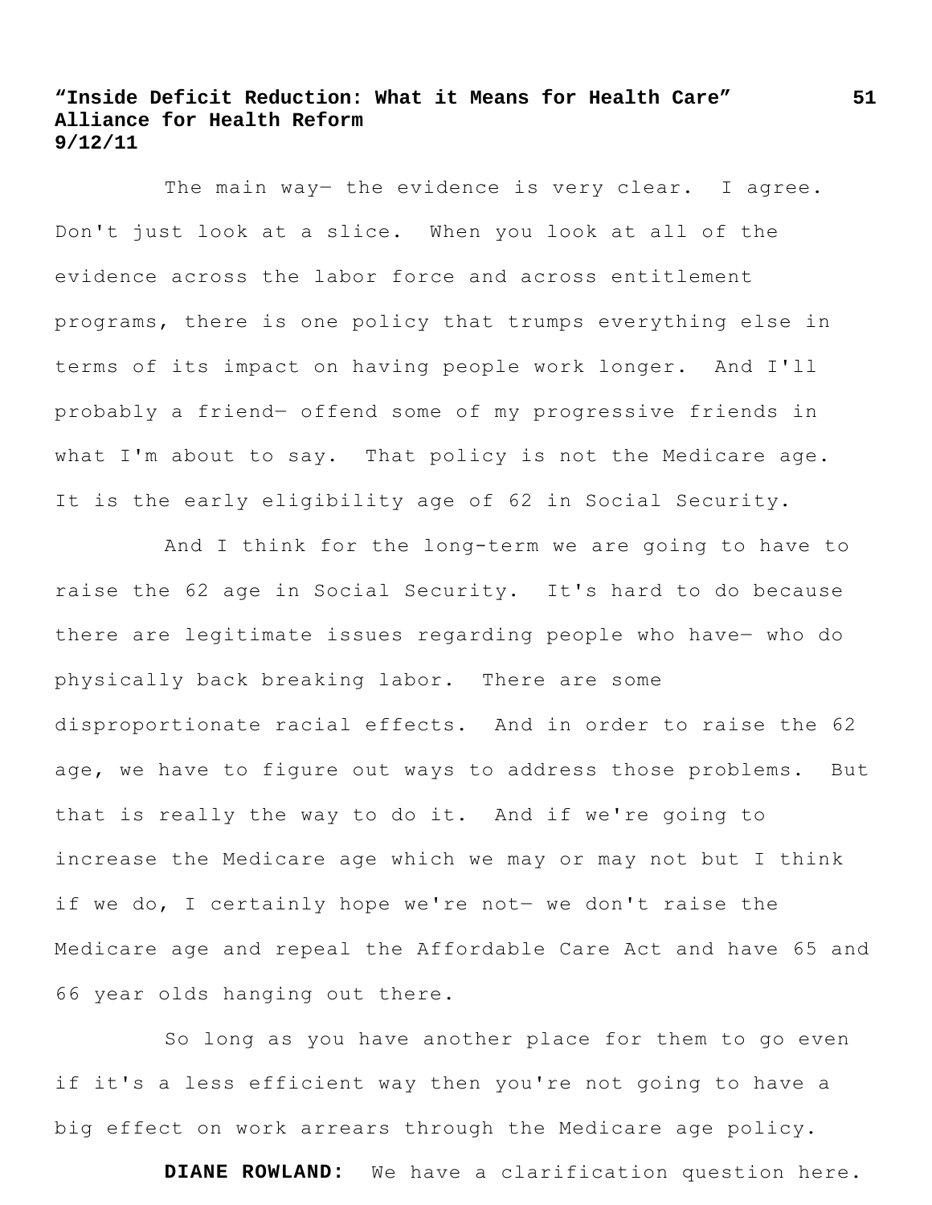The main way— the evidence is very clear. I agree. Don't just look at a slice. When you look at all of the evidence across the labor force and across entitlement programs, there is one policy that trumps everything else in terms of its impact on having people work longer. And I'll probably a friend— offend some of my progressive friends in what I'm about to say. That policy is not the Medicare age. It is the early eligibility age of 62 in Social Security.

And I think for the long-term we are going to have to raise the 62 age in Social Security. It's hard to do because there are legitimate issues regarding people who have— who do physically back breaking labor. There are some disproportionate racial effects. And in order to raise the 62 age, we have to figure out ways to address those problems. But that is really the way to do it. And if we're going to increase the Medicare age which we may or may not but I think if we do, I certainly hope we're not— we don't raise the Medicare age and repeal the Affordable Care Act and have 65 and 66 year olds hanging out there.

So long as you have another place for them to go even if it's a less efficient way then you're not going to have a big effect on work arrears through the Medicare age policy.

**DIANE ROWLAND:** We have a clarification question here.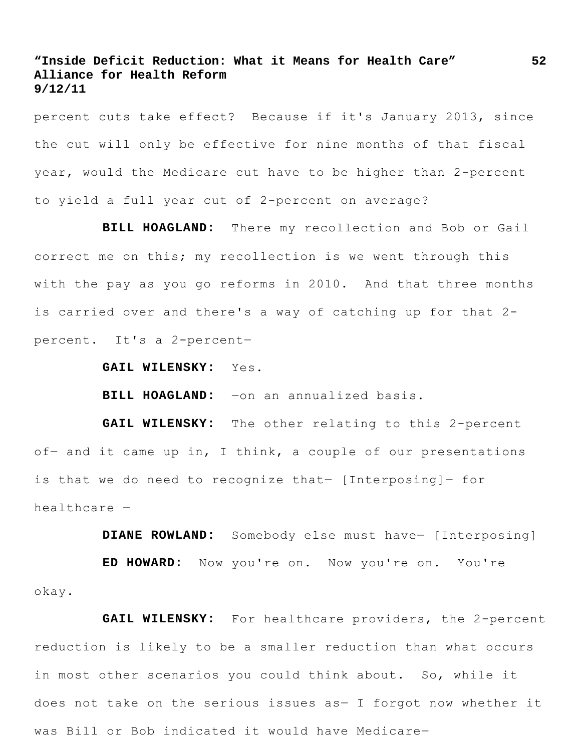percent cuts take effect? Because if it's January 2013, since the cut will only be effective for nine months of that fiscal year, would the Medicare cut have to be higher than 2-percent to yield a full year cut of 2-percent on average?

**BILL HOAGLAND:** There my recollection and Bob or Gail correct me on this; my recollection is we went through this with the pay as you go reforms in 2010. And that three months is carried over and there's a way of catching up for that 2-percent. It's a 2-percent—

**GAIL WILENSKY:** Yes.

**BILL HOAGLAND:** —on an annualized basis.

**GAIL WILENSKY:** The other relating to this 2-percent of— and it came up in, I think, a couple of our presentations is that we do need to recognize that— [Interposing]— for healthcare —

**DIANE ROWLAND:** Somebody else must have— [Interposing]

**ED HOWARD:** Now you're on. Now you're on. You're okay.

**GAIL WILENSKY:** For healthcare providers, the 2-percent reduction is likely to be a smaller reduction than what occurs in most other scenarios you could think about. So, while it does not take on the serious issues as— I forgot now whether it was Bill or Bob indicated it would have Medicare—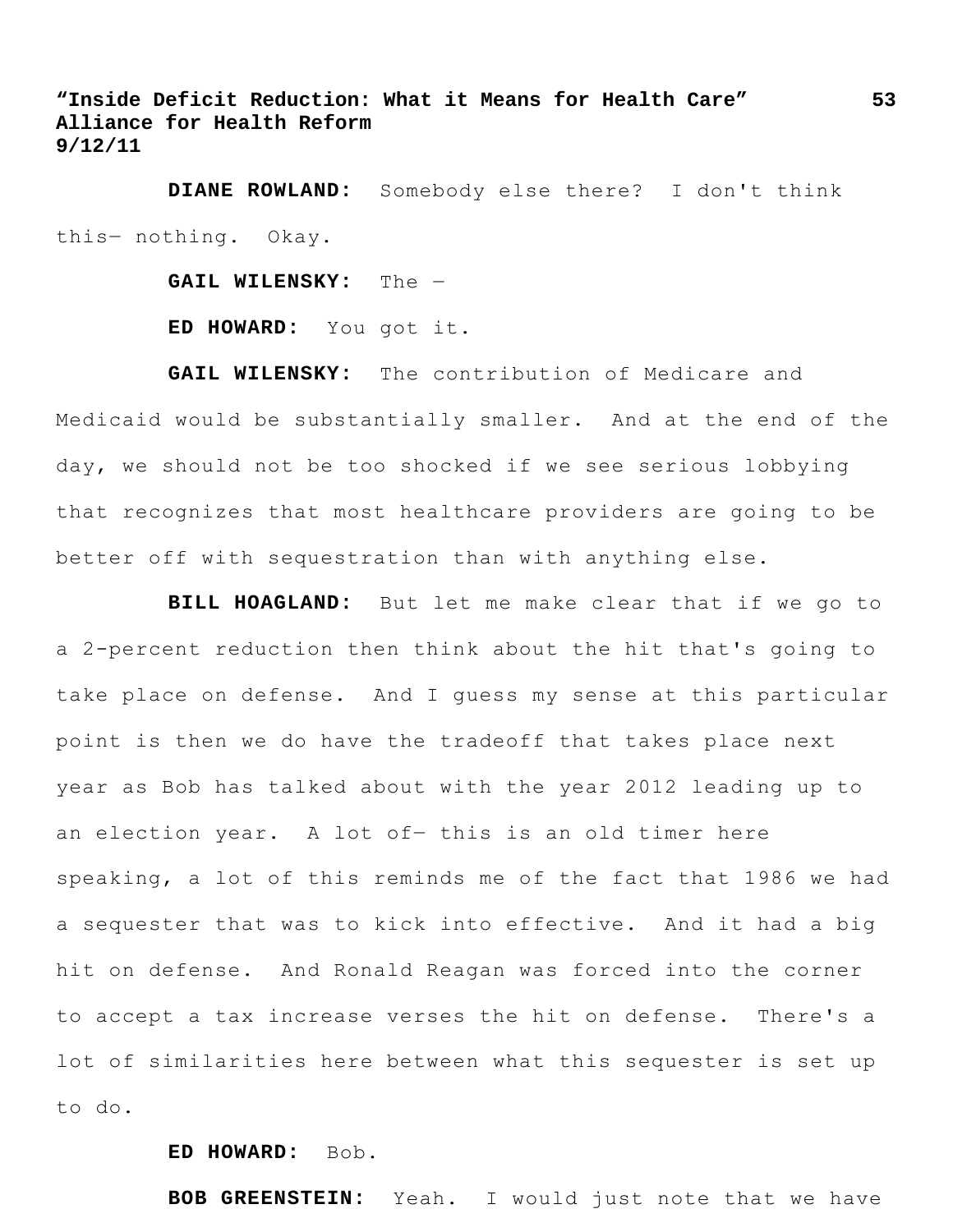**DIANE ROWLAND:** Somebody else there? I don't think this— nothing. Okay.

**GAIL WILENSKY:** The —

**ED HOWARD:** You got it.

**GAIL WILENSKY:** The contribution of Medicare and Medicaid would be substantially smaller. And at the end of the day, we should not be too shocked if we see serious lobbying that recognizes that most healthcare providers are going to be better off with sequestration than with anything else.

**BILL HOAGLAND:** But let me make clear that if we go to a 2-percent reduction then think about the hit that's going to take place on defense. And I guess my sense at this particular point is then we do have the tradeoff that takes place next year as Bob has talked about with the year 2012 leading up to an election year. A lot of— this is an old timer here speaking, a lot of this reminds me of the fact that 1986 we had a sequester that was to kick into effective. And it had a big hit on defense. And Ronald Reagan was forced into the corner to accept a tax increase verses the hit on defense. There's a lot of similarities here between what this sequester is set up to do.

**ED HOWARD:** Bob.

**BOB GREENSTEIN:** Yeah. I would just note that we have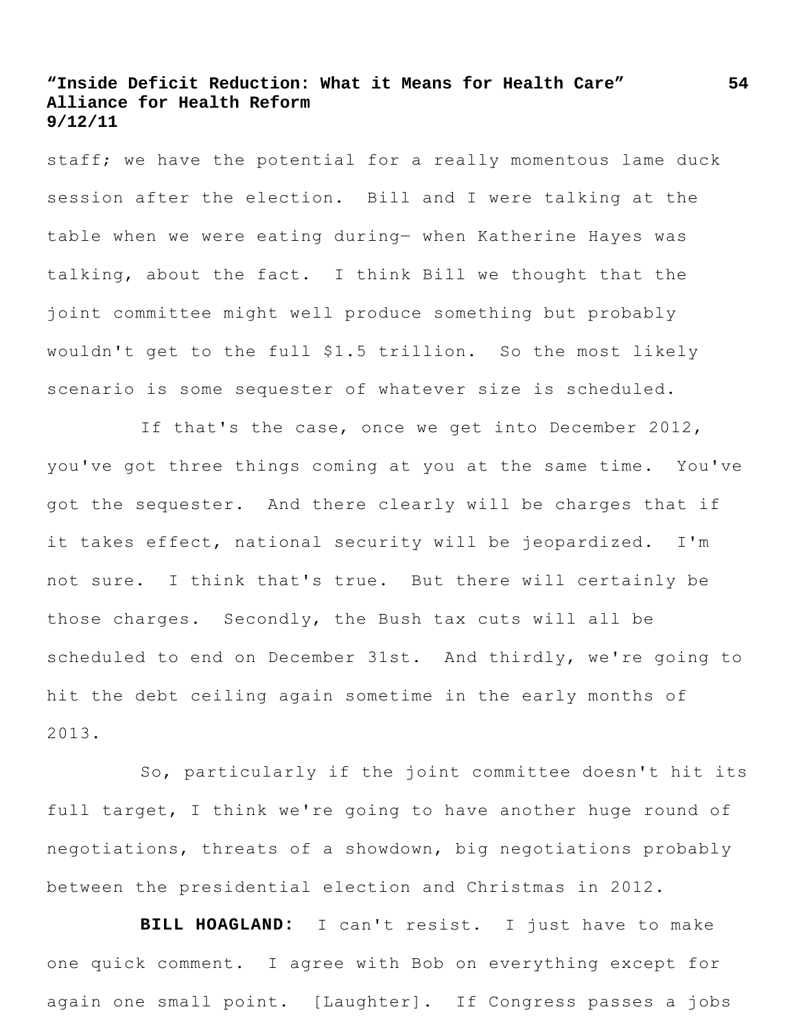staff; we have the potential for a really momentous lame duck session after the election. Bill and I were talking at the table when we were eating during— when Katherine Hayes was talking, about the fact. I think Bill we thought that the joint committee might well produce something but probably wouldn't get to the full $1.5 trillion. So the most likely scenario is some sequester of whatever size is scheduled.

If that's the case, once we get into December 2012, you've got three things coming at you at the same time. You've got the sequester. And there clearly will be charges that if it takes effect, national security will be jeopardized. I'm not sure. I think that's true. But there will certainly be those charges. Secondly, the Bush tax cuts will all be scheduled to end on December 31st. And thirdly, we're going to hit the debt ceiling again sometime in the early months of 2013.

So, particularly if the joint committee doesn't hit its full target, I think we're going to have another huge round of negotiations, threats of a showdown, big negotiations probably between the presidential election and Christmas in 2012.

**BILL HOAGLAND:** I can't resist. I just have to make one quick comment. I agree with Bob on everything except for again one small point. [Laughter]. If Congress passes a jobs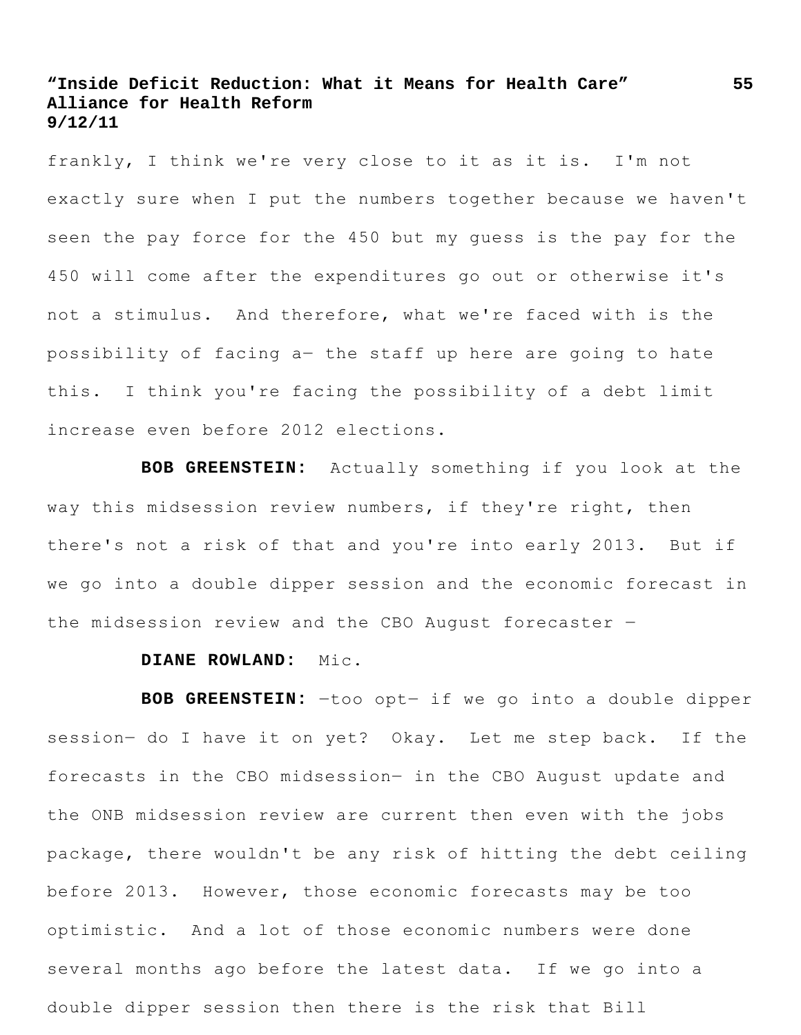frankly, I think we're very close to it as it is. I'm not exactly sure when I put the numbers together because we haven't seen the pay force for the 450 but my guess is the pay for the 450 will come after the expenditures go out or otherwise it's not a stimulus. And therefore, what we're faced with is the possibility of facing a— the staff up here are going to hate this. I think you're facing the possibility of a debt limit increase even before 2012 elections.

**BOB GREENSTEIN:** Actually something if you look at the way this midsession review numbers, if they're right, then there's not a risk of that and you're into early 2013. But if we go into a double dipper session and the economic forecast in the midsession review and the CBO August forecaster —

**DIANE ROWLAND:** Mic.

**BOB GREENSTEIN:** —too opt— if we go into a double dipper session— do I have it on yet? Okay. Let me step back. If the forecasts in the CBO midsession— in the CBO August update and the ONB midsession review are current then even with the jobs package, there wouldn't be any risk of hitting the debt ceiling before 2013. However, those economic forecasts may be too optimistic. And a lot of those economic numbers were done several months ago before the latest data. If we go into a double dipper session then there is the risk that Bill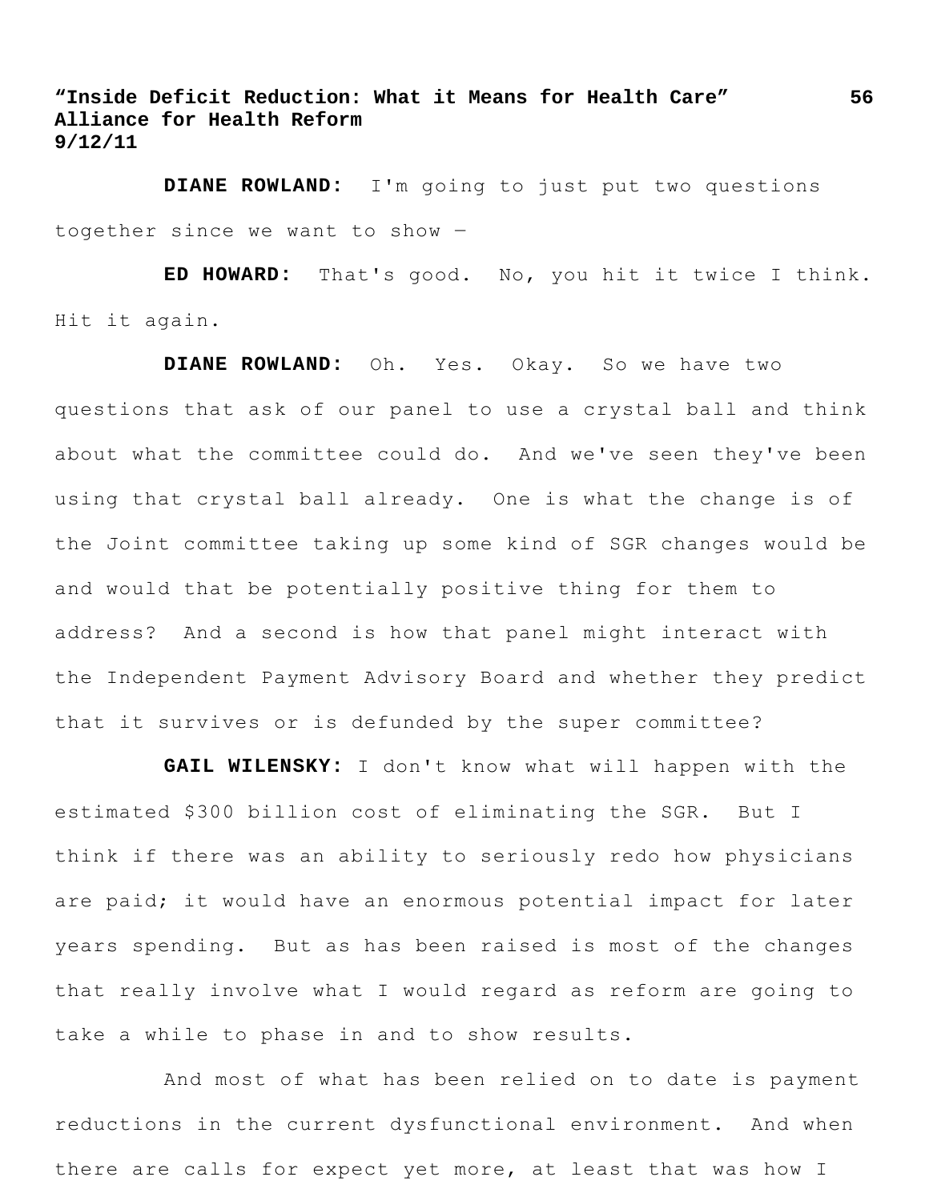**DIANE ROWLAND:** I'm going to just put two questions together since we want to show —

**ED HOWARD:** That's good. No, you hit it twice I think. Hit it again.

**DIANE ROWLAND:** Oh. Yes. Okay. So we have two questions that ask of our panel to use a crystal ball and think about what the committee could do. And we've seen they've been using that crystal ball already. One is what the change is of the Joint committee taking up some kind of SGR changes would be and would that be potentially positive thing for them to address? And a second is how that panel might interact with the Independent Payment Advisory Board and whether they predict that it survives or is defunded by the super committee?

**GAIL WILENSKY:** I don't know what will happen with the estimated $300 billion cost of eliminating the SGR. But I think if there was an ability to seriously redo how physicians are paid; it would have an enormous potential impact for later years spending. But as has been raised is most of the changes that really involve what I would regard as reform are going to take a while to phase in and to show results.

And most of what has been relied on to date is payment reductions in the current dysfunctional environment. And when there are calls for expect yet more, at least that was how I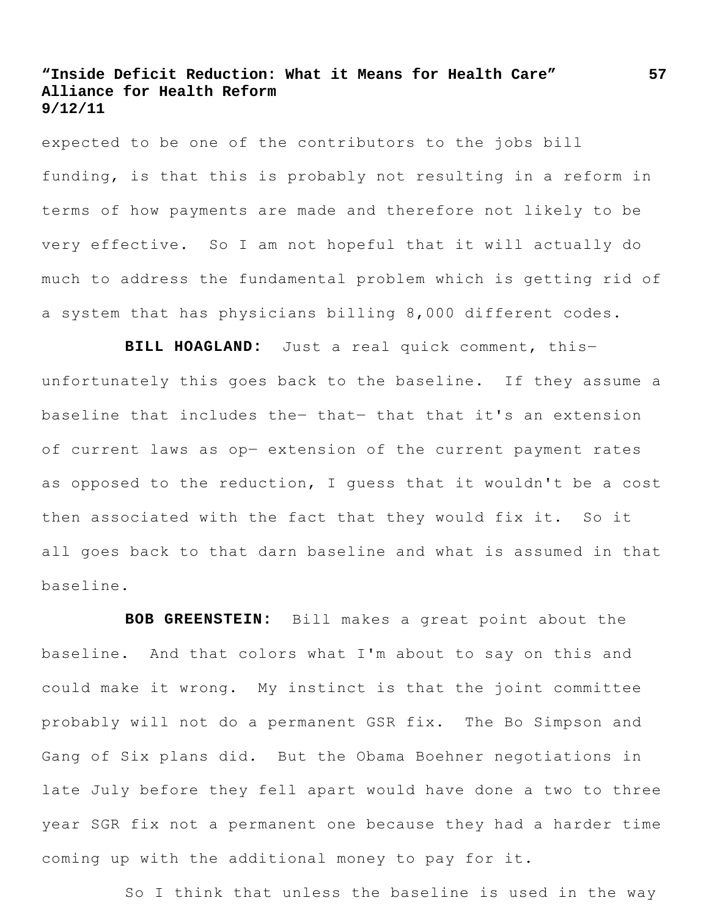expected to be one of the contributors to the jobs bill funding, is that this is probably not resulting in a reform in terms of how payments are made and therefore not likely to be very effective. So I am not hopeful that it will actually do much to address the fundamental problem which is getting rid of a system that has physicians billing 8,000 different codes.

**BILL HOAGLAND:** Just a real quick comment, this— unfortunately this goes back to the baseline. If they assume a baseline that includes the— that— that that it's an extension of current laws as op— extension of the current payment rates as opposed to the reduction, I guess that it wouldn't be a cost then associated with the fact that they would fix it. So it all goes back to that darn baseline and what is assumed in that baseline.

**BOB GREENSTEIN:** Bill makes a great point about the baseline. And that colors what I'm about to say on this and could make it wrong. My instinct is that the joint committee probably will not do a permanent GSR fix. The Bo Simpson and Gang of Six plans did. But the Obama Boehner negotiations in late July before they fell apart would have done a two to three year SGR fix not a permanent one because they had a harder time coming up with the additional money to pay for it.

So I think that unless the baseline is used in the way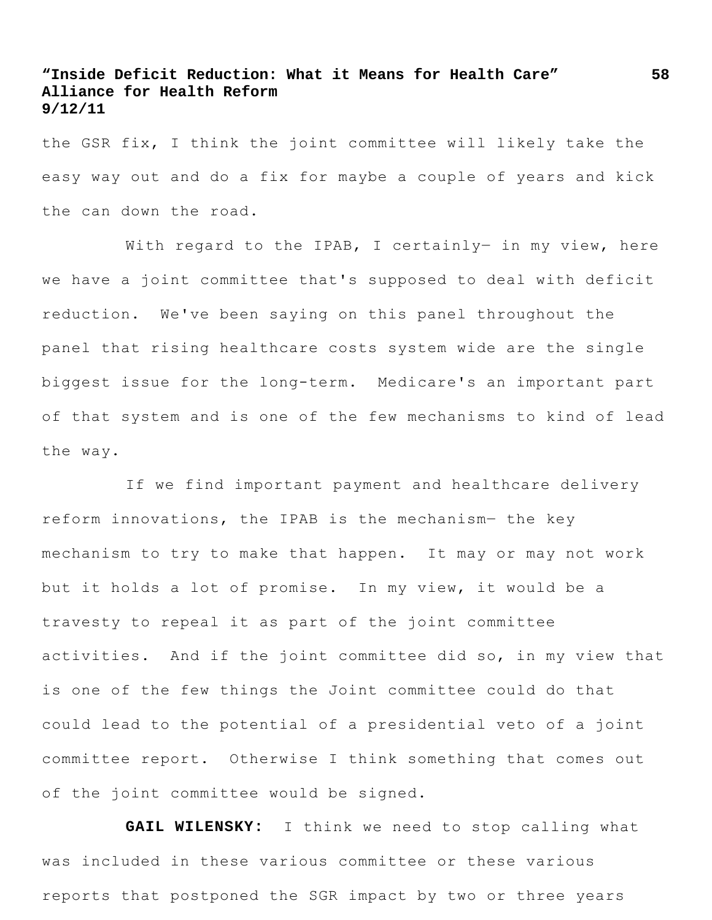the GSR fix, I think the joint committee will likely take the easy way out and do a fix for maybe a couple of years and kick the can down the road.

With regard to the IPAB, I certainly— in my view, here we have a joint committee that's supposed to deal with deficit reduction. We've been saying on this panel throughout the panel that rising healthcare costs system wide are the single biggest issue for the long-term. Medicare's an important part of that system and is one of the few mechanisms to kind of lead the way.

If we find important payment and healthcare delivery reform innovations, the IPAB is the mechanism— the key mechanism to try to make that happen. It may or may not work but it holds a lot of promise. In my view, it would be a travesty to repeal it as part of the joint committee activities. And if the joint committee did so, in my view that is one of the few things the Joint committee could do that could lead to the potential of a presidential veto of a joint committee report. Otherwise I think something that comes out of the joint committee would be signed.

**GAIL WILENSKY:** I think we need to stop calling what was included in these various committee or these various reports that postponed the SGR impact by two or three years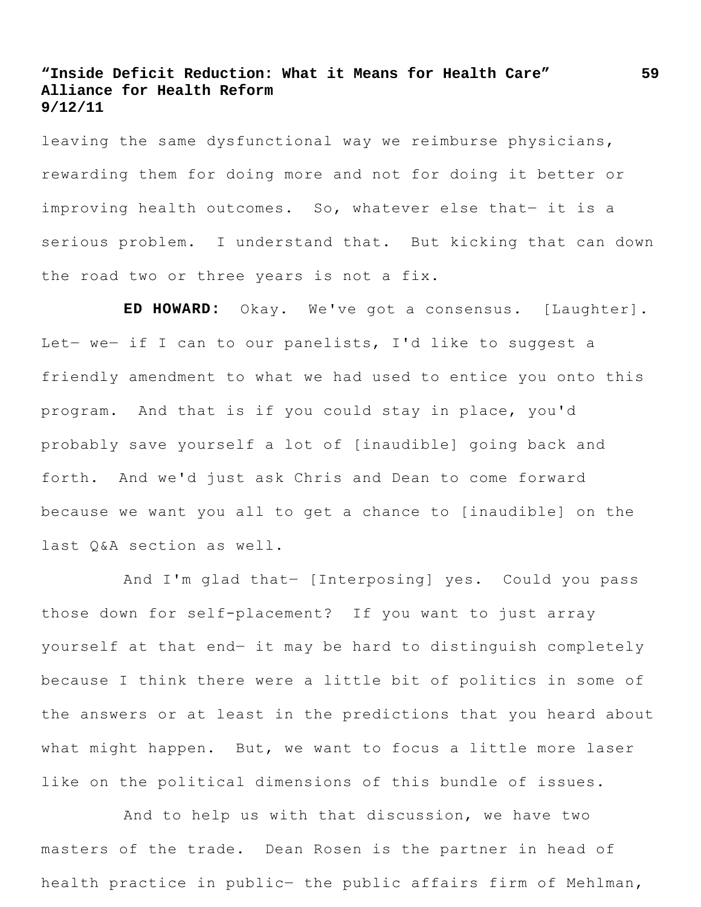leaving the same dysfunctional way we reimburse physicians, rewarding them for doing more and not for doing it better or improving health outcomes. So, whatever else that— it is a serious problem. I understand that. But kicking that can down the road two or three years is not a fix.

**ED HOWARD:** Okay. We've got a consensus. [Laughter]. Let— we— if I can to our panelists, I'd like to suggest a friendly amendment to what we had used to entice you onto this program. And that is if you could stay in place, you'd probably save yourself a lot of [inaudible] going back and forth. And we'd just ask Chris and Dean to come forward because we want you all to get a chance to [inaudible] on the last Q&A section as well.

And I'm glad that— [Interposing] yes. Could you pass those down for self-placement? If you want to just array yourself at that end— it may be hard to distinguish completely because I think there were a little bit of politics in some of the answers or at least in the predictions that you heard about what might happen. But, we want to focus a little more laser like on the political dimensions of this bundle of issues.

And to help us with that discussion, we have two masters of the trade. Dean Rosen is the partner in head of health practice in public— the public affairs firm of Mehlman,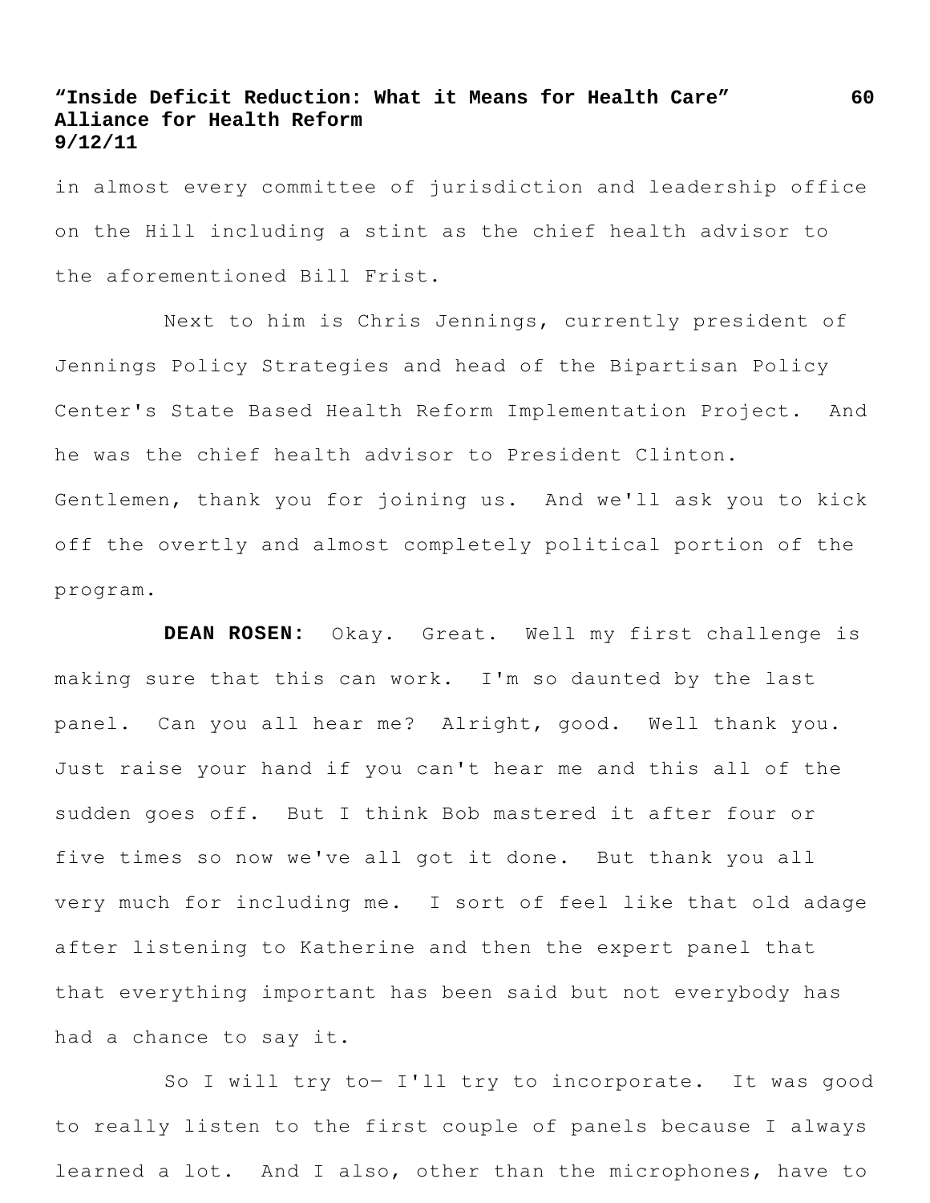in almost every committee of jurisdiction and leadership office on the Hill including a stint as the chief health advisor to the aforementioned Bill Frist.

Next to him is Chris Jennings, currently president of Jennings Policy Strategies and head of the Bipartisan Policy Center's State Based Health Reform Implementation Project. And he was the chief health advisor to President Clinton. Gentlemen, thank you for joining us. And we'll ask you to kick off the overtly and almost completely political portion of the program.

**DEAN ROSEN:** Okay. Great. Well my first challenge is making sure that this can work. I'm so daunted by the last panel. Can you all hear me? Alright, good. Well thank you. Just raise your hand if you can't hear me and this all of the sudden goes off. But I think Bob mastered it after four or five times so now we've all got it done. But thank you all very much for including me. I sort of feel like that old adage after listening to Katherine and then the expert panel that that everything important has been said but not everybody has had a chance to say it.

So I will try to— I'll try to incorporate. It was good to really listen to the first couple of panels because I always learned a lot. And I also, other than the microphones, have to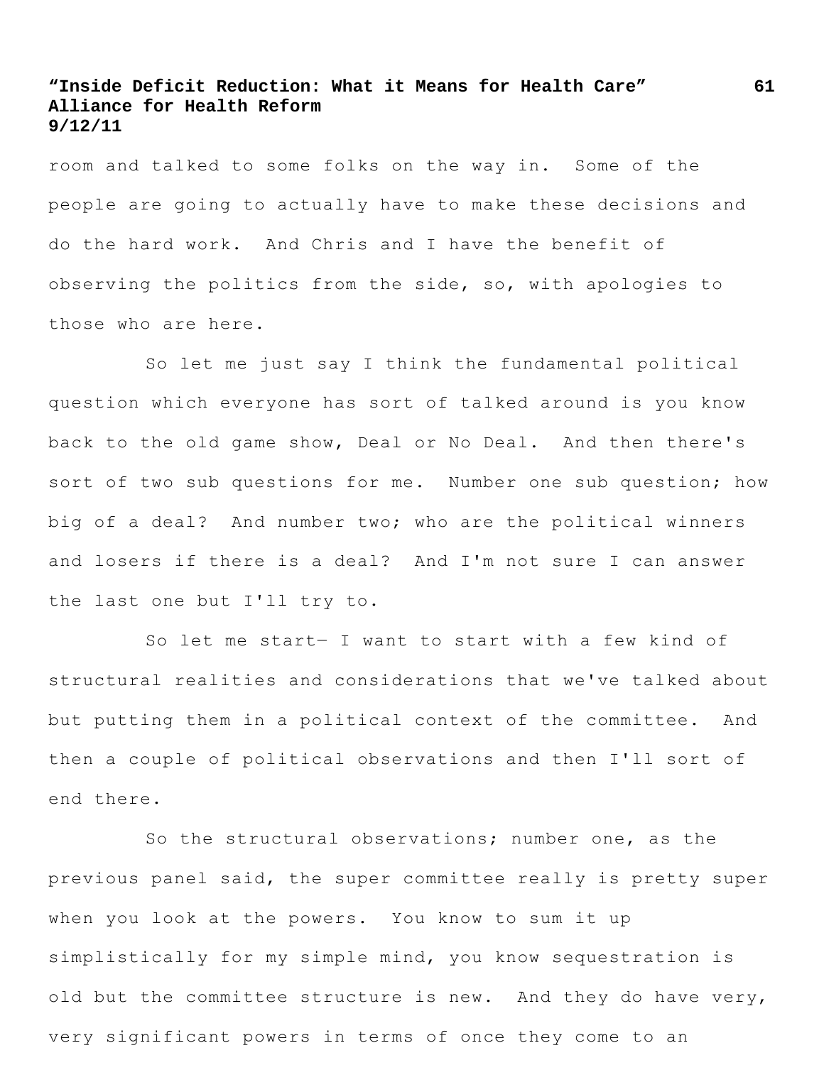room and talked to some folks on the way in. Some of the people are going to actually have to make these decisions and do the hard work. And Chris and I have the benefit of observing the politics from the side, so, with apologies to those who are here.

So let me just say I think the fundamental political question which everyone has sort of talked around is you know back to the old game show, Deal or No Deal. And then there's sort of two sub questions for me. Number one sub question; how big of a deal? And number two; who are the political winners and losers if there is a deal? And I'm not sure I can answer the last one but I'll try to.

So let me start— I want to start with a few kind of structural realities and considerations that we've talked about but putting them in a political context of the committee. And then a couple of political observations and then I'll sort of end there.

So the structural observations; number one, as the previous panel said, the super committee really is pretty super when you look at the powers. You know to sum it up simplistically for my simple mind, you know sequestration is old but the committee structure is new. And they do have very, very significant powers in terms of once they come to an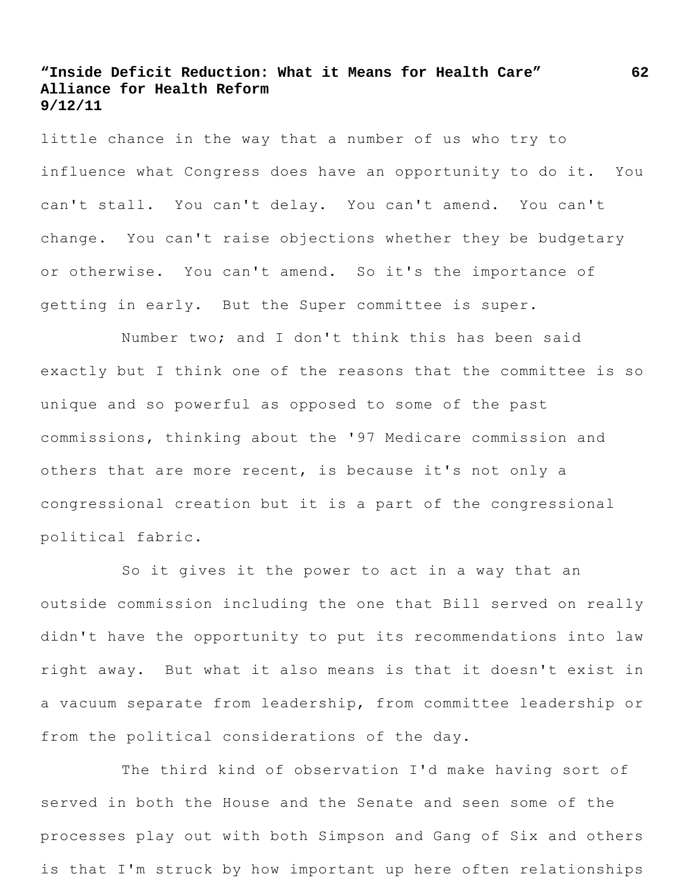little chance in the way that a number of us who try to influence what Congress does have an opportunity to do it. You can't stall. You can't delay. You can't amend. You can't change. You can't raise objections whether they be budgetary or otherwise. You can't amend. So it's the importance of getting in early. But the Super committee is super.

Number two; and I don't think this has been said exactly but I think one of the reasons that the committee is so unique and so powerful as opposed to some of the past commissions, thinking about the '97 Medicare commission and others that are more recent, is because it's not only a congressional creation but it is a part of the congressional political fabric.

So it gives it the power to act in a way that an outside commission including the one that Bill served on really didn't have the opportunity to put its recommendations into law right away. But what it also means is that it doesn't exist in a vacuum separate from leadership, from committee leadership or from the political considerations of the day.

The third kind of observation I'd make having sort of served in both the House and the Senate and seen some of the processes play out with both Simpson and Gang of Six and others is that I'm struck by how important up here often relationships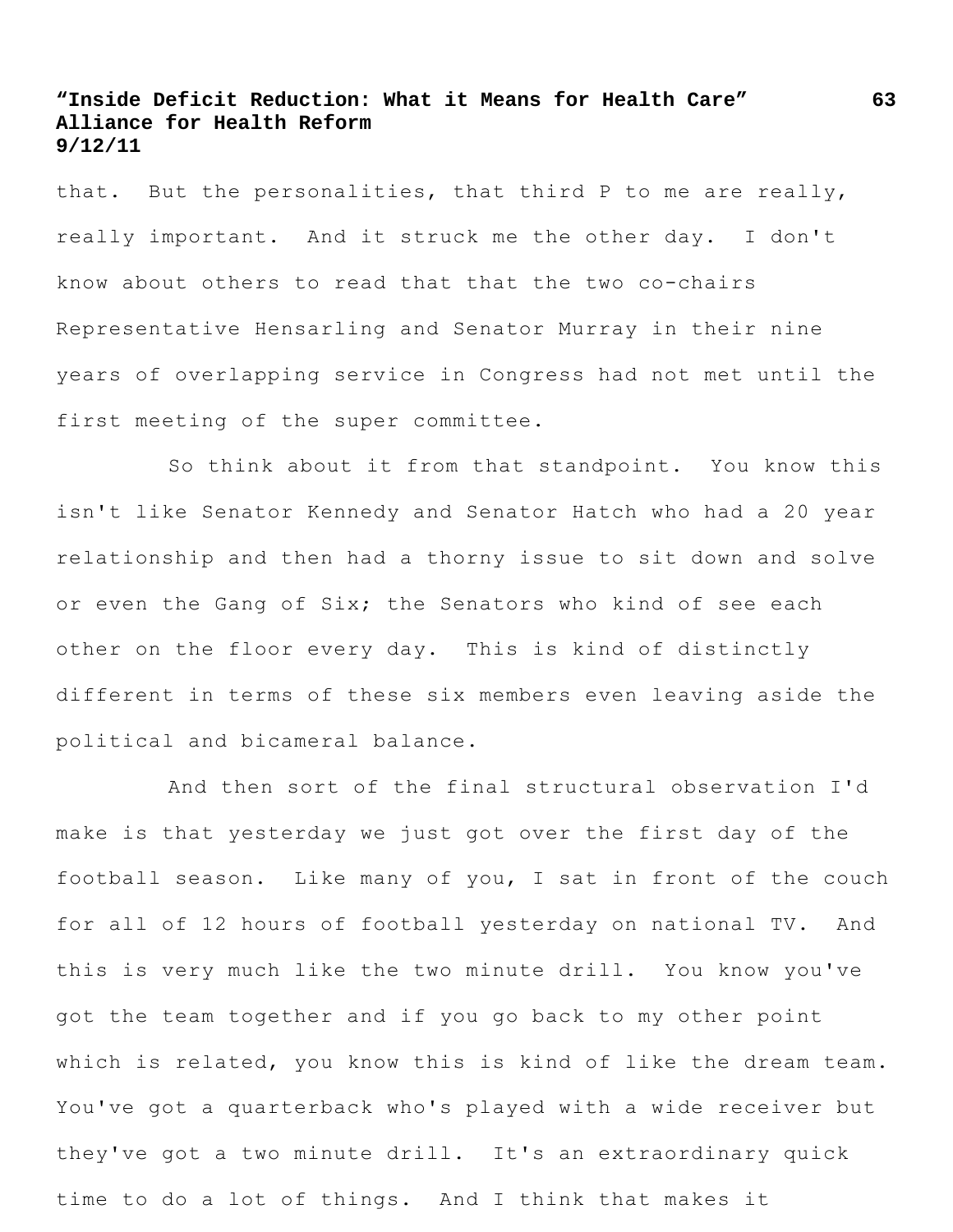that. But the personalities, that third P to me are really, really important. And it struck me the other day. I don't know about others to read that that the two co-chairs Representative Hensarling and Senator Murray in their nine years of overlapping service in Congress had not met until the first meeting of the super committee.

So think about it from that standpoint. You know this isn't like Senator Kennedy and Senator Hatch who had a 20 year relationship and then had a thorny issue to sit down and solve or even the Gang of Six; the Senators who kind of see each other on the floor every day. This is kind of distinctly different in terms of these six members even leaving aside the political and bicameral balance.

And then sort of the final structural observation I'd make is that yesterday we just got over the first day of the football season. Like many of you, I sat in front of the couch for all of 12 hours of football yesterday on national TV. And this is very much like the two minute drill. You know you've got the team together and if you go back to my other point which is related, you know this is kind of like the dream team. You've got a quarterback who's played with a wide receiver but they've got a two minute drill. It's an extraordinary quick time to do a lot of things. And I think that makes it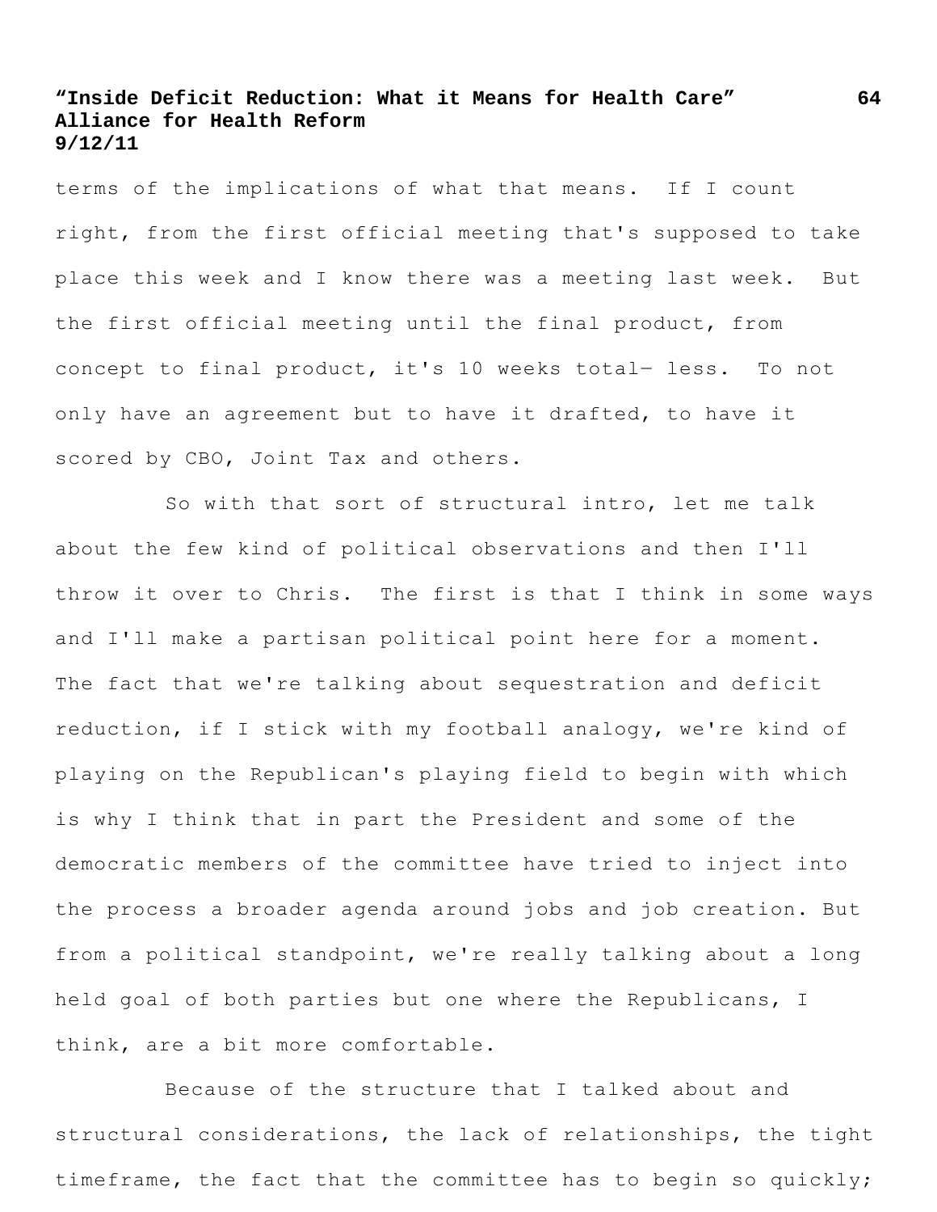terms of the implications of what that means. If I count right, from the first official meeting that's supposed to take place this week and I know there was a meeting last week. But the first official meeting until the final product, from concept to final product, it's 10 weeks total— less. To not only have an agreement but to have it drafted, to have it scored by CBO, Joint Tax and others.

So with that sort of structural intro, let me talk about the few kind of political observations and then I'll throw it over to Chris. The first is that I think in some ways and I'll make a partisan political point here for a moment. The fact that we're talking about sequestration and deficit reduction, if I stick with my football analogy, we're kind of playing on the Republican's playing field to begin with which is why I think that in part the President and some of the democratic members of the committee have tried to inject into the process a broader agenda around jobs and job creation. But from a political standpoint, we're really talking about a long held goal of both parties but one where the Republicans, I think, are a bit more comfortable.

Because of the structure that I talked about and structural considerations, the lack of relationships, the tight timeframe, the fact that the committee has to begin so quickly;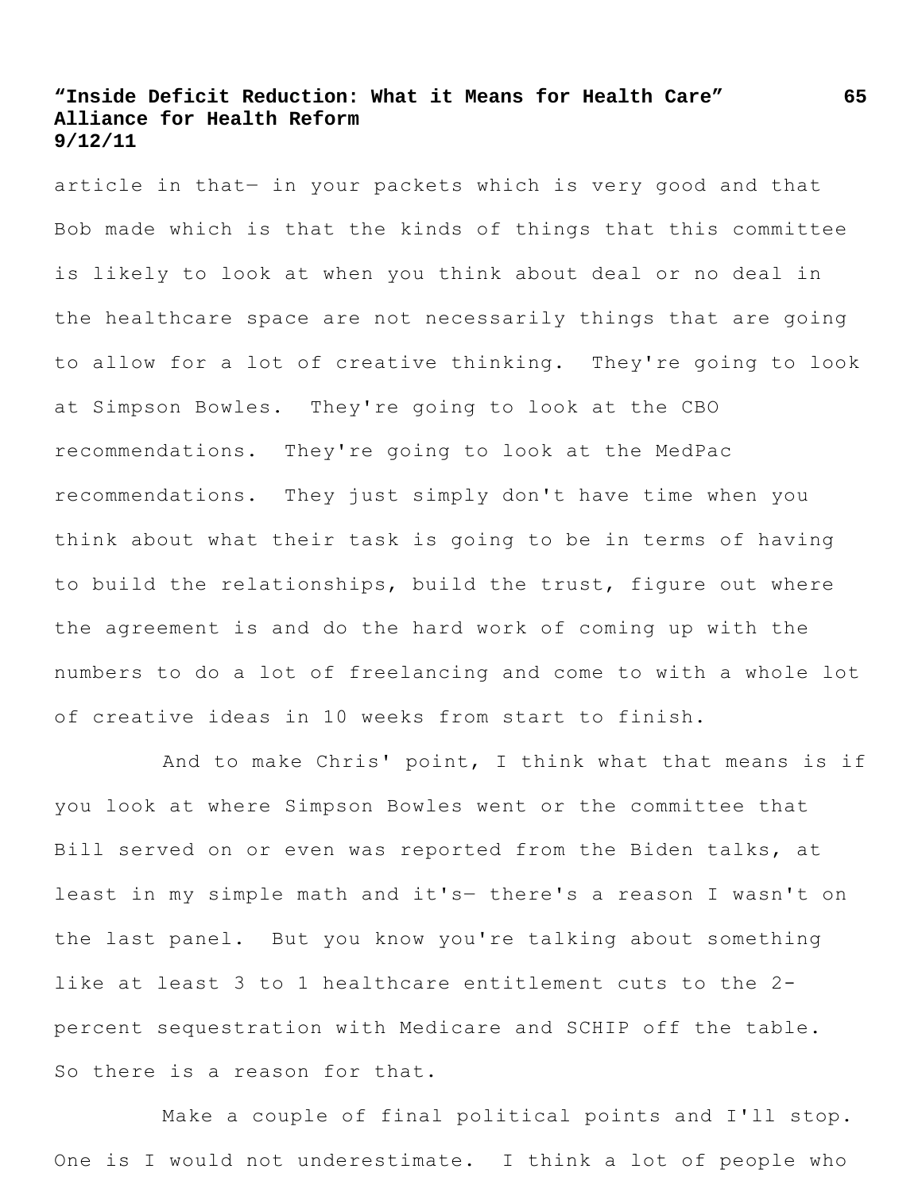article in that— in your packets which is very good and that Bob made which is that the kinds of things that this committee is likely to look at when you think about deal or no deal in the healthcare space are not necessarily things that are going to allow for a lot of creative thinking. They're going to look at Simpson Bowles. They're going to look at the CBO recommendations. They're going to look at the MedPac recommendations. They just simply don't have time when you think about what their task is going to be in terms of having to build the relationships, build the trust, figure out where the agreement is and do the hard work of coming up with the numbers to do a lot of freelancing and come to with a whole lot of creative ideas in 10 weeks from start to finish.

And to make Chris' point, I think what that means is if you look at where Simpson Bowles went or the committee that Bill served on or even was reported from the Biden talks, at least in my simple math and it's— there's a reason I wasn't on the last panel. But you know you're talking about something like at least 3 to 1 healthcare entitlement cuts to the 2-percent sequestration with Medicare and SCHIP off the table. So there is a reason for that.

Make a couple of final political points and I'll stop. One is I would not underestimate. I think a lot of people who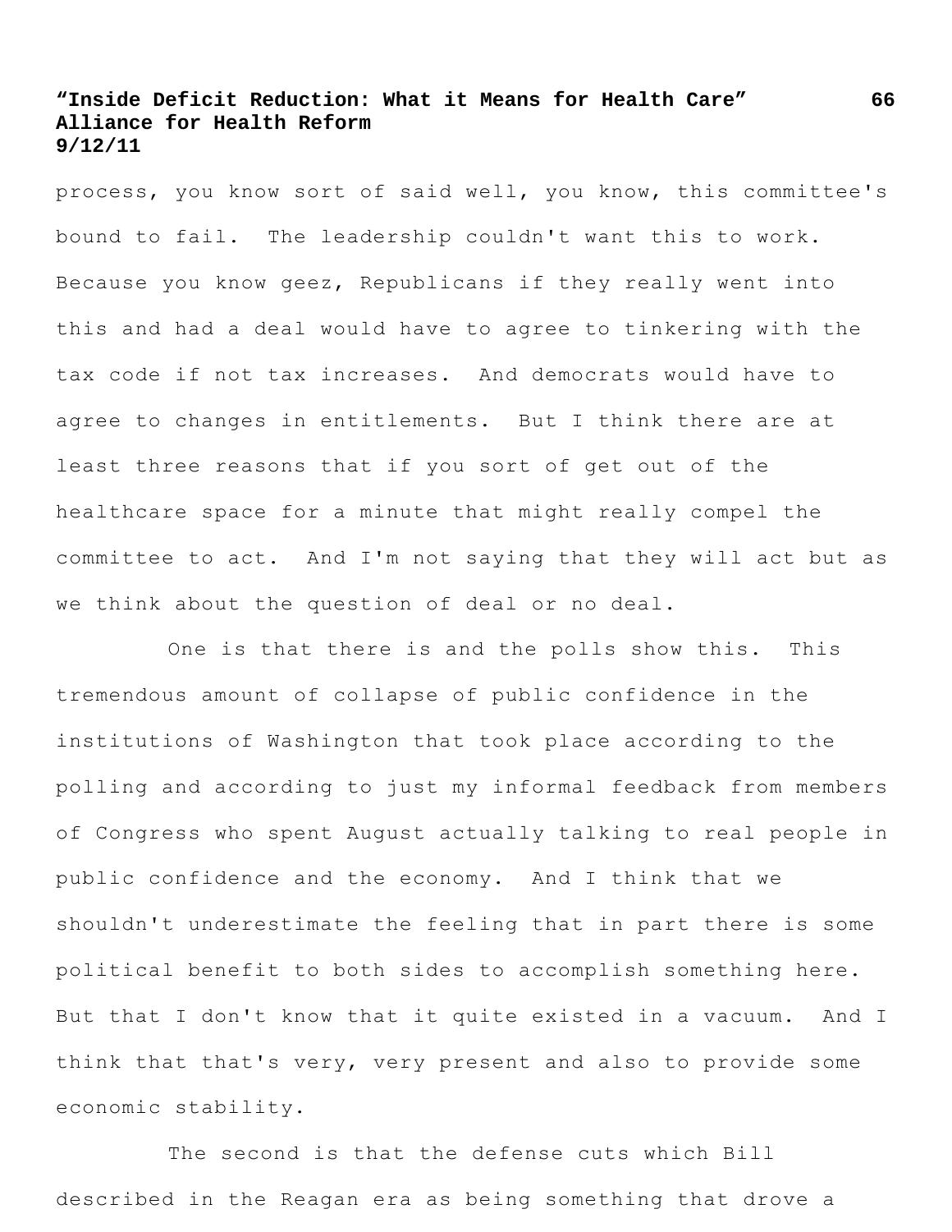process, you know sort of said well, you know, this committee's bound to fail. The leadership couldn't want this to work. Because you know geez, Republicans if they really went into this and had a deal would have to agree to tinkering with the tax code if not tax increases. And democrats would have to agree to changes in entitlements. But I think there are at least three reasons that if you sort of get out of the healthcare space for a minute that might really compel the committee to act. And I'm not saying that they will act but as we think about the question of deal or no deal.

One is that there is and the polls show this. This tremendous amount of collapse of public confidence in the institutions of Washington that took place according to the polling and according to just my informal feedback from members of Congress who spent August actually talking to real people in public confidence and the economy. And I think that we shouldn't underestimate the feeling that in part there is some political benefit to both sides to accomplish something here. But that I don't know that it quite existed in a vacuum. And I think that that's very, very present and also to provide some economic stability.

The second is that the defense cuts which Bill described in the Reagan era as being something that drove a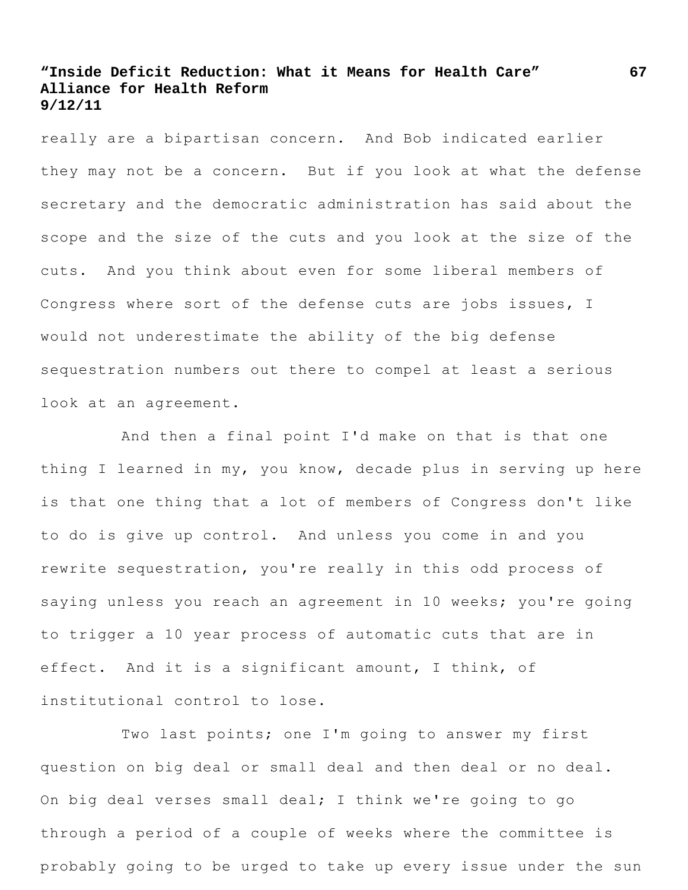really are a bipartisan concern. And Bob indicated earlier they may not be a concern. But if you look at what the defense secretary and the democratic administration has said about the scope and the size of the cuts and you look at the size of the cuts. And you think about even for some liberal members of Congress where sort of the defense cuts are jobs issues, I would not underestimate the ability of the big defense sequestration numbers out there to compel at least a serious look at an agreement.

And then a final point I'd make on that is that one thing I learned in my, you know, decade plus in serving up here is that one thing that a lot of members of Congress don't like to do is give up control. And unless you come in and you rewrite sequestration, you're really in this odd process of saying unless you reach an agreement in 10 weeks; you're going to trigger a 10 year process of automatic cuts that are in effect. And it is a significant amount, I think, of institutional control to lose.

Two last points; one I'm going to answer my first question on big deal or small deal and then deal or no deal. On big deal verses small deal; I think we're going to go through a period of a couple of weeks where the committee is probably going to be urged to take up every issue under the sun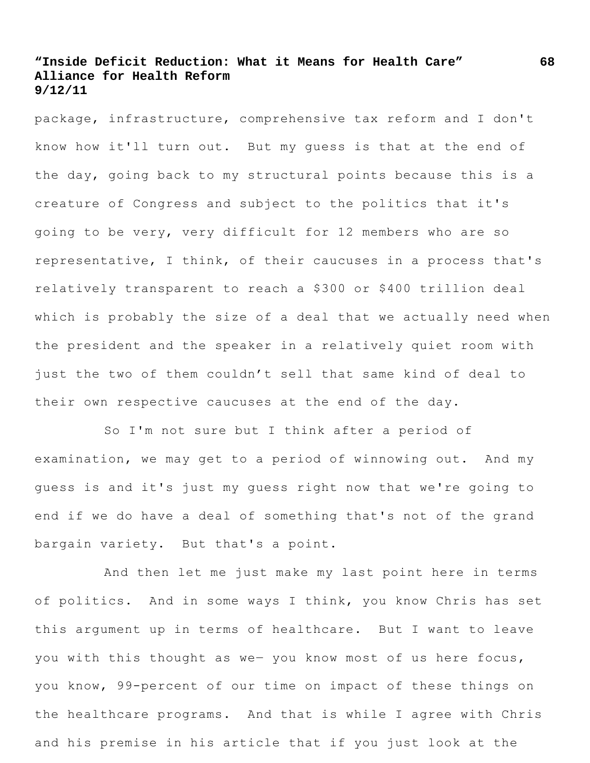package, infrastructure, comprehensive tax reform and I don't know how it'll turn out. But my guess is that at the end of the day, going back to my structural points because this is a creature of Congress and subject to the politics that it's going to be very, very difficult for 12 members who are so representative, I think, of their caucuses in a process that's relatively transparent to reach a $300 or $400 trillion deal which is probably the size of a deal that we actually need when the president and the speaker in a relatively quiet room with just the two of them couldn't sell that same kind of deal to their own respective caucuses at the end of the day.

So I'm not sure but I think after a period of examination, we may get to a period of winnowing out. And my guess is and it's just my guess right now that we're going to end if we do have a deal of something that's not of the grand bargain variety. But that's a point.

And then let me just make my last point here in terms of politics. And in some ways I think, you know Chris has set this argument up in terms of healthcare. But I want to leave you with this thought as we— you know most of us here focus, you know, 99-percent of our time on impact of these things on the healthcare programs. And that is while I agree with Chris and his premise in his article that if you just look at the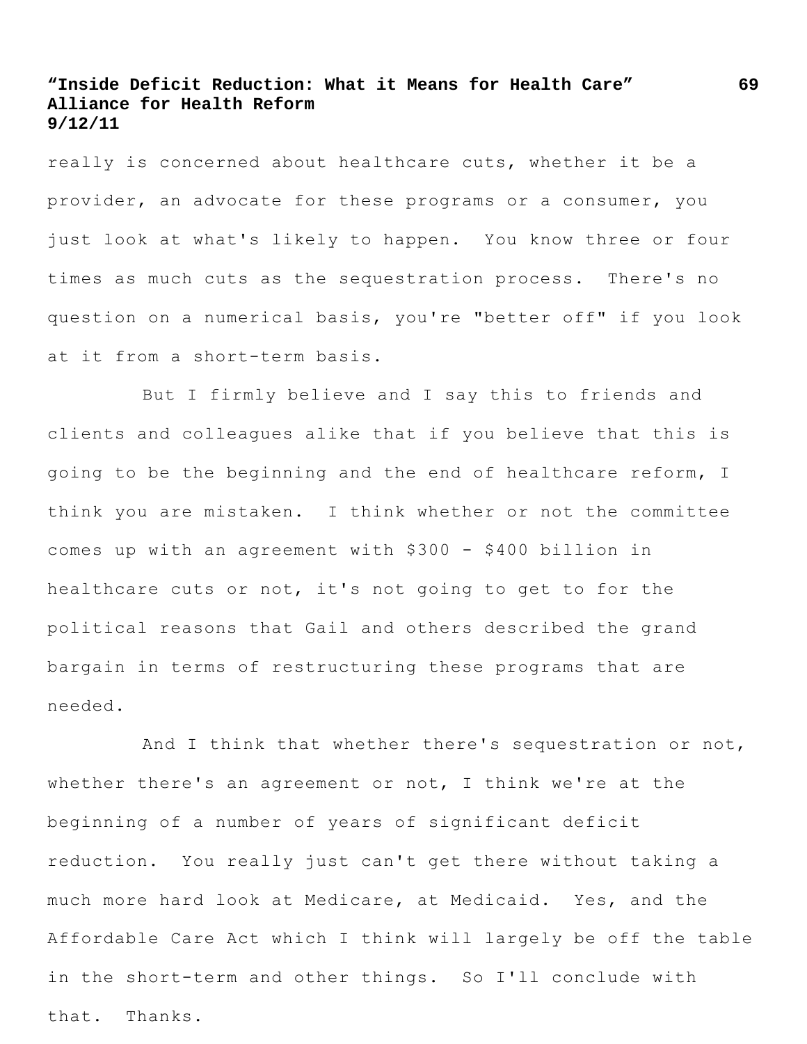really is concerned about healthcare cuts, whether it be a provider, an advocate for these programs or a consumer, you just look at what's likely to happen. You know three or four times as much cuts as the sequestration process. There's no question on a numerical basis, you're "better off" if you look at it from a short-term basis.

But I firmly believe and I say this to friends and clients and colleagues alike that if you believe that this is going to be the beginning and the end of healthcare reform, I think you are mistaken. I think whether or not the committee comes up with an agreement with $300 - $400 billion in healthcare cuts or not, it's not going to get to for the political reasons that Gail and others described the grand bargain in terms of restructuring these programs that are needed.

And I think that whether there's sequestration or not, whether there's an agreement or not, I think we're at the beginning of a number of years of significant deficit reduction. You really just can't get there without taking a much more hard look at Medicare, at Medicaid. Yes, and the Affordable Care Act which I think will largely be off the table in the short-term and other things. So I'll conclude with that. Thanks.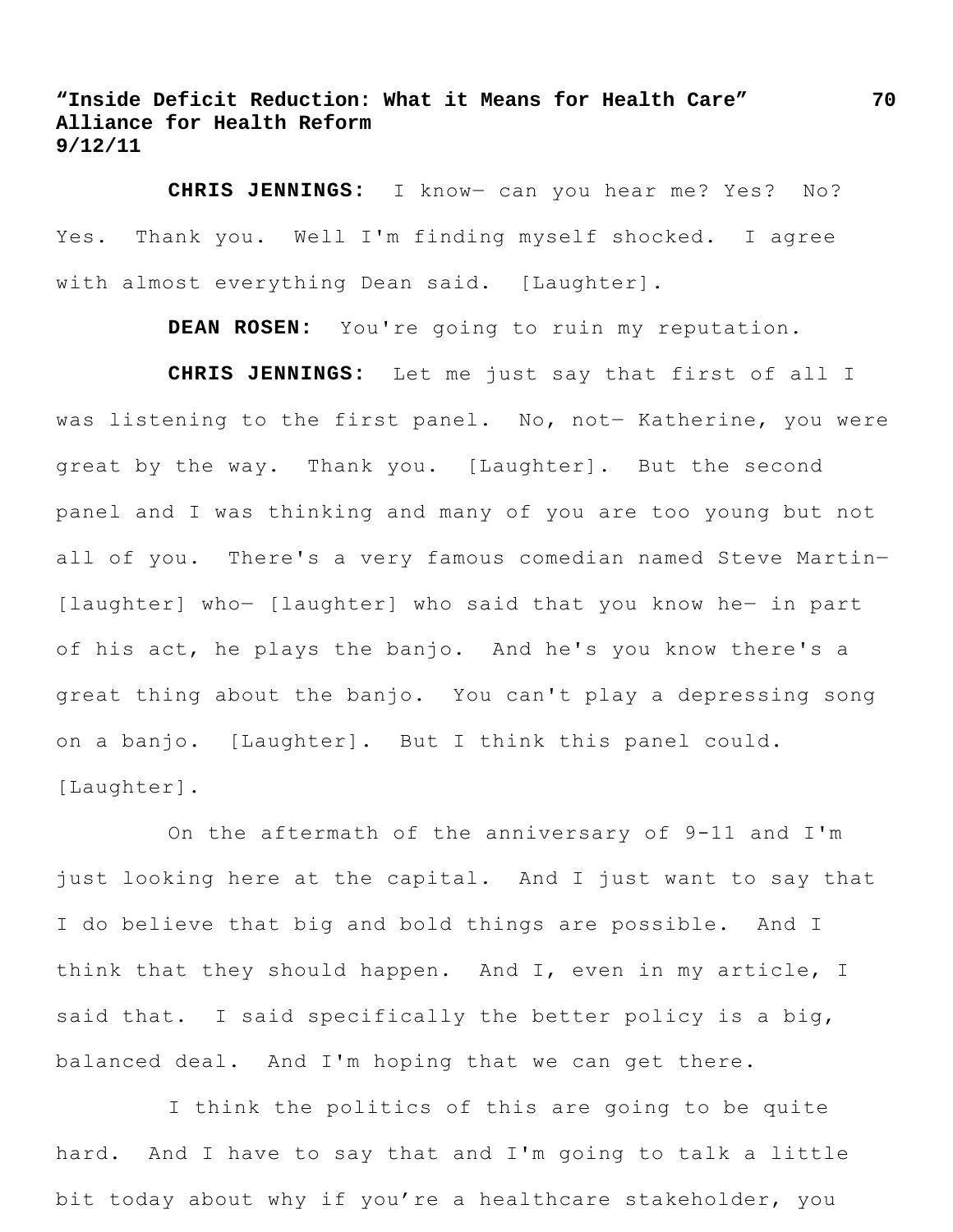**CHRIS JENNINGS:** I know— can you hear me? Yes? No? Yes. Thank you. Well I'm finding myself shocked. I agree with almost everything Dean said. [Laughter].

**DEAN ROSEN:** You're going to ruin my reputation.

**CHRIS JENNINGS:** Let me just say that first of all I was listening to the first panel. No, not— Katherine, you were great by the way. Thank you. [Laughter]. But the second panel and I was thinking and many of you are too young but not all of you. There's a very famous comedian named Steve Martin— [laughter] who— [laughter] who said that you know he— in part of his act, he plays the banjo. And he's you know there's a great thing about the banjo. You can't play a depressing song on a banjo. [Laughter]. But I think this panel could. [Laughter].

On the aftermath of the anniversary of 9-11 and I'm just looking here at the capital. And I just want to say that I do believe that big and bold things are possible. And I think that they should happen. And I, even in my article, I said that. I said specifically the better policy is a big, balanced deal. And I'm hoping that we can get there.

I think the politics of this are going to be quite hard. And I have to say that and I'm going to talk a little bit today about why if you're a healthcare stakeholder, you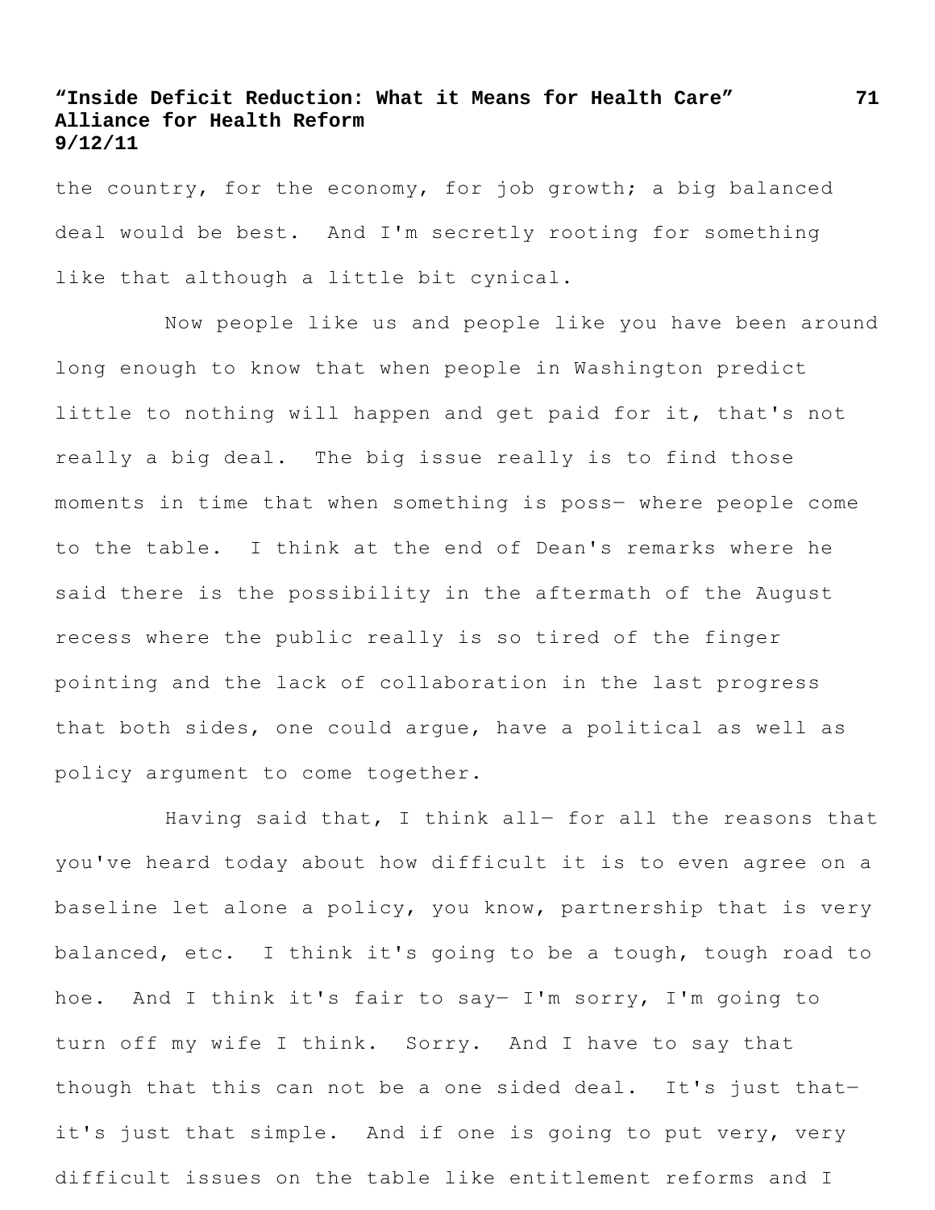the country, for the economy, for job growth; a big balanced deal would be best. And I'm secretly rooting for something like that although a little bit cynical.

Now people like us and people like you have been around long enough to know that when people in Washington predict little to nothing will happen and get paid for it, that's not really a big deal. The big issue really is to find those moments in time that when something is poss— where people come to the table. I think at the end of Dean's remarks where he said there is the possibility in the aftermath of the August recess where the public really is so tired of the finger pointing and the lack of collaboration in the last progress that both sides, one could argue, have a political as well as policy argument to come together.

Having said that, I think all— for all the reasons that you've heard today about how difficult it is to even agree on a baseline let alone a policy, you know, partnership that is very balanced, etc. I think it's going to be a tough, tough road to hoe. And I think it's fair to say— I'm sorry, I'm going to turn off my wife I think. Sorry. And I have to say that though that this can not be a one sided deal. It's just that— it's just that simple. And if one is going to put very, very difficult issues on the table like entitlement reforms and I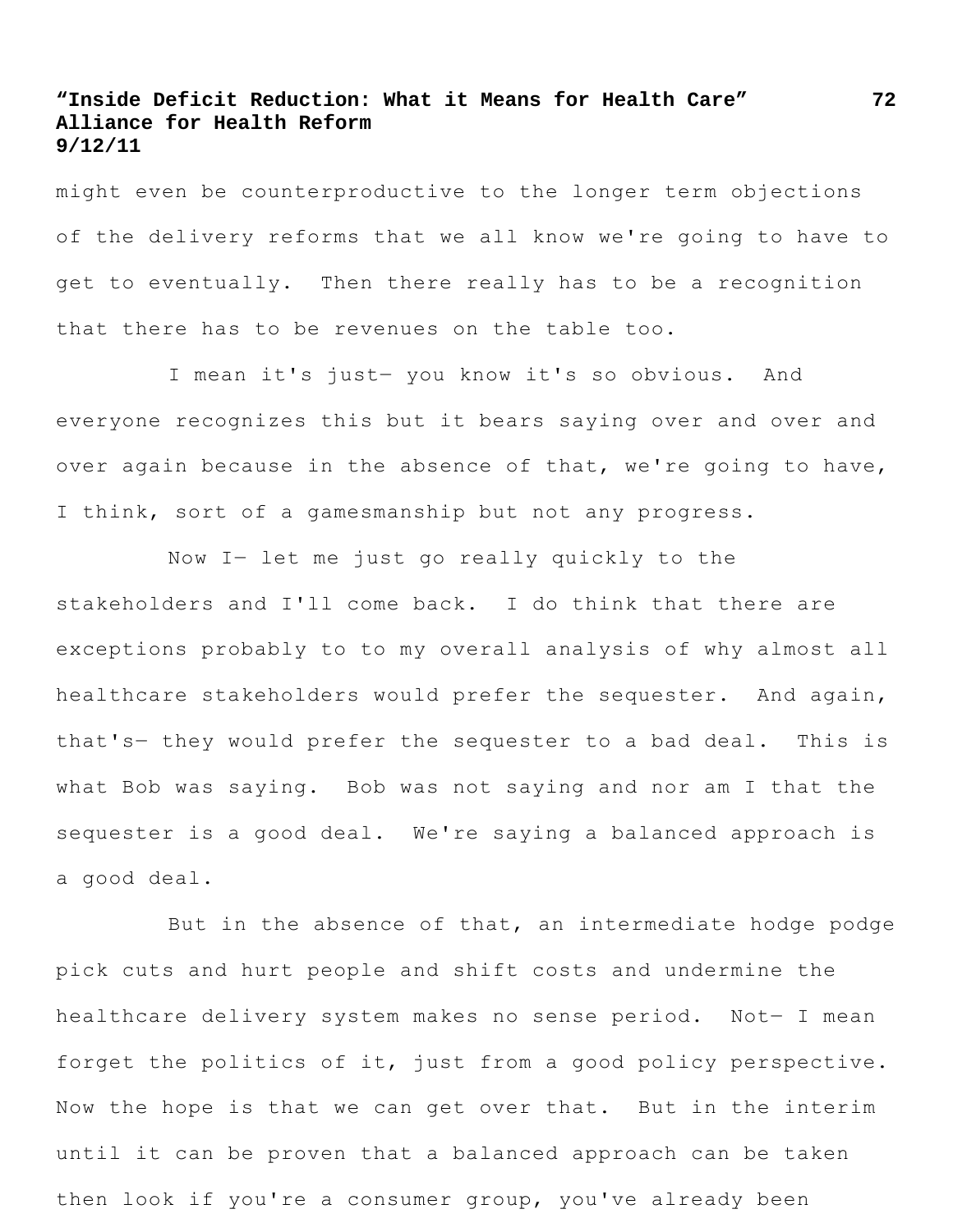might even be counterproductive to the longer term objections of the delivery reforms that we all know we're going to have to get to eventually. Then there really has to be a recognition that there has to be revenues on the table too.

I mean it's just— you know it's so obvious. And everyone recognizes this but it bears saying over and over and over again because in the absence of that, we're going to have, I think, sort of a gamesmanship but not any progress.

Now I— let me just go really quickly to the stakeholders and I'll come back. I do think that there are exceptions probably to to my overall analysis of why almost all healthcare stakeholders would prefer the sequester. And again, that's— they would prefer the sequester to a bad deal. This is what Bob was saying. Bob was not saying and nor am I that the sequester is a good deal. We're saying a balanced approach is a good deal.

But in the absence of that, an intermediate hodge podge pick cuts and hurt people and shift costs and undermine the healthcare delivery system makes no sense period. Not— I mean forget the politics of it, just from a good policy perspective. Now the hope is that we can get over that. But in the interim until it can be proven that a balanced approach can be taken then look if you're a consumer group, you've already been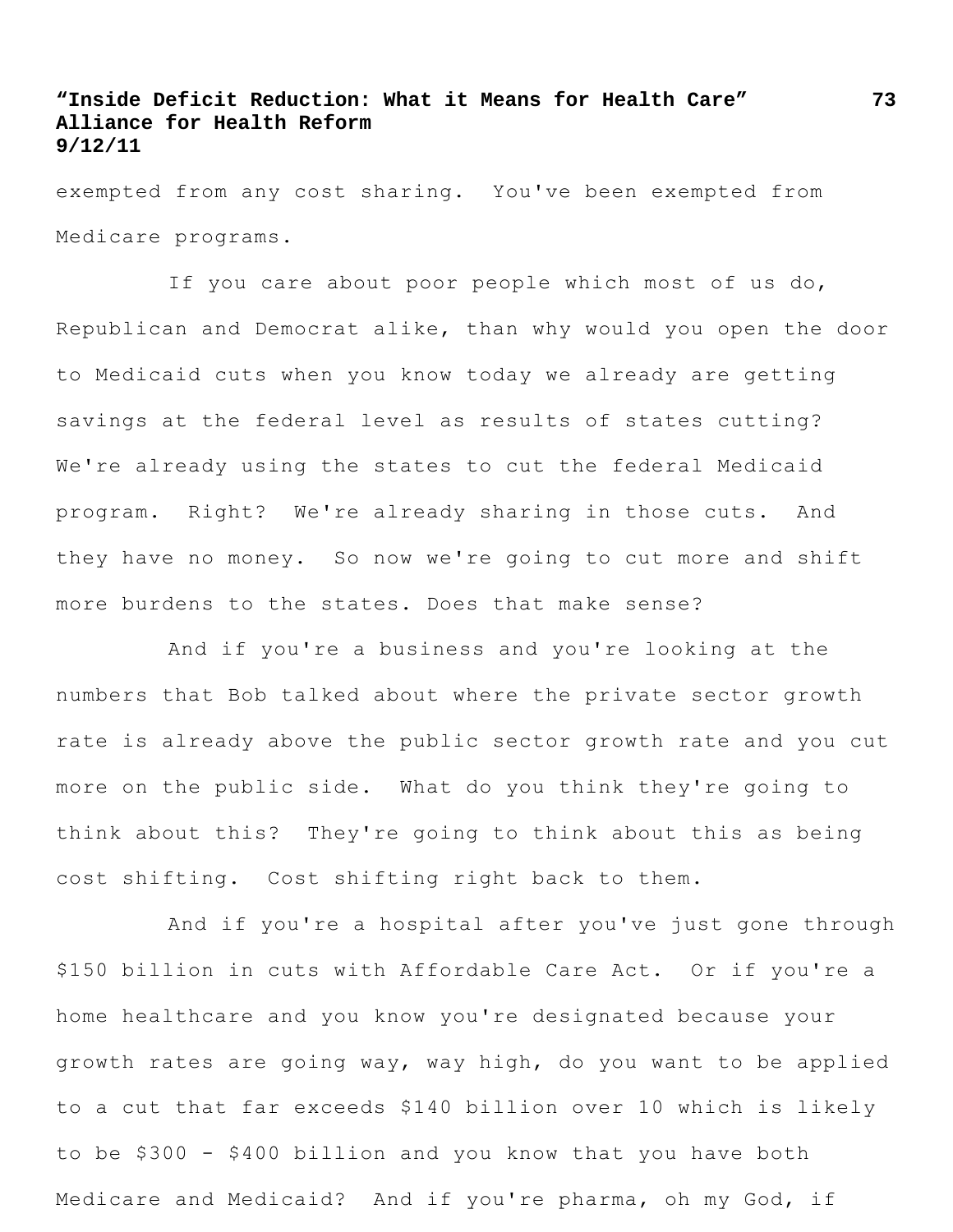exempted from any cost sharing. You've been exempted from Medicare programs.

If you care about poor people which most of us do, Republican and Democrat alike, than why would you open the door to Medicaid cuts when you know today we already are getting savings at the federal level as results of states cutting? We're already using the states to cut the federal Medicaid program. Right? We're already sharing in those cuts. And they have no money. So now we're going to cut more and shift more burdens to the states. Does that make sense?

And if you're a business and you're looking at the numbers that Bob talked about where the private sector growth rate is already above the public sector growth rate and you cut more on the public side. What do you think they're going to think about this? They're going to think about this as being cost shifting. Cost shifting right back to them.

And if you're a hospital after you've just gone through $150 billion in cuts with Affordable Care Act. Or if you're a home healthcare and you know you're designated because your growth rates are going way, way high, do you want to be applied to a cut that far exceeds $140 billion over 10 which is likely to be $300 - $400 billion and you know that you have both Medicare and Medicaid? And if you're pharma, oh my God, if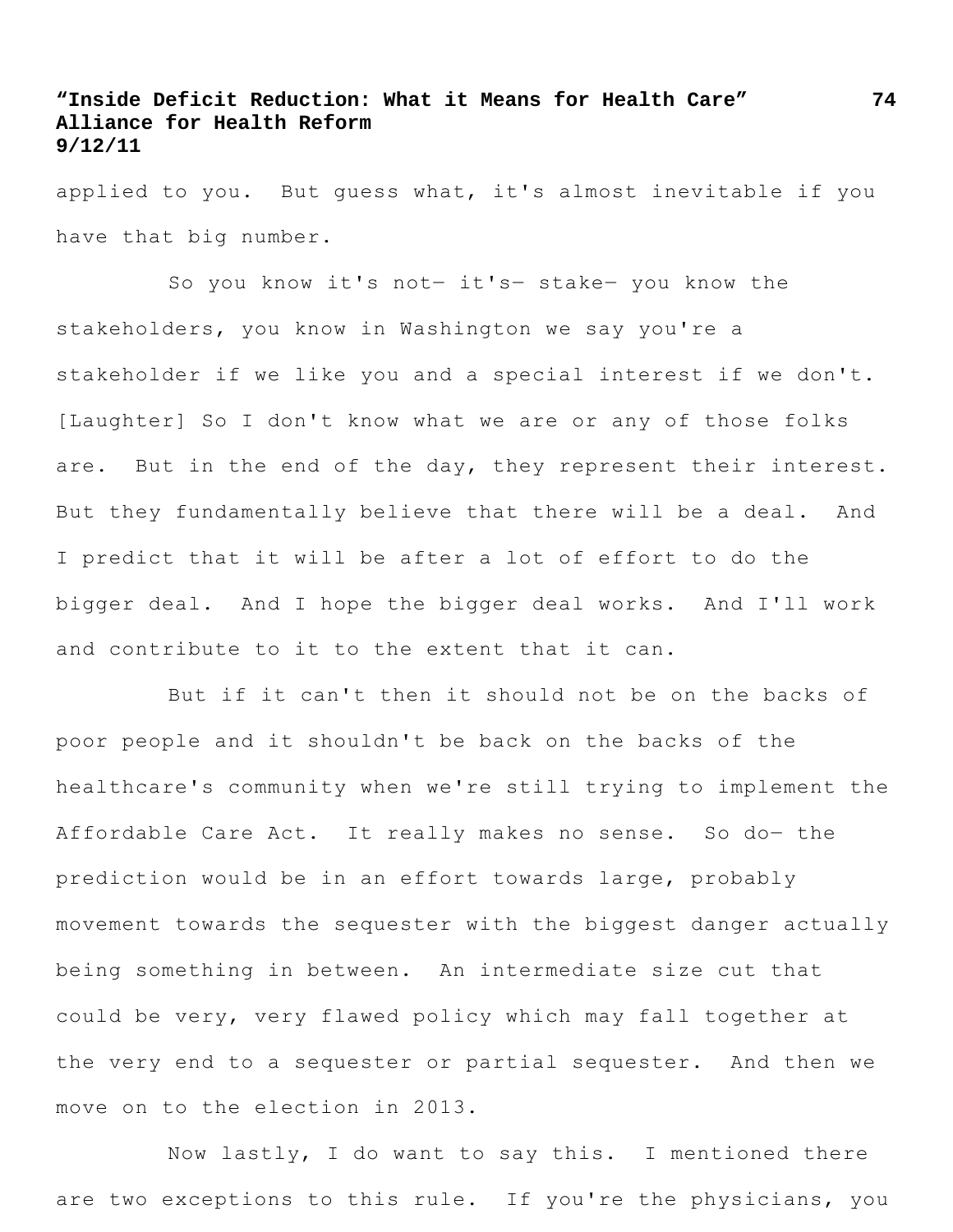applied to you. But guess what, it's almost inevitable if you have that big number.

So you know it's not— it's— stake— you know the stakeholders, you know in Washington we say you're a stakeholder if we like you and a special interest if we don't. [Laughter] So I don't know what we are or any of those folks are. But in the end of the day, they represent their interest. But they fundamentally believe that there will be a deal. And I predict that it will be after a lot of effort to do the bigger deal. And I hope the bigger deal works. And I'll work and contribute to it to the extent that it can.

But if it can't then it should not be on the backs of poor people and it shouldn't be back on the backs of the healthcare's community when we're still trying to implement the Affordable Care Act. It really makes no sense. So do— the prediction would be in an effort towards large, probably movement towards the sequester with the biggest danger actually being something in between. An intermediate size cut that could be very, very flawed policy which may fall together at the very end to a sequester or partial sequester. And then we move on to the election in 2013.

Now lastly, I do want to say this. I mentioned there are two exceptions to this rule. If you're the physicians, you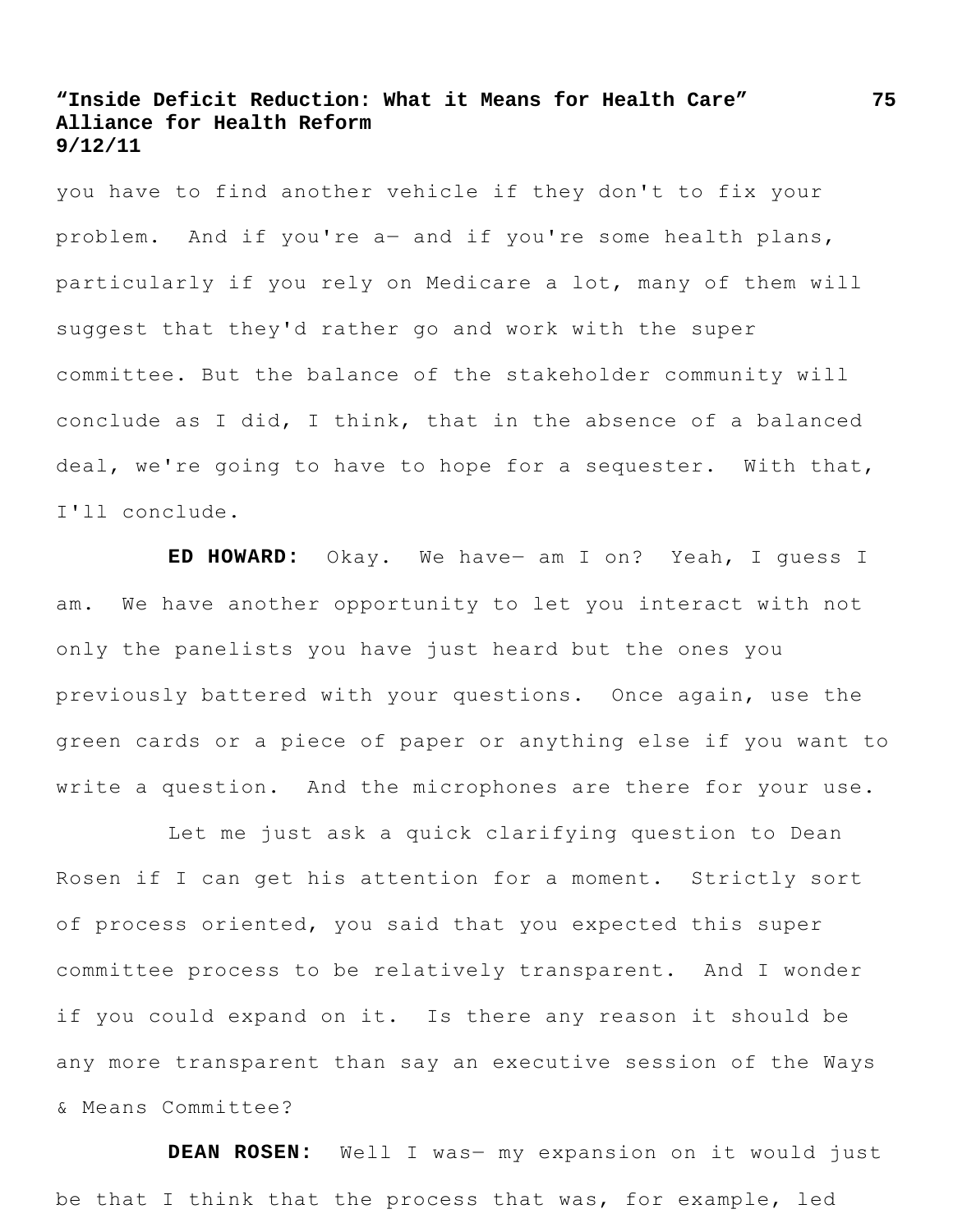you have to find another vehicle if they don't to fix your problem. And if you're a— and if you're some health plans, particularly if you rely on Medicare a lot, many of them will suggest that they'd rather go and work with the super committee. But the balance of the stakeholder community will conclude as I did, I think, that in the absence of a balanced deal, we're going to have to hope for a sequester. With that, I'll conclude.

**ED HOWARD:** Okay. We have— am I on? Yeah, I guess I am. We have another opportunity to let you interact with not only the panelists you have just heard but the ones you previously battered with your questions. Once again, use the green cards or a piece of paper or anything else if you want to write a question. And the microphones are there for your use.

Let me just ask a quick clarifying question to Dean Rosen if I can get his attention for a moment. Strictly sort of process oriented, you said that you expected this super committee process to be relatively transparent. And I wonder if you could expand on it. Is there any reason it should be any more transparent than say an executive session of the Ways & Means Committee?

**DEAN ROSEN:** Well I was— my expansion on it would just be that I think that the process that was, for example, led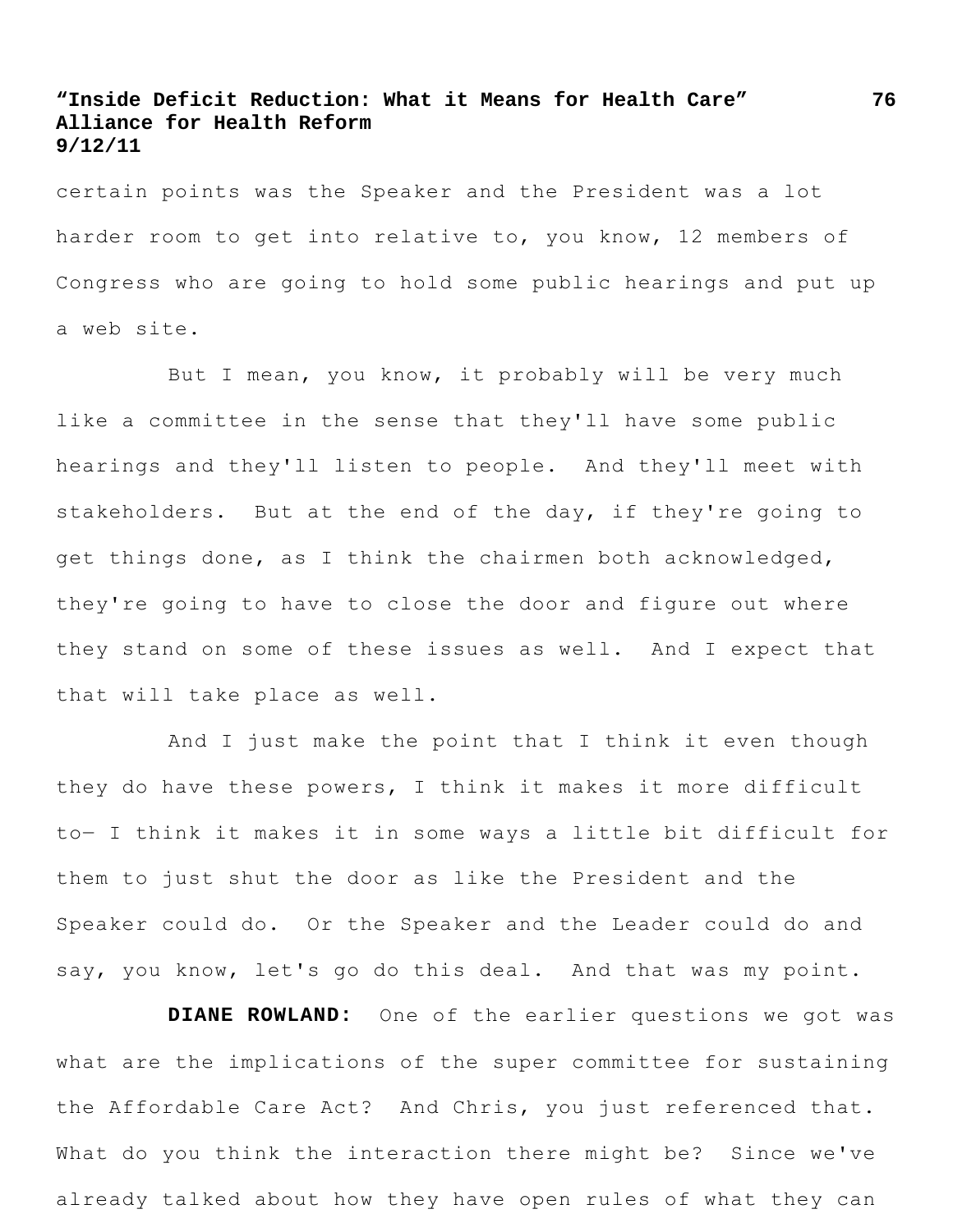certain points was the Speaker and the President was a lot harder room to get into relative to, you know, 12 members of Congress who are going to hold some public hearings and put up a web site.

But I mean, you know, it probably will be very much like a committee in the sense that they'll have some public hearings and they'll listen to people. And they'll meet with stakeholders. But at the end of the day, if they're going to get things done, as I think the chairmen both acknowledged, they're going to have to close the door and figure out where they stand on some of these issues as well. And I expect that that will take place as well.

And I just make the point that I think it even though they do have these powers, I think it makes it more difficult to— I think it makes it in some ways a little bit difficult for them to just shut the door as like the President and the Speaker could do. Or the Speaker and the Leader could do and say, you know, let's go do this deal. And that was my point.

**DIANE ROWLAND:** One of the earlier questions we got was what are the implications of the super committee for sustaining the Affordable Care Act? And Chris, you just referenced that. What do you think the interaction there might be? Since we've already talked about how they have open rules of what they can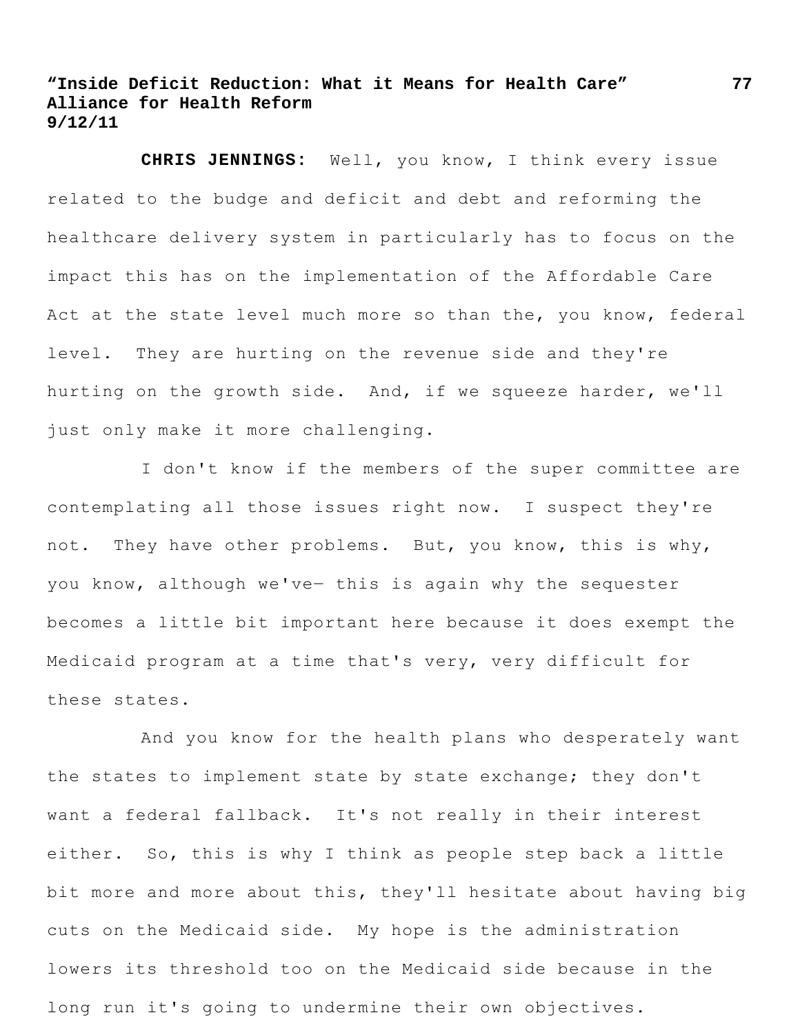**CHRIS JENNINGS:** Well, you know, I think every issue related to the budge and deficit and debt and reforming the healthcare delivery system in particularly has to focus on the impact this has on the implementation of the Affordable Care Act at the state level much more so than the, you know, federal level. They are hurting on the revenue side and they're hurting on the growth side. And, if we squeeze harder, we'll just only make it more challenging.

I don't know if the members of the super committee are contemplating all those issues right now. I suspect they're not. They have other problems. But, you know, this is why, you know, although we've— this is again why the sequester becomes a little bit important here because it does exempt the Medicaid program at a time that's very, very difficult for these states.

And you know for the health plans who desperately want the states to implement state by state exchange; they don't want a federal fallback. It's not really in their interest either. So, this is why I think as people step back a little bit more and more about this, they'll hesitate about having big cuts on the Medicaid side. My hope is the administration lowers its threshold too on the Medicaid side because in the long run it's going to undermine their own objectives.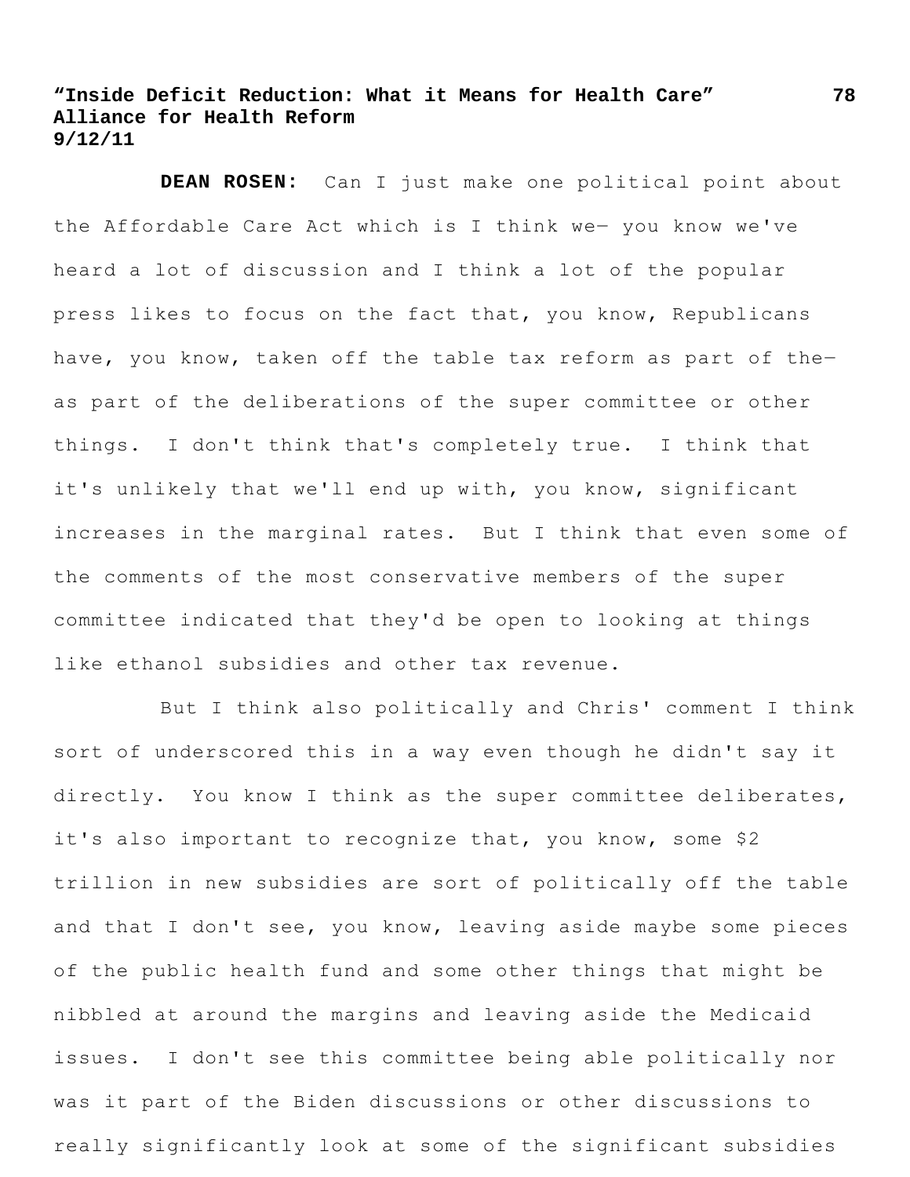**DEAN ROSEN:** Can I just make one political point about the Affordable Care Act which is I think we— you know we've heard a lot of discussion and I think a lot of the popular press likes to focus on the fact that, you know, Republicans have, you know, taken off the table tax reform as part of the— as part of the deliberations of the super committee or other things. I don't think that's completely true. I think that it's unlikely that we'll end up with, you know, significant increases in the marginal rates. But I think that even some of the comments of the most conservative members of the super committee indicated that they'd be open to looking at things like ethanol subsidies and other tax revenue.

But I think also politically and Chris' comment I think sort of underscored this in a way even though he didn't say it directly. You know I think as the super committee deliberates, it's also important to recognize that, you know, some $2 trillion in new subsidies are sort of politically off the table and that I don't see, you know, leaving aside maybe some pieces of the public health fund and some other things that might be nibbled at around the margins and leaving aside the Medicaid issues. I don't see this committee being able politically nor was it part of the Biden discussions or other discussions to really significantly look at some of the significant subsidies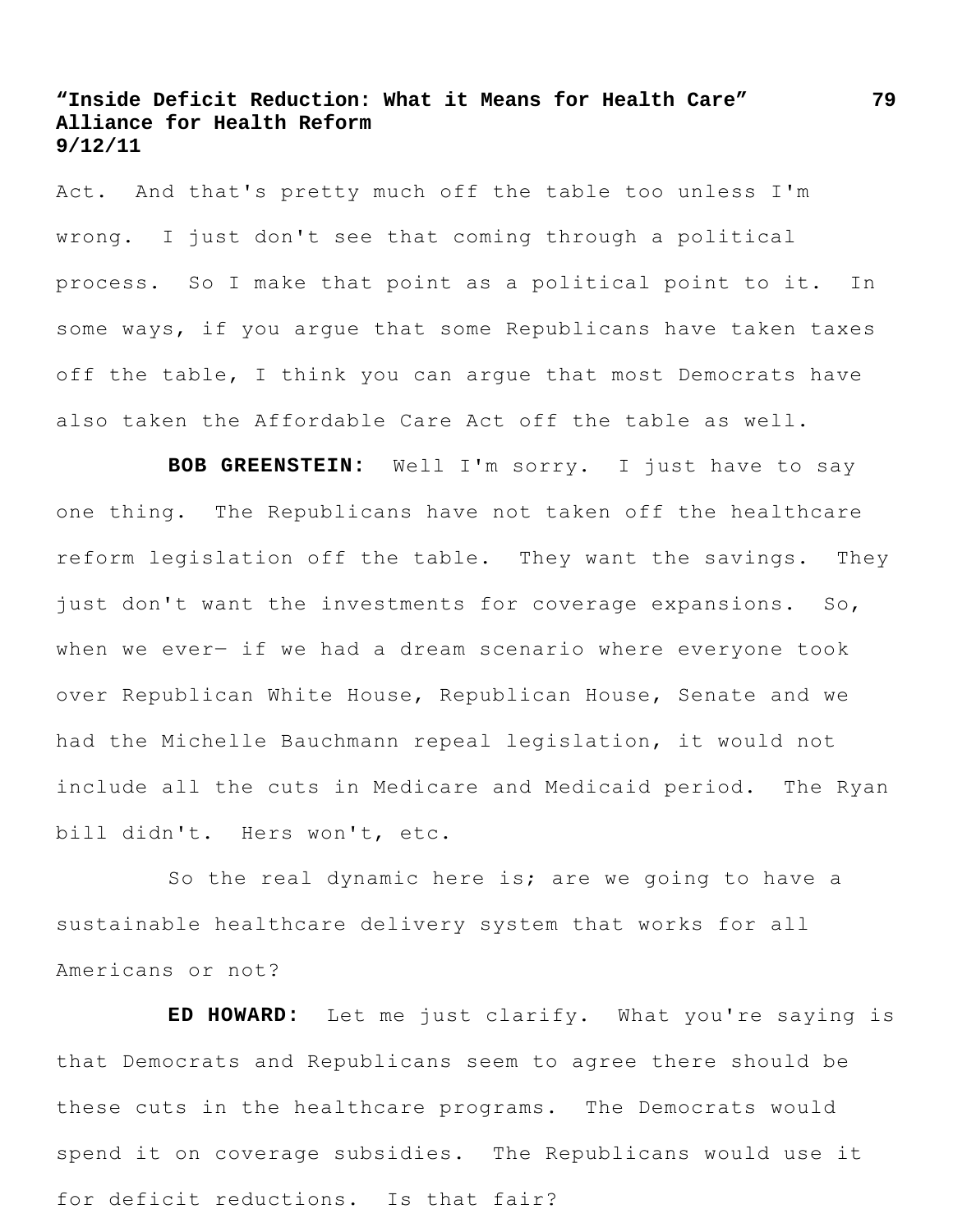Act. And that's pretty much off the table too unless I'm wrong. I just don't see that coming through a political process. So I make that point as a political point to it. In some ways, if you argue that some Republicans have taken taxes off the table, I think you can argue that most Democrats have also taken the Affordable Care Act off the table as well.

**BOB GREENSTEIN:** Well I'm sorry. I just have to say one thing. The Republicans have not taken off the healthcare reform legislation off the table. They want the savings. They just don't want the investments for coverage expansions. So, when we ever— if we had a dream scenario where everyone took over Republican White House, Republican House, Senate and we had the Michelle Bauchmann repeal legislation, it would not include all the cuts in Medicare and Medicaid period. The Ryan bill didn't. Hers won't, etc.

So the real dynamic here is; are we going to have a sustainable healthcare delivery system that works for all Americans or not?

**ED HOWARD:** Let me just clarify. What you're saying is that Democrats and Republicans seem to agree there should be these cuts in the healthcare programs. The Democrats would spend it on coverage subsidies. The Republicans would use it for deficit reductions. Is that fair?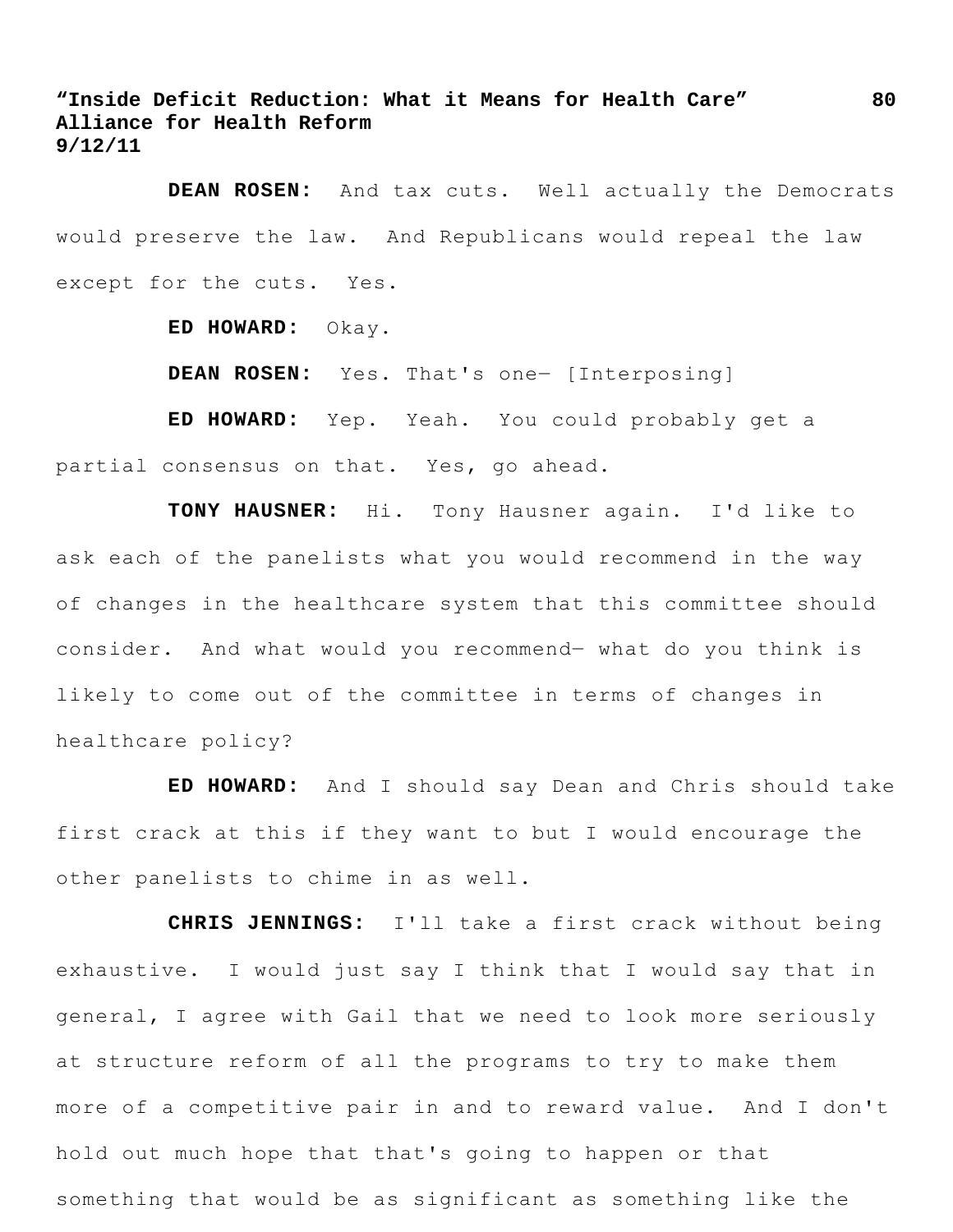**DEAN ROSEN:** And tax cuts. Well actually the Democrats would preserve the law. And Republicans would repeal the law except for the cuts. Yes.

**ED HOWARD:** Okay.

**DEAN ROSEN:** Yes. That's one— [Interposing]

**ED HOWARD:** Yep. Yeah. You could probably get a partial consensus on that. Yes, go ahead.

**TONY HAUSNER:** Hi. Tony Hausner again. I'd like to ask each of the panelists what you would recommend in the way of changes in the healthcare system that this committee should consider. And what would you recommend— what do you think is likely to come out of the committee in terms of changes in healthcare policy?

**ED HOWARD:** And I should say Dean and Chris should take first crack at this if they want to but I would encourage the other panelists to chime in as well.

**CHRIS JENNINGS:** I'll take a first crack without being exhaustive. I would just say I think that I would say that in general, I agree with Gail that we need to look more seriously at structure reform of all the programs to try to make them more of a competitive pair in and to reward value. And I don't hold out much hope that that's going to happen or that something that would be as significant as something like the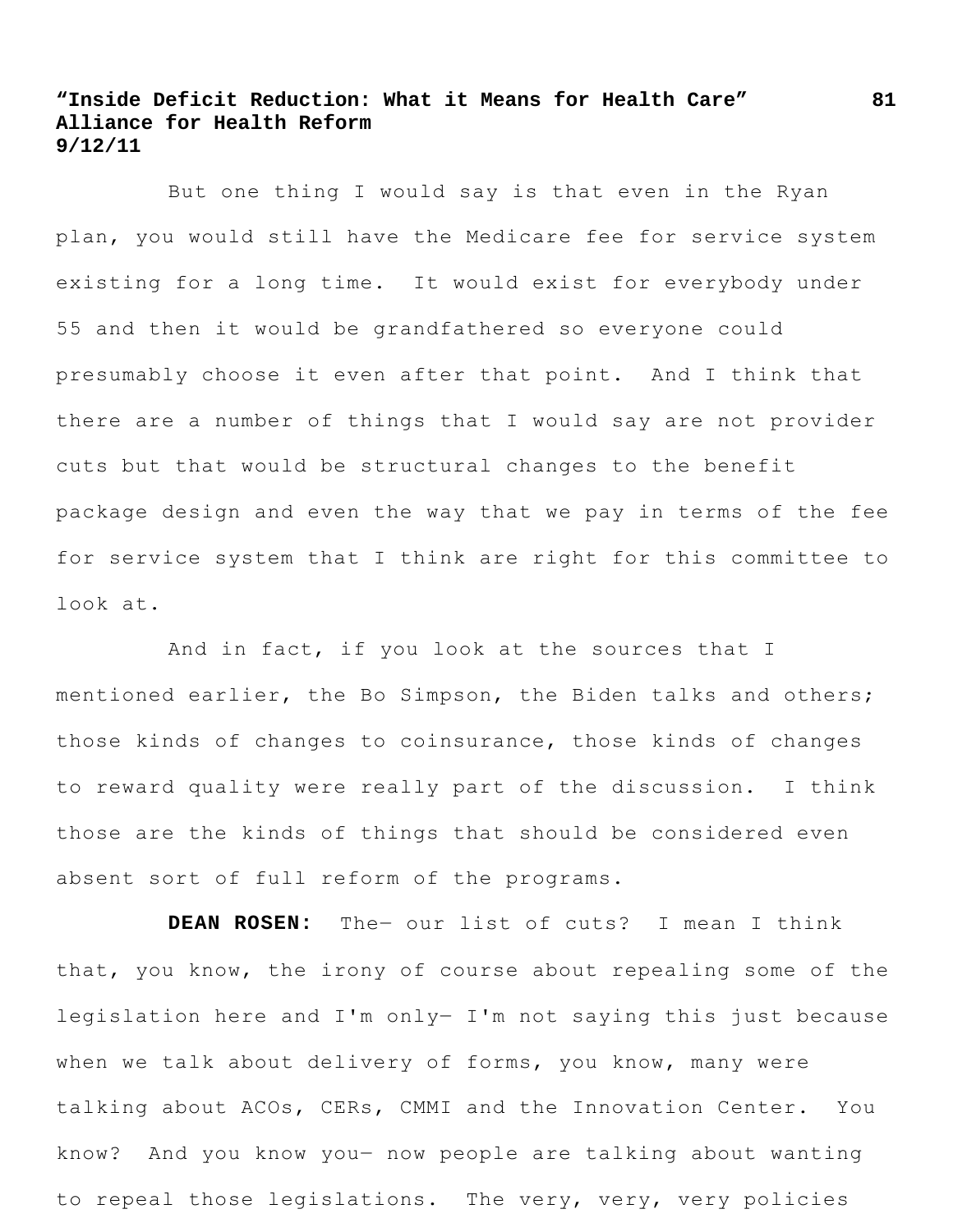But one thing I would say is that even in the Ryan plan, you would still have the Medicare fee for service system existing for a long time. It would exist for everybody under 55 and then it would be grandfathered so everyone could presumably choose it even after that point. And I think that there are a number of things that I would say are not provider cuts but that would be structural changes to the benefit package design and even the way that we pay in terms of the fee for service system that I think are right for this committee to look at.

And in fact, if you look at the sources that I mentioned earlier, the Bo Simpson, the Biden talks and others; those kinds of changes to coinsurance, those kinds of changes to reward quality were really part of the discussion. I think those are the kinds of things that should be considered even absent sort of full reform of the programs.

**DEAN ROSEN:** The— our list of cuts? I mean I think that, you know, the irony of course about repealing some of the legislation here and I'm only— I'm not saying this just because when we talk about delivery of forms, you know, many were talking about ACOs, CERs, CMMI and the Innovation Center. You know? And you know you— now people are talking about wanting to repeal those legislations. The very, very, very policies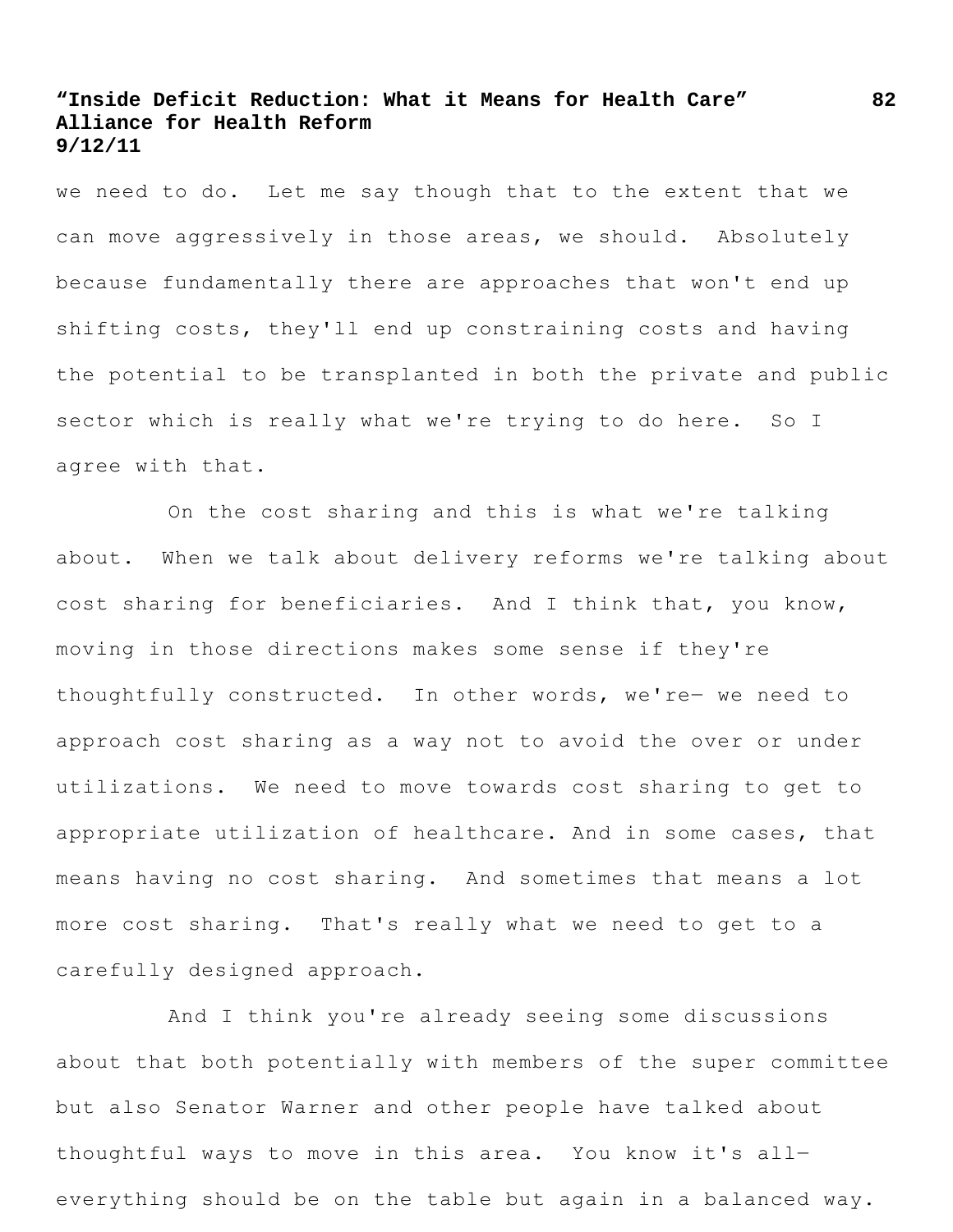we need to do. Let me say though that to the extent that we can move aggressively in those areas, we should. Absolutely because fundamentally there are approaches that won't end up shifting costs, they'll end up constraining costs and having the potential to be transplanted in both the private and public sector which is really what we're trying to do here. So I agree with that.

On the cost sharing and this is what we're talking about. When we talk about delivery reforms we're talking about cost sharing for beneficiaries. And I think that, you know, moving in those directions makes some sense if they're thoughtfully constructed. In other words, we're— we need to approach cost sharing as a way not to avoid the over or under utilizations. We need to move towards cost sharing to get to appropriate utilization of healthcare. And in some cases, that means having no cost sharing. And sometimes that means a lot more cost sharing. That's really what we need to get to a carefully designed approach.

And I think you're already seeing some discussions about that both potentially with members of the super committee but also Senator Warner and other people have talked about thoughtful ways to move in this area. You know it's all— everything should be on the table but again in a balanced way.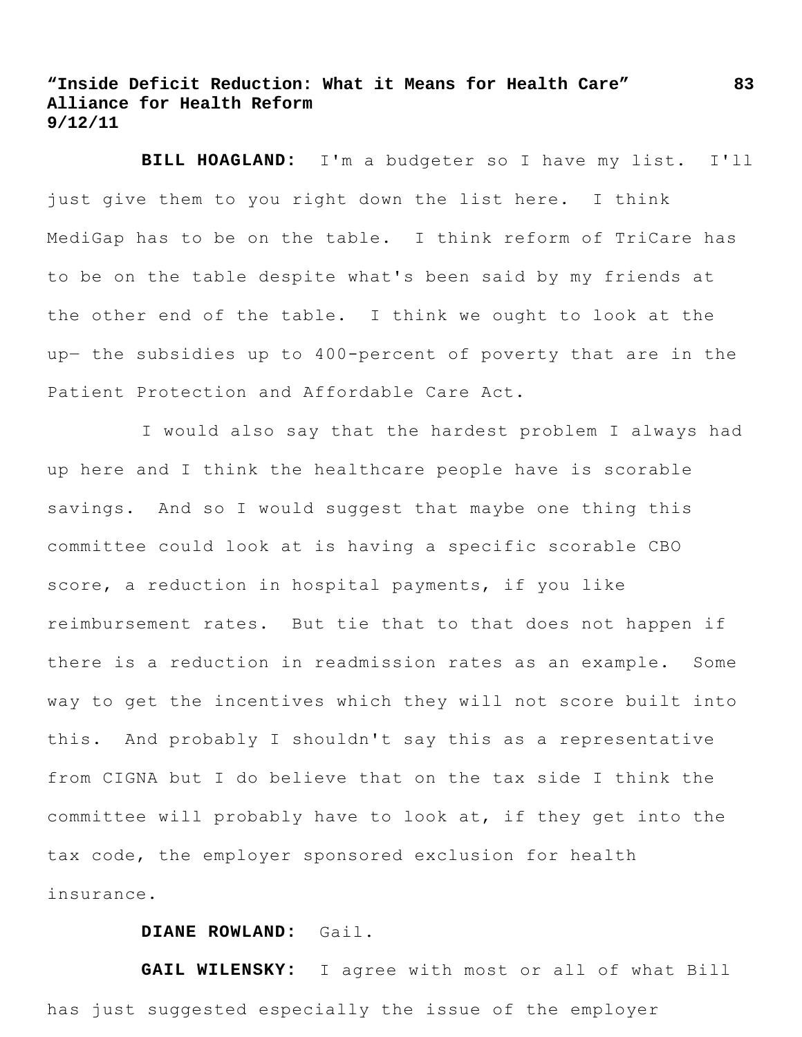**BILL HOAGLAND:** I'm a budgeter so I have my list. I'll just give them to you right down the list here. I think MediGap has to be on the table. I think reform of TriCare has to be on the table despite what's been said by my friends at the other end of the table. I think we ought to look at the up— the subsidies up to 400-percent of poverty that are in the Patient Protection and Affordable Care Act.

I would also say that the hardest problem I always had up here and I think the healthcare people have is scorable savings. And so I would suggest that maybe one thing this committee could look at is having a specific scorable CBO score, a reduction in hospital payments, if you like reimbursement rates. But tie that to that does not happen if there is a reduction in readmission rates as an example. Some way to get the incentives which they will not score built into this. And probably I shouldn't say this as a representative from CIGNA but I do believe that on the tax side I think the committee will probably have to look at, if they get into the tax code, the employer sponsored exclusion for health insurance.

**DIANE ROWLAND:** Gail.

**GAIL WILENSKY:** I agree with most or all of what Bill has just suggested especially the issue of the employer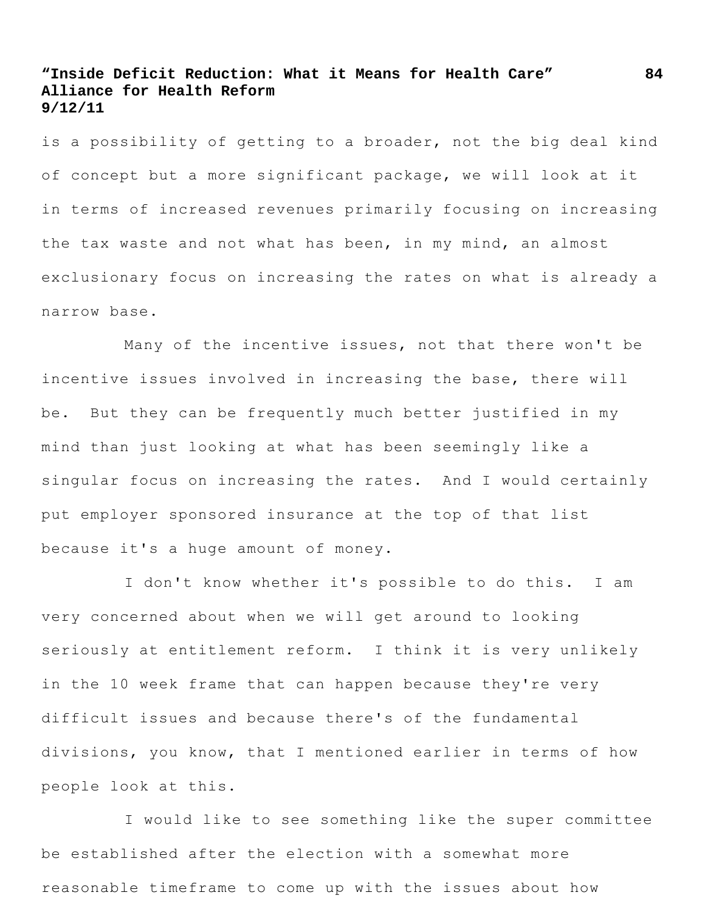is a possibility of getting to a broader, not the big deal kind of concept but a more significant package, we will look at it in terms of increased revenues primarily focusing on increasing the tax waste and not what has been, in my mind, an almost exclusionary focus on increasing the rates on what is already a narrow base.

Many of the incentive issues, not that there won't be incentive issues involved in increasing the base, there will be. But they can be frequently much better justified in my mind than just looking at what has been seemingly like a singular focus on increasing the rates. And I would certainly put employer sponsored insurance at the top of that list because it's a huge amount of money.

I don't know whether it's possible to do this. I am very concerned about when we will get around to looking seriously at entitlement reform. I think it is very unlikely in the 10 week frame that can happen because they're very difficult issues and because there's of the fundamental divisions, you know, that I mentioned earlier in terms of how people look at this.

I would like to see something like the super committee be established after the election with a somewhat more reasonable timeframe to come up with the issues about how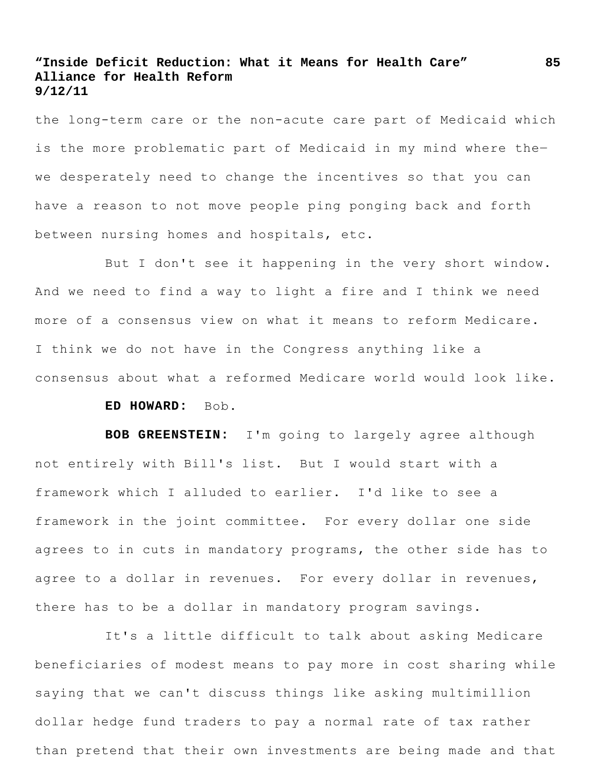the long-term care or the non-acute care part of Medicaid which is the more problematic part of Medicaid in my mind where the—we desperately need to change the incentives so that you can have a reason to not move people ping ponging back and forth between nursing homes and hospitals, etc.

But I don't see it happening in the very short window. And we need to find a way to light a fire and I think we need more of a consensus view on what it means to reform Medicare. I think we do not have in the Congress anything like a consensus about what a reformed Medicare world would look like.

**ED HOWARD:** Bob.

**BOB GREENSTEIN:** I'm going to largely agree although not entirely with Bill's list. But I would start with a framework which I alluded to earlier. I'd like to see a framework in the joint committee. For every dollar one side agrees to in cuts in mandatory programs, the other side has to agree to a dollar in revenues. For every dollar in revenues, there has to be a dollar in mandatory program savings.

It's a little difficult to talk about asking Medicare beneficiaries of modest means to pay more in cost sharing while saying that we can't discuss things like asking multimillion dollar hedge fund traders to pay a normal rate of tax rather than pretend that their own investments are being made and that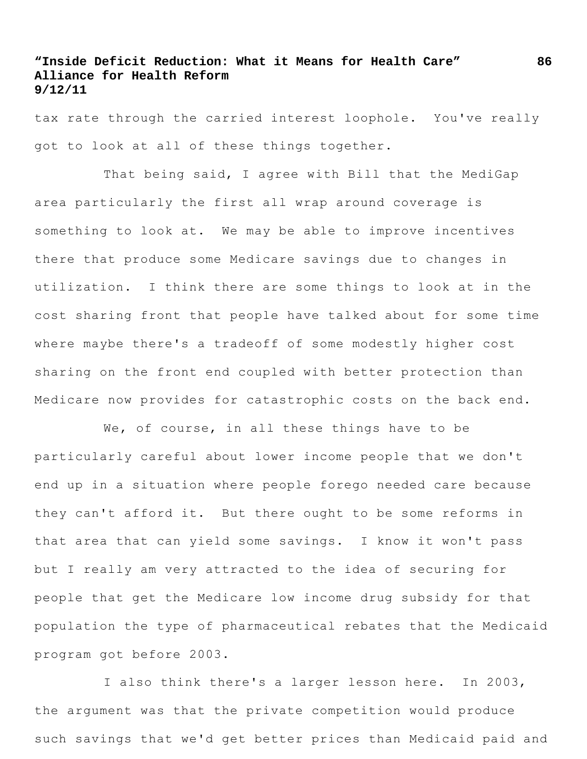tax rate through the carried interest loophole. You've really got to look at all of these things together.

That being said, I agree with Bill that the MediGap area particularly the first all wrap around coverage is something to look at. We may be able to improve incentives there that produce some Medicare savings due to changes in utilization. I think there are some things to look at in the cost sharing front that people have talked about for some time where maybe there's a tradeoff of some modestly higher cost sharing on the front end coupled with better protection than Medicare now provides for catastrophic costs on the back end.

We, of course, in all these things have to be particularly careful about lower income people that we don't end up in a situation where people forego needed care because they can't afford it. But there ought to be some reforms in that area that can yield some savings. I know it won't pass but I really am very attracted to the idea of securing for people that get the Medicare low income drug subsidy for that population the type of pharmaceutical rebates that the Medicaid program got before 2003.

I also think there's a larger lesson here. In 2003, the argument was that the private competition would produce such savings that we'd get better prices than Medicaid paid and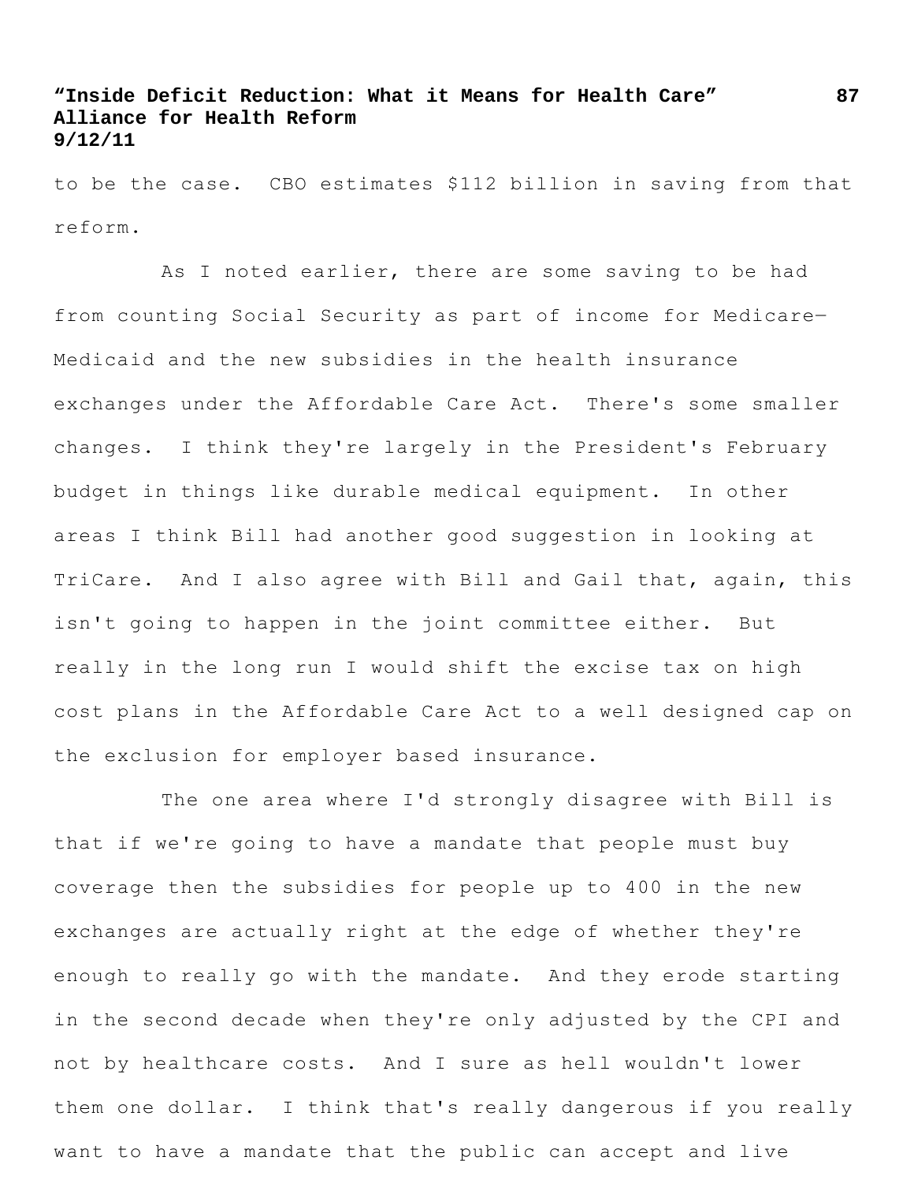to be the case. CBO estimates $112 billion in saving from that reform.

As I noted earlier, there are some saving to be had from counting Social Security as part of income for Medicare—Medicaid and the new subsidies in the health insurance exchanges under the Affordable Care Act. There's some smaller changes. I think they're largely in the President's February budget in things like durable medical equipment. In other areas I think Bill had another good suggestion in looking at TriCare. And I also agree with Bill and Gail that, again, this isn't going to happen in the joint committee either. But really in the long run I would shift the excise tax on high cost plans in the Affordable Care Act to a well designed cap on the exclusion for employer based insurance.

The one area where I'd strongly disagree with Bill is that if we're going to have a mandate that people must buy coverage then the subsidies for people up to 400 in the new exchanges are actually right at the edge of whether they're enough to really go with the mandate. And they erode starting in the second decade when they're only adjusted by the CPI and not by healthcare costs. And I sure as hell wouldn't lower them one dollar. I think that's really dangerous if you really want to have a mandate that the public can accept and live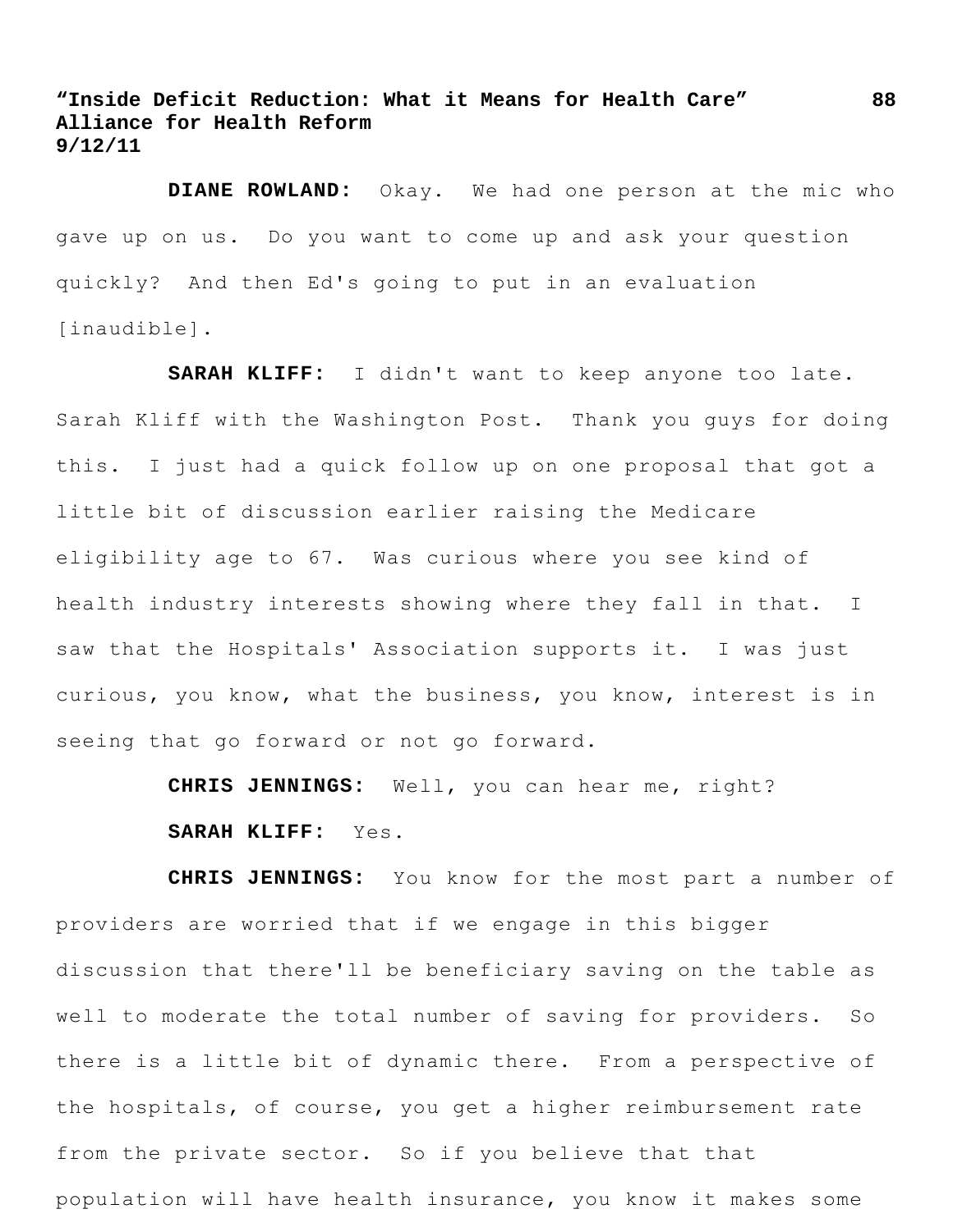**DIANE ROWLAND:** Okay. We had one person at the mic who gave up on us. Do you want to come up and ask your question quickly? And then Ed's going to put in an evaluation [inaudible].

**SARAH KLIFF:** I didn't want to keep anyone too late. Sarah Kliff with the Washington Post. Thank you guys for doing this. I just had a quick follow up on one proposal that got a little bit of discussion earlier raising the Medicare eligibility age to 67. Was curious where you see kind of health industry interests showing where they fall in that. I saw that the Hospitals' Association supports it. I was just curious, you know, what the business, you know, interest is in seeing that go forward or not go forward.

**CHRIS JENNINGS:** Well, you can hear me, right?

**SARAH KLIFF:** Yes.

**CHRIS JENNINGS:** You know for the most part a number of providers are worried that if we engage in this bigger discussion that there'll be beneficiary saving on the table as well to moderate the total number of saving for providers. So there is a little bit of dynamic there. From a perspective of the hospitals, of course, you get a higher reimbursement rate from the private sector. So if you believe that that population will have health insurance, you know it makes some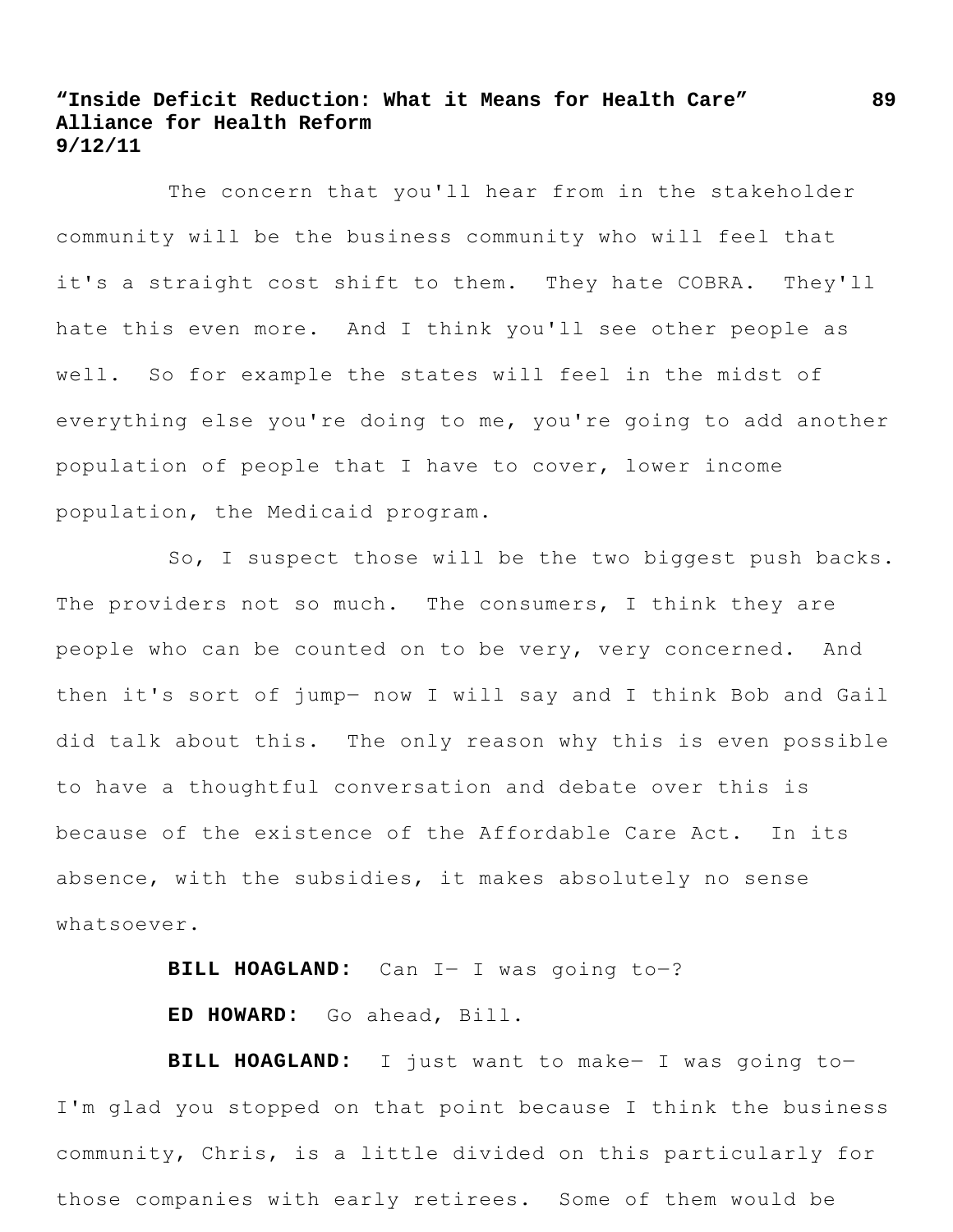The concern that you'll hear from in the stakeholder community will be the business community who will feel that it's a straight cost shift to them. They hate COBRA. They'll hate this even more. And I think you'll see other people as well. So for example the states will feel in the midst of everything else you're doing to me, you're going to add another population of people that I have to cover, lower income population, the Medicaid program.

So, I suspect those will be the two biggest push backs. The providers not so much. The consumers, I think they are people who can be counted on to be very, very concerned. And then it's sort of jump— now I will say and I think Bob and Gail did talk about this. The only reason why this is even possible to have a thoughtful conversation and debate over this is because of the existence of the Affordable Care Act. In its absence, with the subsidies, it makes absolutely no sense whatsoever.

**BILL HOAGLAND:** Can I— I was going to—?

**ED HOWARD:** Go ahead, Bill.

**BILL HOAGLAND:** I just want to make— I was going to— I'm glad you stopped on that point because I think the business community, Chris, is a little divided on this particularly for those companies with early retirees. Some of them would be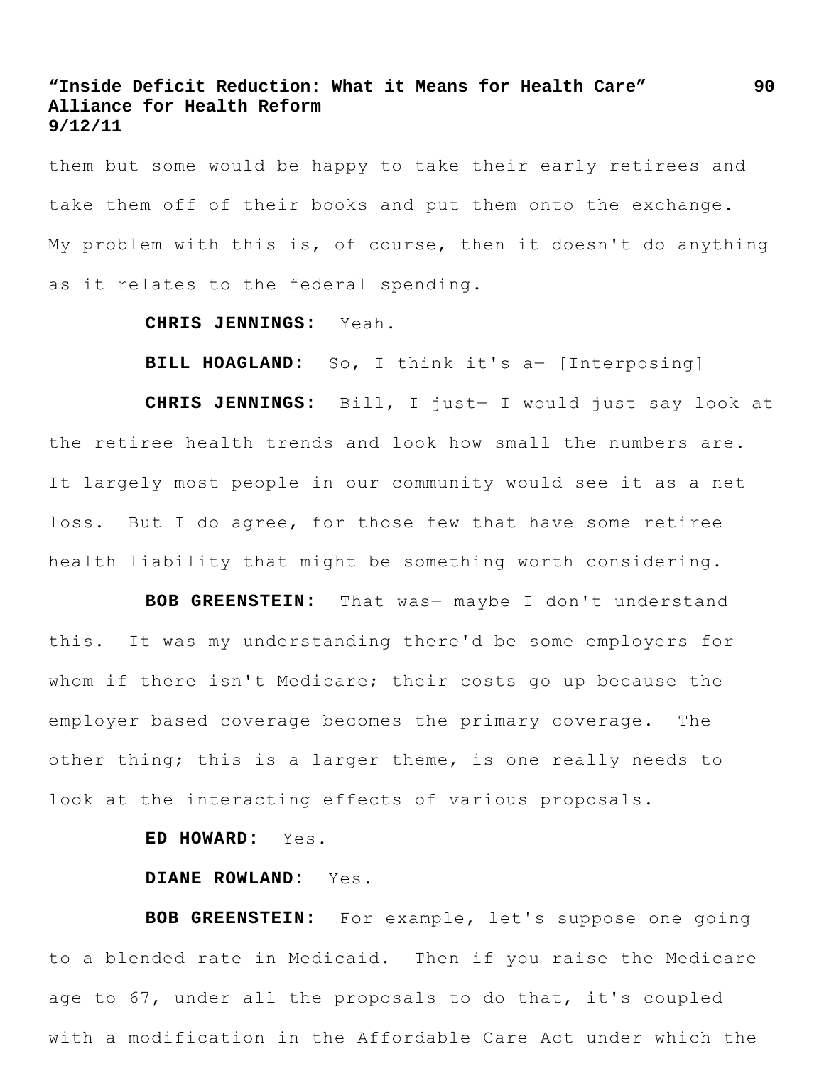them but some would be happy to take their early retirees and take them off of their books and put them onto the exchange. My problem with this is, of course, then it doesn't do anything as it relates to the federal spending.

**CHRIS JENNINGS:** Yeah.

**BILL HOAGLAND:** So, I think it's a— [Interposing]

**CHRIS JENNINGS:** Bill, I just— I would just say look at the retiree health trends and look how small the numbers are. It largely most people in our community would see it as a net loss. But I do agree, for those few that have some retiree health liability that might be something worth considering.

**BOB GREENSTEIN:** That was— maybe I don't understand this. It was my understanding there'd be some employers for whom if there isn't Medicare; their costs go up because the employer based coverage becomes the primary coverage. The other thing; this is a larger theme, is one really needs to look at the interacting effects of various proposals.

**ED HOWARD:** Yes.

**DIANE ROWLAND:** Yes.

**BOB GREENSTEIN:** For example, let's suppose one going to a blended rate in Medicaid. Then if you raise the Medicare age to 67, under all the proposals to do that, it's coupled with a modification in the Affordable Care Act under which the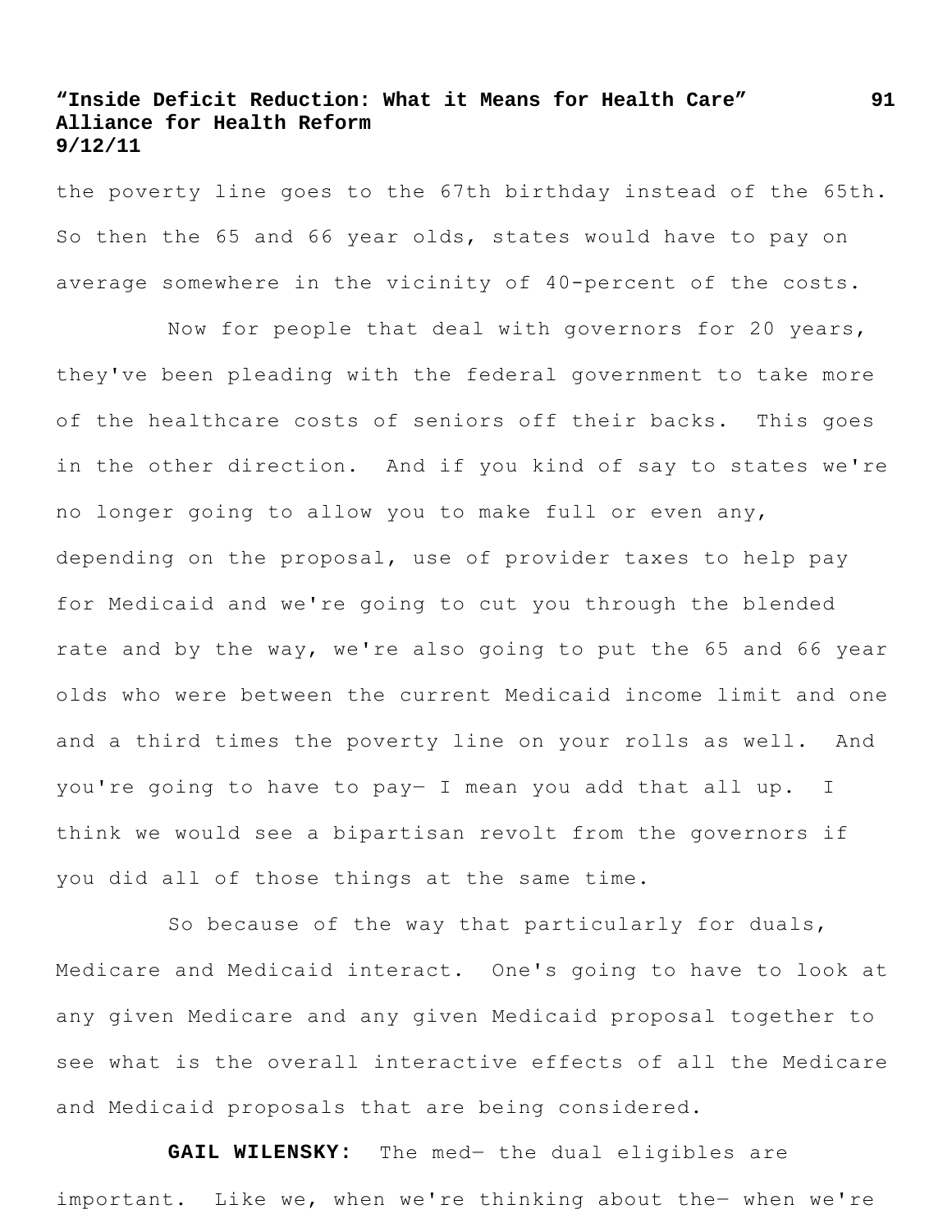the poverty line goes to the 67th birthday instead of the 65th. So then the 65 and 66 year olds, states would have to pay on average somewhere in the vicinity of 40-percent of the costs.

Now for people that deal with governors for 20 years, they've been pleading with the federal government to take more of the healthcare costs of seniors off their backs. This goes in the other direction. And if you kind of say to states we're no longer going to allow you to make full or even any, depending on the proposal, use of provider taxes to help pay for Medicaid and we're going to cut you through the blended rate and by the way, we're also going to put the 65 and 66 year olds who were between the current Medicaid income limit and one and a third times the poverty line on your rolls as well. And you're going to have to pay— I mean you add that all up. I think we would see a bipartisan revolt from the governors if you did all of those things at the same time.

So because of the way that particularly for duals, Medicare and Medicaid interact. One's going to have to look at any given Medicare and any given Medicaid proposal together to see what is the overall interactive effects of all the Medicare and Medicaid proposals that are being considered.

**GAIL WILENSKY:** The med— the dual eligibles are important. Like we, when we're thinking about the— when we're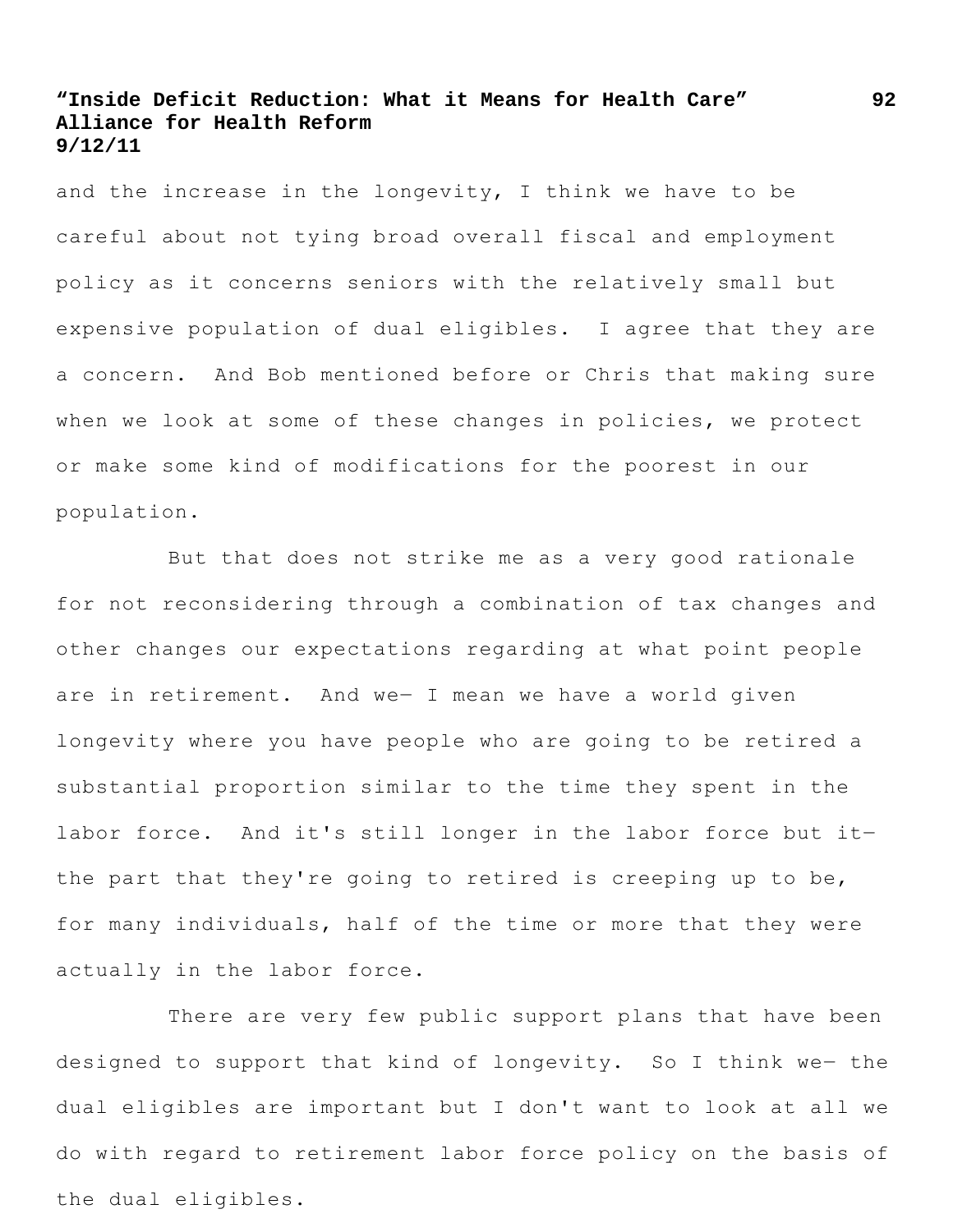and the increase in the longevity, I think we have to be careful about not tying broad overall fiscal and employment policy as it concerns seniors with the relatively small but expensive population of dual eligibles. I agree that they are a concern. And Bob mentioned before or Chris that making sure when we look at some of these changes in policies, we protect or make some kind of modifications for the poorest in our population.

But that does not strike me as a very good rationale for not reconsidering through a combination of tax changes and other changes our expectations regarding at what point people are in retirement. And we— I mean we have a world given longevity where you have people who are going to be retired a substantial proportion similar to the time they spent in the labor force. And it's still longer in the labor force but it— the part that they're going to retired is creeping up to be, for many individuals, half of the time or more that they were actually in the labor force.

There are very few public support plans that have been designed to support that kind of longevity. So I think we— the dual eligibles are important but I don't want to look at all we do with regard to retirement labor force policy on the basis of the dual eligibles.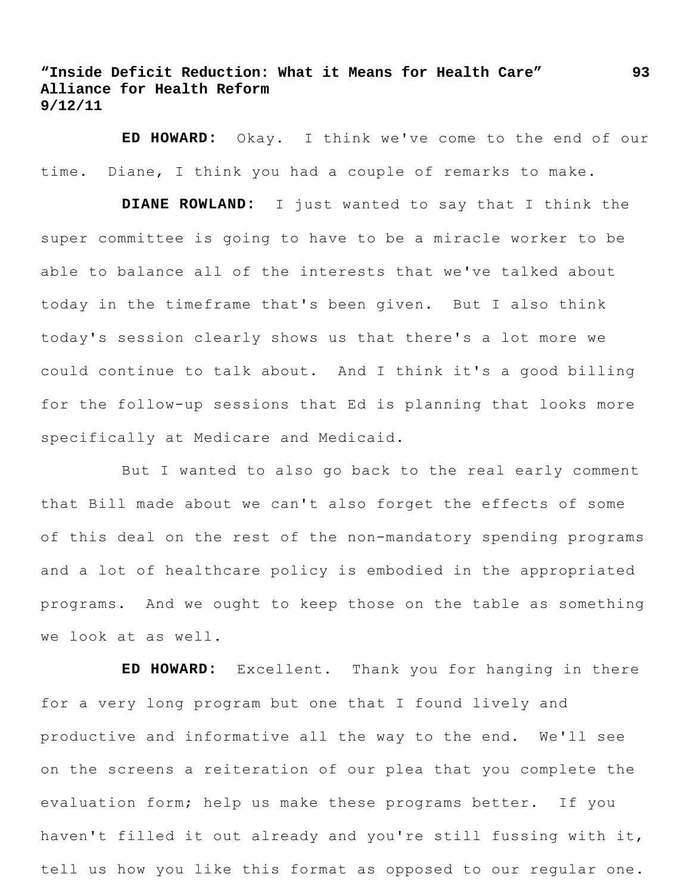**ED HOWARD:** Okay. I think we've come to the end of our time. Diane, I think you had a couple of remarks to make.

**DIANE ROWLAND:** I just wanted to say that I think the super committee is going to have to be a miracle worker to be able to balance all of the interests that we've talked about today in the timeframe that's been given. But I also think today's session clearly shows us that there's a lot more we could continue to talk about. And I think it's a good billing for the follow-up sessions that Ed is planning that looks more specifically at Medicare and Medicaid.

But I wanted to also go back to the real early comment that Bill made about we can't also forget the effects of some of this deal on the rest of the non-mandatory spending programs and a lot of healthcare policy is embodied in the appropriated programs. And we ought to keep those on the table as something we look at as well.

**ED HOWARD:** Excellent. Thank you for hanging in there for a very long program but one that I found lively and productive and informative all the way to the end. We'll see on the screens a reiteration of our plea that you complete the evaluation form; help us make these programs better. If you haven't filled it out already and you're still fussing with it, tell us how you like this format as opposed to our regular one.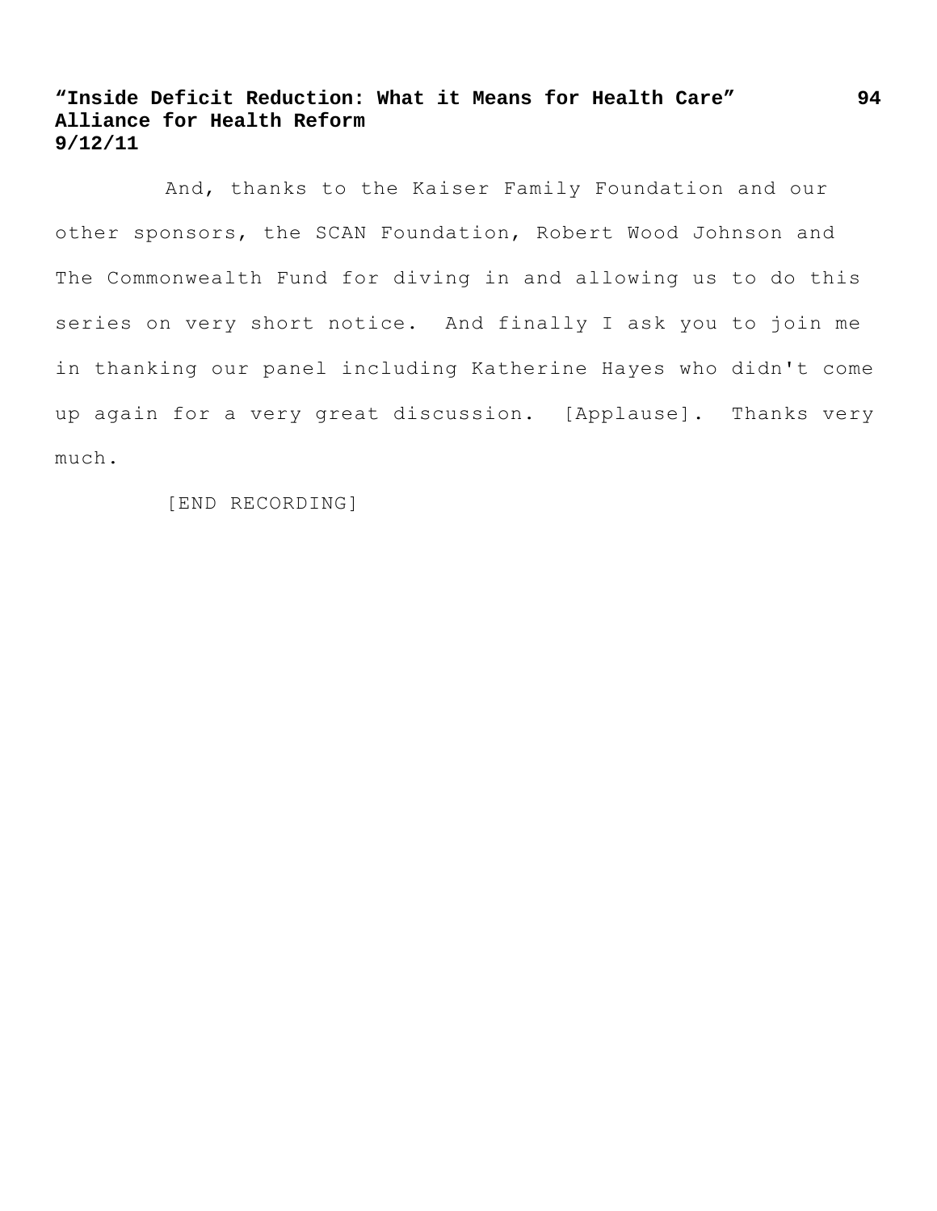And, thanks to the Kaiser Family Foundation and our other sponsors, the SCAN Foundation, Robert Wood Johnson and The Commonwealth Fund for diving in and allowing us to do this series on very short notice. And finally I ask you to join me in thanking our panel including Katherine Hayes who didn't come up again for a very great discussion. [Applause]. Thanks very much.

[END RECORDING]